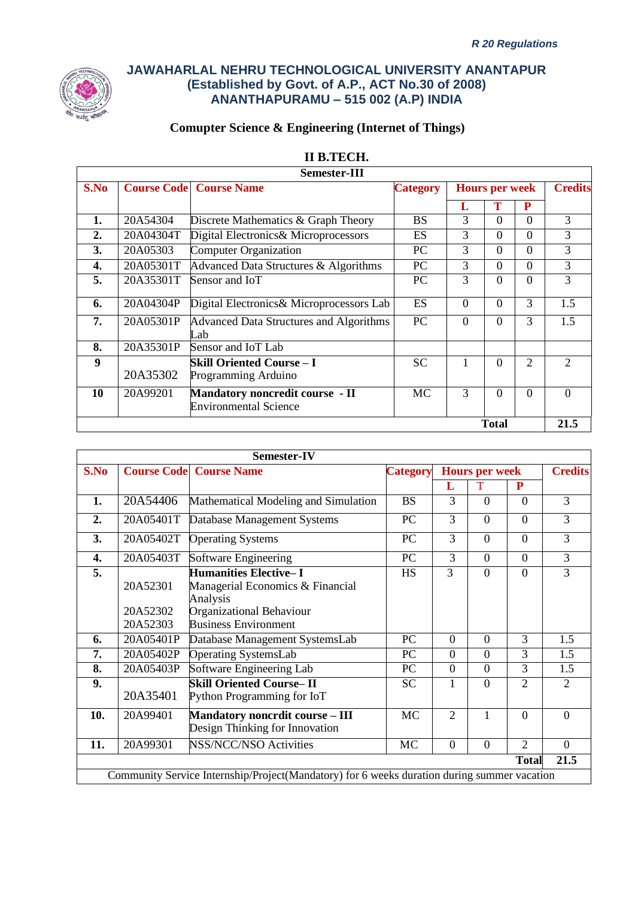*R 20 Regulations*

# JAWAHARLAL NEHRU TECHNOLOGICAL UNIVERSITY ANANTAPUR
## (Established by Govt. of A.P., ACT No.30 of 2008)
## ANANTHAPURAMU – 515 002 (A.P) INDIA

### Comupter Science & Engineering (Internet of Things)

### II B.TECH.

**Semester-III**

| S.No | Course Code | Course Name | Category | Hours per week | | | Credits |
|---|---|---|---|---|---|---|---|
| | | | | L | T | P | |
| **1.** | 20A54304 | Discrete Mathematics & Graph Theory | BS | 3 | 0 | 0 | 3 |
| **2.** | 20A04304T | Digital Electronics& Microprocessors | ES | 3 | 0 | 0 | 3 |
| **3.** | 20A05303 | Computer Organization | PC | 3 | 0 | 0 | 3 |
| **4.** | 20A05301T | Advanced Data Structures & Algorithms | PC | 3 | 0 | 0 | 3 |
| **5.** | 20A35301T | Sensor and IoT | PC | 3 | 0 | 0 | 3 |
| **6.** | 20A04304P | Digital Electronics& Microprocessors Lab | ES | 0 | 0 | 3 | 1.5 |
| **7.** | 20A05301P | Advanced Data Structures and Algorithms Lab | PC | 0 | 0 | 3 | 1.5 |
| **8.** | 20A35301P | Sensor and IoT Lab | | | | | |
| **9** | 20A35302 | **Skill Oriented Course – I** Programming Arduino | SC | 1 | 0 | 2 | 2 |
| **10** | 20A99201 | **Mandatory noncredit course - II** Environmental Science | MC | 3 | 0 | 0 | 0 |
| | | | | | **Total** | | **21.5** |

**Semester-IV**

| S.No | Course Code | Course Name | Category | Hours per week | | | Credits |
|---|---|---|---|---|---|---|---|
| | | | | L | T | P | |
| **1.** | 20A54406 | Mathematical Modeling and Simulation | BS | 3 | 0 | 0 | 3 |
| **2.** | 20A05401T | Database Management Systems | PC | 3 | 0 | 0 | 3 |
| **3.** | 20A05402T | Operating Systems | PC | 3 | 0 | 0 | 3 |
| **4.** | 20A05403T | Software Engineering | PC | 3 | 0 | 0 | 3 |
| **5.** | 20A52301<br>20A52302<br>20A52303 | **Humanities Elective– I**<br>Managerial Economics & Financial Analysis<br>Organizational Behaviour<br>Business Environment | HS | 3 | 0 | 0 | 3 |
| **6.** | 20A05401P | Database Management SystemsLab | PC | 0 | 0 | 3 | 1.5 |
| **7.** | 20A05402P | Operating SystemsLab | PC | 0 | 0 | 3 | 1.5 |
| **8.** | 20A05403P | Software Engineering Lab | PC | 0 | 0 | 3 | 1.5 |
| **9.** | 20A35401 | **Skill Oriented Course– II** Python Programming for IoT | SC | 1 | 0 | 2 | 2 |
| **10.** | 20A99401 | **Mandatory noncrdit course – III** Design Thinking for Innovation | MC | 2 | 1 | 0 | 0 |
| **11.** | 20A99301 | NSS/NCC/NSO Activities | MC | 0 | 0 | 2 | 0 |
| | | | | | | **Total** | **21.5** |
| Community Service Internship/Project(Mandatory) for 6 weeks duration during summer vacation | | | | | | | |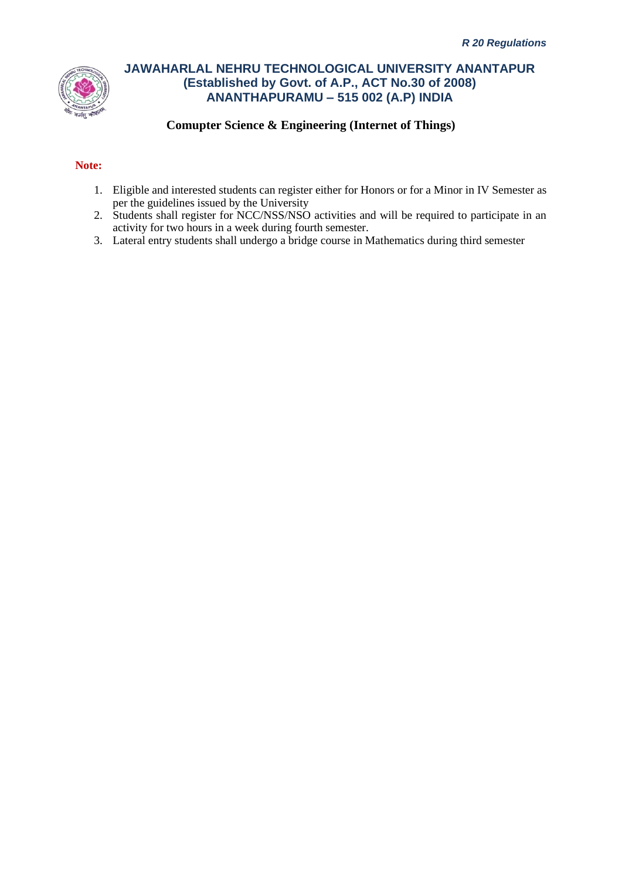**Comupter Science & Engineering (Internet of Things)**

**Note:**

1. Eligible and interested students can register either for Honors or for a Minor in IV Semester as per the guidelines issued by the University
2. Students shall register for NCC/NSS/NSO activities and will be required to participate in an activity for two hours in a week during fourth semester.
3. Lateral entry students shall undergo a bridge course in Mathematics during third semester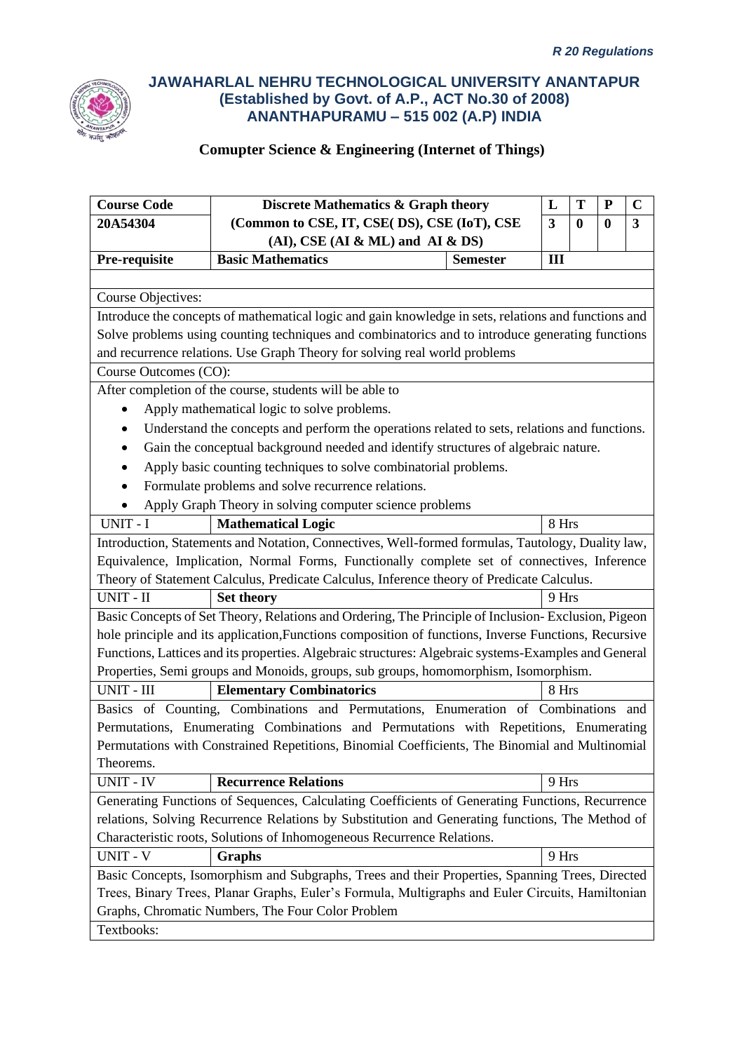*R 20 Regulations*

## JAWAHARLAL NEHRU TECHNOLOGICAL UNIVERSITY ANANTAPUR
## (Established by Govt. of A.P., ACT No.30 of 2008)
## ANANTHAPURAMU – 515 002 (A.P) INDIA

### Comuter Science & Engineering (Internet of Things)

| Course Code | Discrete Mathematics & Graph theory | | L | T | P | C |
|---|---|---|---|---|---|---|
| 20A54304 | (Common to CSE, IT, CSE( DS), CSE (IoT), CSE (AI), CSE (AI & ML) and AI & DS) | | 3 | 0 | 0 | 3 |
| Pre-requisite | Basic Mathematics | Semester | III | | | |

**Course Objectives:**

Introduce the concepts of mathematical logic and gain knowledge in sets, relations and functions and Solve problems using counting techniques and combinatorics and to introduce generating functions and recurrence relations. Use Graph Theory for solving real world problems

**Course Outcomes (CO):**

After completion of the course, students will be able to

- Apply mathematical logic to solve problems.
- Understand the concepts and perform the operations related to sets, relations and functions.
- Gain the conceptual background needed and identify structures of algebraic nature.
- Apply basic counting techniques to solve combinatorial problems.
- Formulate problems and solve recurrence relations.
- Apply Graph Theory in solving computer science problems

| UNIT - I | **Mathematical Logic** | 8 Hrs |
|---|---|---|

Introduction, Statements and Notation, Connectives, Well-formed formulas, Tautology, Duality law, Equivalence, Implication, Normal Forms, Functionally complete set of connectives, Inference Theory of Statement Calculus, Predicate Calculus, Inference theory of Predicate Calculus.

| UNIT - II | **Set theory** | 9 Hrs |
|---|---|---|

Basic Concepts of Set Theory, Relations and Ordering, The Principle of Inclusion- Exclusion, Pigeon hole principle and its application,Functions composition of functions, Inverse Functions, Recursive Functions, Lattices and its properties. Algebraic structures: Algebraic systems-Examples and General Properties, Semi groups and Monoids, groups, sub groups, homomorphism, Isomorphism.

| UNIT - III | **Elementary Combinatorics** | 8 Hrs |
|---|---|---|

Basics of Counting, Combinations and Permutations, Enumeration of Combinations and Permutations, Enumerating Combinations and Permutations with Repetitions, Enumerating Permutations with Constrained Repetitions, Binomial Coefficients, The Binomial and Multinomial Theorems.

| UNIT - IV | **Recurrence Relations** | 9 Hrs |
|---|---|---|

Generating Functions of Sequences, Calculating Coefficients of Generating Functions, Recurrence relations, Solving Recurrence Relations by Substitution and Generating functions, The Method of Characteristic roots, Solutions of Inhomogeneous Recurrence Relations.

| UNIT - V | **Graphs** | 9 Hrs |
|---|---|---|

Basic Concepts, Isomorphism and Subgraphs, Trees and their Properties, Spanning Trees, Directed Trees, Binary Trees, Planar Graphs, Euler's Formula, Multigraphs and Euler Circuits, Hamiltonian Graphs, Chromatic Numbers, The Four Color Problem

Textbooks: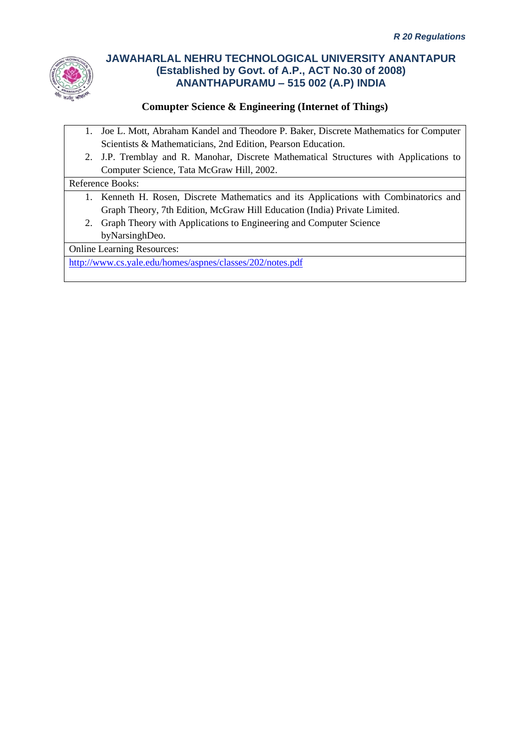**Comupter Science & Engineering (Internet of Things)**

1. Joe L. Mott, Abraham Kandel and Theodore P. Baker, Discrete Mathematics for Computer Scientists & Mathematicians, 2nd Edition, Pearson Education.
2. J.P. Tremblay and R. Manohar, Discrete Mathematical Structures with Applications to Computer Science, Tata McGraw Hill, 2002.

Reference Books:

1. Kenneth H. Rosen, Discrete Mathematics and its Applications with Combinatorics and Graph Theory, 7th Edition, McGraw Hill Education (India) Private Limited.
2. Graph Theory with Applications to Engineering and Computer Science byNarsinghDeo.

Online Learning Resources:

http://www.cs.yale.edu/homes/aspnes/classes/202/notes.pdf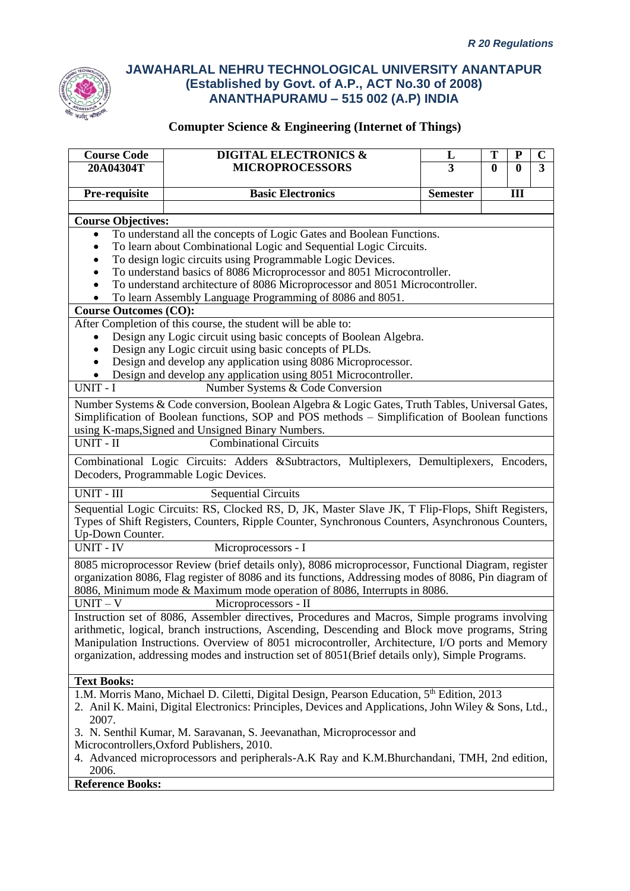*R 20 Regulations*

# JAWAHARLAL NEHRU TECHNOLOGICAL UNIVERSITY ANANTAPUR
## (Established by Govt. of A.P., ACT No.30 of 2008)
## ANANTHAPURAMU – 515 002 (A.P) INDIA

### Comuter Science & Engineering (Internet of Things)

| Course Code | DIGITAL ELECTRONICS & MICROPROCESSORS | L | T | P | C |
|---|---|---|---|---|---|
| 20A04304T | | 3 | 0 | 0 | 3 |
| Pre-requisite | Basic Electronics | Semester | III | | |

**Course Objectives:**

- To understand all the concepts of Logic Gates and Boolean Functions.
- To learn about Combinational Logic and Sequential Logic Circuits.
- To design logic circuits using Programmable Logic Devices.
- To understand basics of 8086 Microprocessor and 8051 Microcontroller.
- To understand architecture of 8086 Microprocessor and 8051 Microcontroller.
- To learn Assembly Language Programming of 8086 and 8051.

**Course Outcomes (CO):**

After Completion of this course, the student will be able to:

- Design any Logic circuit using basic concepts of Boolean Algebra.
- Design any Logic circuit using basic concepts of PLDs.
- Design and develop any application using 8086 Microprocessor.
- Design and develop any application using 8051 Microcontroller.

**UNIT - I** Number Systems & Code Conversion

Number Systems & Code conversion, Boolean Algebra & Logic Gates, Truth Tables, Universal Gates, Simplification of Boolean functions, SOP and POS methods – Simplification of Boolean functions using K-maps,Signed and Unsigned Binary Numbers.

**UNIT - II** Combinational Circuits

Combinational Logic Circuits: Adders &Subtractors, Multiplexers, Demultiplexers, Encoders, Decoders, Programmable Logic Devices.

**UNIT - III** Sequential Circuits

Sequential Logic Circuits: RS, Clocked RS, D, JK, Master Slave JK, T Flip-Flops, Shift Registers, Types of Shift Registers, Counters, Ripple Counter, Synchronous Counters, Asynchronous Counters, Up-Down Counter.

**UNIT - IV** Microprocessors - I

8085 microprocessor Review (brief details only), 8086 microprocessor, Functional Diagram, register organization 8086, Flag register of 8086 and its functions, Addressing modes of 8086, Pin diagram of 8086, Minimum mode & Maximum mode operation of 8086, Interrupts in 8086.

**UNIT – V** Microprocessors - II

Instruction set of 8086, Assembler directives, Procedures and Macros, Simple programs involving arithmetic, logical, branch instructions, Ascending, Descending and Block move programs, String Manipulation Instructions. Overview of 8051 microcontroller, Architecture, I/O ports and Memory organization, addressing modes and instruction set of 8051(Brief details only), Simple Programs.

**Text Books:**

1. M. Morris Mano, Michael D. Ciletti, Digital Design, Pearson Education, 5th Edition, 2013
2. Anil K. Maini, Digital Electronics: Principles, Devices and Applications, John Wiley & Sons, Ltd., 2007.
3. N. Senthil Kumar, M. Saravanan, S. Jeevanathan, Microprocessor and Microcontrollers,Oxford Publishers, 2010.
4. Advanced microprocessors and peripherals-A.K Ray and K.M.Bhurchandani, TMH, 2nd edition, 2006.

**Reference Books:**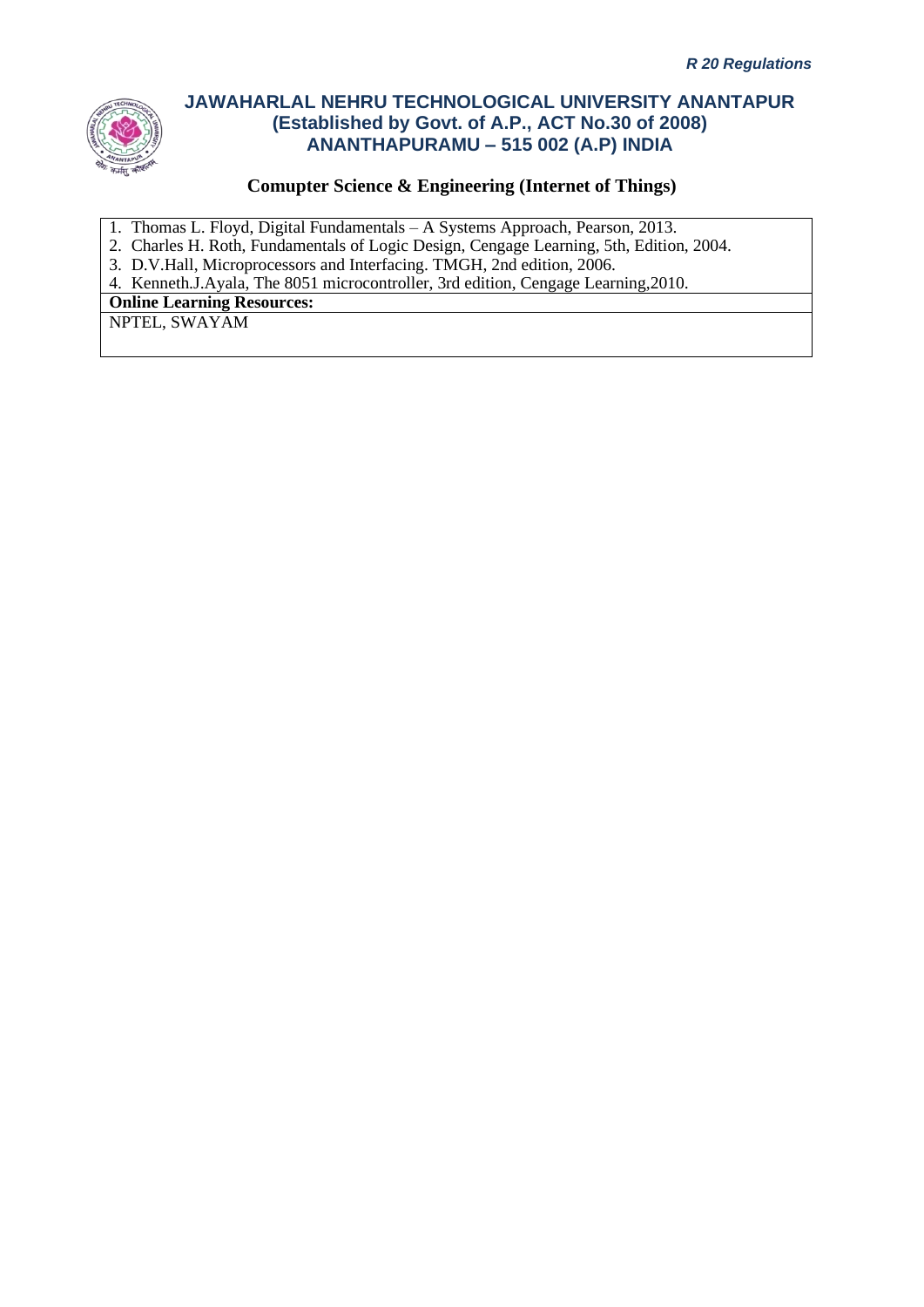**Comupter Science & Engineering (Internet of Things)**

1. Thomas L. Floyd, Digital Fundamentals – A Systems Approach, Pearson, 2013.
2. Charles H. Roth, Fundamentals of Logic Design, Cengage Learning, 5th, Edition, 2004.
3. D.V.Hall, Microprocessors and Interfacing. TMGH, 2nd edition, 2006.
4. Kenneth.J.Ayala, The 8051 microcontroller, 3rd edition, Cengage Learning,2010.

**Online Learning Resources:**

NPTEL, SWAYAM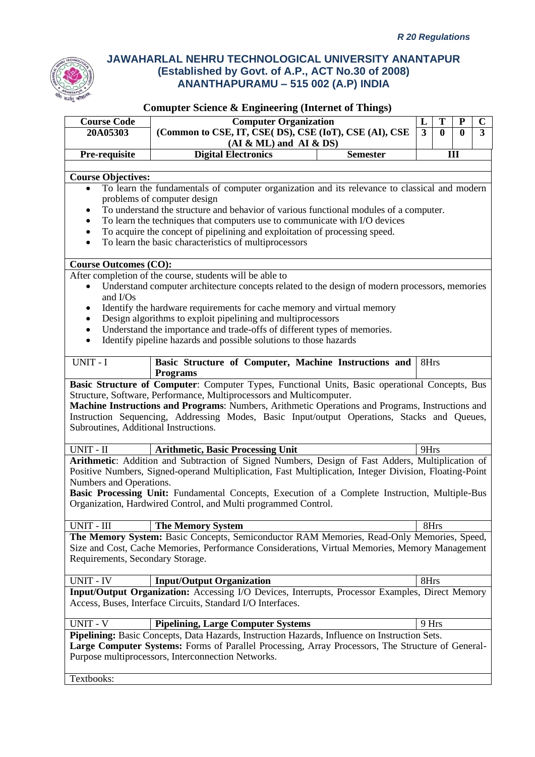*R 20 Regulations*

# JAWAHARLAL NEHRU TECHNOLOGICAL UNIVERSITY ANANTAPUR
## (Established by Govt. of A.P., ACT No.30 of 2008)
## ANANTHAPURAMU – 515 002 (A.P) INDIA

### Comupter Science & Engineering (Internet of Things)

| Course Code | Computer Organization | | L | T | P | C |
|---|---|---|---|---|---|---|
| 20A05303 | (Common to CSE, IT, CSE( DS), CSE (IoT), CSE (AI), CSE (AI & ML) and AI & DS) | | 3 | 0 | 0 | 3 |
| Pre-requisite | Digital Electronics | Semester | III | | | |

**Course Objectives:**

- To learn the fundamentals of computer organization and its relevance to classical and modern problems of computer design
- To understand the structure and behavior of various functional modules of a computer.
- To learn the techniques that computers use to communicate with I/O devices
- To acquire the concept of pipelining and exploitation of processing speed.
- To learn the basic characteristics of multiprocessors

**Course Outcomes (CO):**

After completion of the course, students will be able to

- Understand computer architecture concepts related to the design of modern processors, memories and I/Os
- Identify the hardware requirements for cache memory and virtual memory
- Design algorithms to exploit pipelining and multiprocessors
- Understand the importance and trade-offs of different types of memories.
- Identify pipeline hazards and possible solutions to those hazards

| UNIT - I | Basic Structure of Computer, Machine Instructions and Programs | 8Hrs |
|---|---|---|

**Basic Structure of Computer**: Computer Types, Functional Units, Basic operational Concepts, Bus Structure, Software, Performance, Multiprocessors and Multicomputer.

**Machine Instructions and Programs**: Numbers, Arithmetic Operations and Programs, Instructions and Instruction Sequencing, Addressing Modes, Basic Input/output Operations, Stacks and Queues, Subroutines, Additional Instructions.

| UNIT - II | Arithmetic, Basic Processing Unit | 9Hrs |
|---|---|---|

**Arithmetic**: Addition and Subtraction of Signed Numbers, Design of Fast Adders, Multiplication of Positive Numbers, Signed-operand Multiplication, Fast Multiplication, Integer Division, Floating-Point Numbers and Operations.

**Basic Processing Unit:** Fundamental Concepts, Execution of a Complete Instruction, Multiple-Bus Organization, Hardwired Control, and Multi programmed Control.

| UNIT - III | The Memory System | 8Hrs |
|---|---|---|

**The Memory System:** Basic Concepts, Semiconductor RAM Memories, Read-Only Memories, Speed, Size and Cost, Cache Memories, Performance Considerations, Virtual Memories, Memory Management Requirements, Secondary Storage.

| UNIT - IV | Input/Output Organization | 8Hrs |
|---|---|---|

**Input/Output Organization:** Accessing I/O Devices, Interrupts, Processor Examples, Direct Memory Access, Buses, Interface Circuits, Standard I/O Interfaces.

| UNIT - V | Pipelining, Large Computer Systems | 9 Hrs |
|---|---|---|

**Pipelining:** Basic Concepts, Data Hazards, Instruction Hazards, Influence on Instruction Sets.

**Large Computer Systems:** Forms of Parallel Processing, Array Processors, The Structure of General-Purpose multiprocessors, Interconnection Networks.

Textbooks: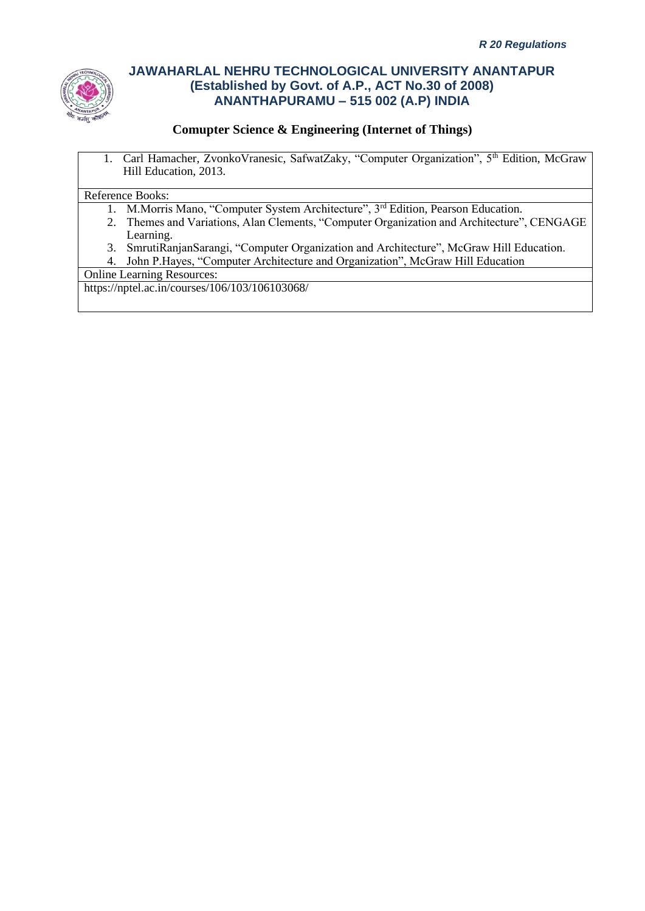1. Carl Hamacher, ZvonkoVranesic, SafwatZaky, "Computer Organization", 5th Edition, McGraw Hill Education, 2013.

Reference Books:

1. M.Morris Mano, "Computer System Architecture", 3rd Edition, Pearson Education.
2. Themes and Variations, Alan Clements, "Computer Organization and Architecture", CENGAGE Learning.
3. SmrutiRanjanSarangi, "Computer Organization and Architecture", McGraw Hill Education.
4. John P.Hayes, "Computer Architecture and Organization", McGraw Hill Education

Online Learning Resources:

https://nptel.ac.in/courses/106/103/106103068/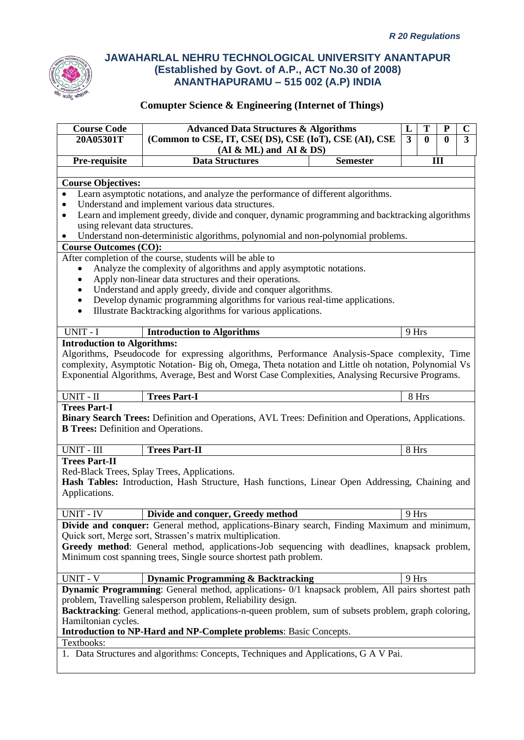*R 20 Regulations*

# JAWAHARLAL NEHRU TECHNOLOGICAL UNIVERSITY ANANTAPUR
## (Established by Govt. of A.P., ACT No.30 of 2008)
## ANANTHAPURAMU – 515 002 (A.P) INDIA

### Comupter Science & Engineering (Internet of Things)

| Course Code | Advanced Data Structures & Algorithms (Common to CSE, IT, CSE( DS), CSE (IoT), CSE (AI), CSE (AI & ML) and AI & DS) | | L | T | P | C |
|---|---|---|---|---|---|---|
| 20A05301T | | | 3 | 0 | 0 | 3 |
| Pre-requisite | Data Structures | Semester | III | | | |

**Course Objectives:**

- Learn asymptotic notations, and analyze the performance of different algorithms.
- Understand and implement various data structures.
- Learn and implement greedy, divide and conquer, dynamic programming and backtracking algorithms using relevant data structures.
- Understand non-deterministic algorithms, polynomial and non-polynomial problems.

**Course Outcomes (CO):**

After completion of the course, students will be able to

- Analyze the complexity of algorithms and apply asymptotic notations.
- Apply non-linear data structures and their operations.
- Understand and apply greedy, divide and conquer algorithms.
- Develop dynamic programming algorithms for various real-time applications.
- Illustrate Backtracking algorithms for various applications.

| UNIT - I | Introduction to Algorithms | 9 Hrs |
|---|---|---|

**Introduction to Algorithms:**
Algorithms, Pseudocode for expressing algorithms, Performance Analysis-Space complexity, Time complexity, Asymptotic Notation- Big oh, Omega, Theta notation and Little oh notation, Polynomial Vs Exponential Algorithms, Average, Best and Worst Case Complexities, Analysing Recursive Programs.

| UNIT - II | Trees Part-I | 8 Hrs |
|---|---|---|

**Trees Part-I**
**Binary Search Trees:** Definition and Operations, AVL Trees: Definition and Operations, Applications.
**B Trees:** Definition and Operations.

| UNIT - III | Trees Part-II | 8 Hrs |
|---|---|---|

**Trees Part-II**
Red-Black Trees, Splay Trees, Applications.
**Hash Tables:** Introduction, Hash Structure, Hash functions, Linear Open Addressing, Chaining and Applications.

| UNIT - IV | Divide and conquer, Greedy method | 9 Hrs |
|---|---|---|

**Divide and conquer:** General method, applications-Binary search, Finding Maximum and minimum, Quick sort, Merge sort, Strassen's matrix multiplication.
**Greedy method**: General method, applications-Job sequencing with deadlines, knapsack problem, Minimum cost spanning trees, Single source shortest path problem.

| UNIT - V | Dynamic Programming & Backtracking | 9 Hrs |
|---|---|---|

**Dynamic Programming**: General method, applications- 0/1 knapsack problem, All pairs shortest path problem, Travelling salesperson problem, Reliability design.
**Backtracking**: General method, applications-n-queen problem, sum of subsets problem, graph coloring, Hamiltonian cycles.
**Introduction to NP-Hard and NP-Complete problems**: Basic Concepts.

Textbooks:

1. Data Structures and algorithms: Concepts, Techniques and Applications, G A V Pai.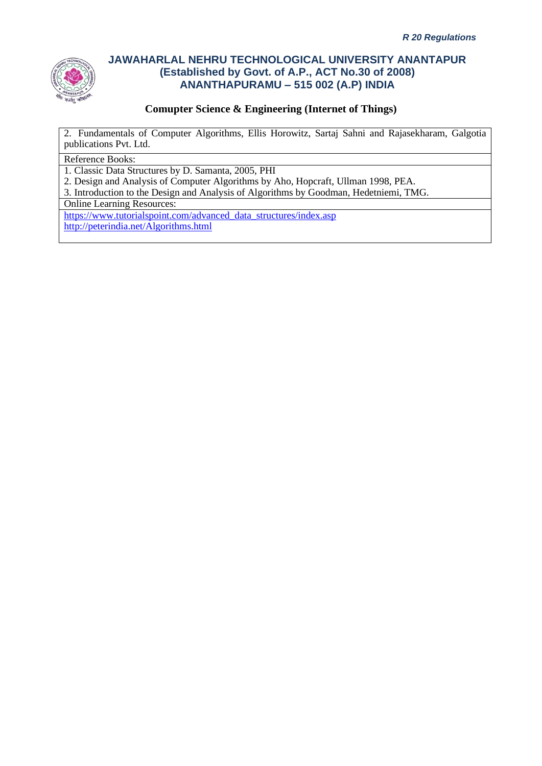2. Fundamentals of Computer Algorithms, Ellis Horowitz, Sartaj Sahni and Rajasekharam, Galgotia publications Pvt. Ltd.

Reference Books:

1. Classic Data Structures by D. Samanta, 2005, PHI
2. Design and Analysis of Computer Algorithms by Aho, Hopcraft, Ullman 1998, PEA.
3. Introduction to the Design and Analysis of Algorithms by Goodman, Hedetniemi, TMG.

Online Learning Resources:

https://www.tutorialspoint.com/advanced_data_structures/index.asp
http://peterindia.net/Algorithms.html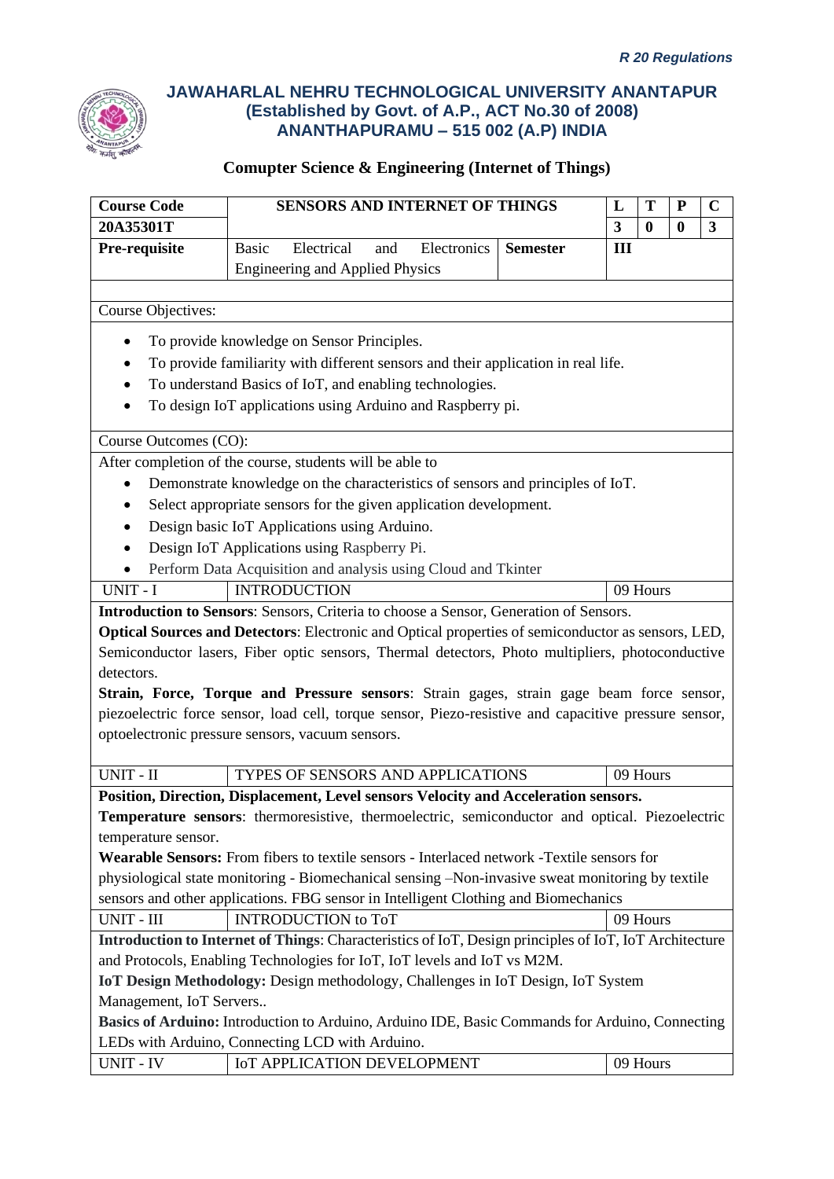*R 20 Regulations*

# JAWAHARLAL NEHRU TECHNOLOGICAL UNIVERSITY ANANTAPUR
## (Established by Govt. of A.P., ACT No.30 of 2008)
## ANANTHAPURAMU – 515 002 (A.P) INDIA

### Comupter Science & Engineering (Internet of Things)

| Course Code | SENSORS AND INTERNET OF THINGS | | L | T | P | C |
|---|---|---|---|---|---|---|
| 20A35301T | | | 3 | 0 | 0 | 3 |
| Pre-requisite | Basic Electrical and Electronics Engineering and Applied Physics | Semester | III | | | |

Course Objectives:

- To provide knowledge on Sensor Principles.
- To provide familiarity with different sensors and their application in real life.
- To understand Basics of IoT, and enabling technologies.
- To design IoT applications using Arduino and Raspberry pi.

Course Outcomes (CO):

After completion of the course, students will be able to

- Demonstrate knowledge on the characteristics of sensors and principles of IoT.
- Select appropriate sensors for the given application development.
- Design basic IoT Applications using Arduino.
- Design IoT Applications using Raspberry Pi.
- Perform Data Acquisition and analysis using Cloud and Tkinter

| UNIT - I | INTRODUCTION | 09 Hours |
|---|---|---|

**Introduction to Sensors**: Sensors, Criteria to choose a Sensor, Generation of Sensors.

**Optical Sources and Detectors**: Electronic and Optical properties of semiconductor as sensors, LED, Semiconductor lasers, Fiber optic sensors, Thermal detectors, Photo multipliers, photoconductive detectors.

**Strain, Force, Torque and Pressure sensors**: Strain gages, strain gage beam force sensor, piezoelectric force sensor, load cell, torque sensor, Piezo-resistive and capacitive pressure sensor, optoelectronic pressure sensors, vacuum sensors.

| UNIT - II | TYPES OF SENSORS AND APPLICATIONS | 09 Hours |
|---|---|---|

**Position, Direction, Displacement, Level sensors Velocity and Acceleration sensors.**

**Temperature sensors**: thermoresistive, thermoelectric, semiconductor and optical. Piezoelectric temperature sensor.

**Wearable Sensors:** From fibers to textile sensors - Interlaced network -Textile sensors for physiological state monitoring - Biomechanical sensing –Non-invasive sweat monitoring by textile sensors and other applications. FBG sensor in Intelligent Clothing and Biomechanics

| UNIT - III | INTRODUCTION to ToT | 09 Hours |
|---|---|---|

**Introduction to Internet of Things**: Characteristics of IoT, Design principles of IoT, IoT Architecture and Protocols, Enabling Technologies for IoT, IoT levels and IoT vs M2M.

**IoT Design Methodology:** Design methodology, Challenges in IoT Design, IoT System Management, IoT Servers..

**Basics of Arduino:** Introduction to Arduino, Arduino IDE, Basic Commands for Arduino, Connecting LEDs with Arduino, Connecting LCD with Arduino.

| UNIT - IV | IoT APPLICATION DEVELOPMENT | 09 Hours |
|---|---|---|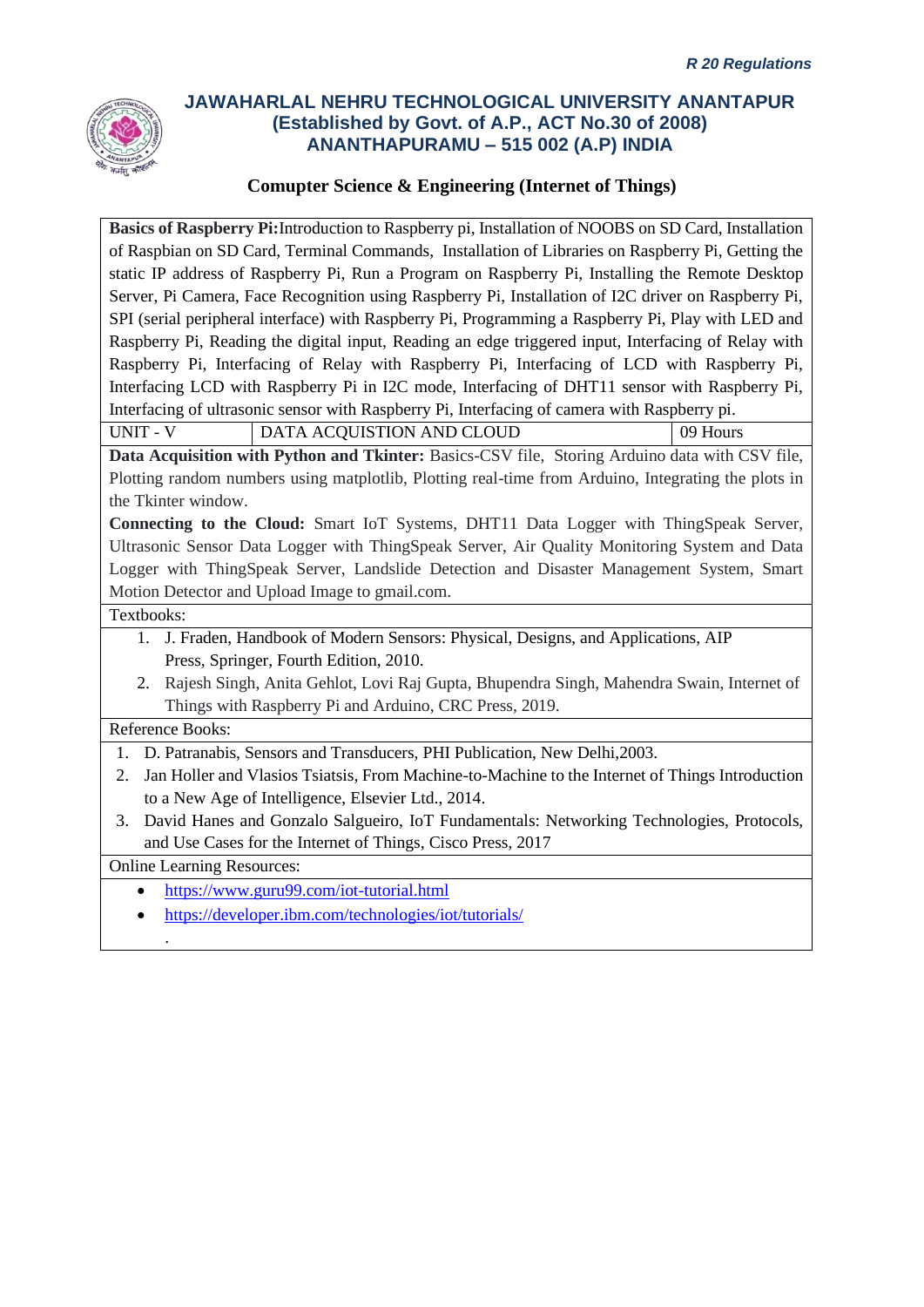# JAWAHARLAL NEHRU TECHNOLOGICAL UNIVERSITY ANANTAPUR
## (Established by Govt. of A.P., ACT No.30 of 2008)
## ANANTHAPURAMU – 515 002 (A.P) INDIA

### Comupter Science & Engineering (Internet of Things)

**Basics of Raspberry Pi:** Introduction to Raspberry pi, Installation of NOOBS on SD Card, Installation of Raspbian on SD Card, Terminal Commands, Installation of Libraries on Raspberry Pi, Getting the static IP address of Raspberry Pi, Run a Program on Raspberry Pi, Installing the Remote Desktop Server, Pi Camera, Face Recognition using Raspberry Pi, Installation of I2C driver on Raspberry Pi, SPI (serial peripheral interface) with Raspberry Pi, Programming a Raspberry Pi, Play with LED and Raspberry Pi, Reading the digital input, Reading an edge triggered input, Interfacing of Relay with Raspberry Pi, Interfacing of Relay with Raspberry Pi, Interfacing of LCD with Raspberry Pi, Interfacing LCD with Raspberry Pi in I2C mode, Interfacing of DHT11 sensor with Raspberry Pi, Interfacing of ultrasonic sensor with Raspberry Pi, Interfacing of camera with Raspberry pi.

| UNIT - V | DATA ACQUISTION AND CLOUD | 09 Hours |
|---|---|---|

**Data Acquisition with Python and Tkinter:** Basics-CSV file, Storing Arduino data with CSV file, Plotting random numbers using matplotlib, Plotting real-time from Arduino, Integrating the plots in the Tkinter window.

**Connecting to the Cloud:** Smart IoT Systems, DHT11 Data Logger with ThingSpeak Server, Ultrasonic Sensor Data Logger with ThingSpeak Server, Air Quality Monitoring System and Data Logger with ThingSpeak Server, Landslide Detection and Disaster Management System, Smart Motion Detector and Upload Image to gmail.com.

Textbooks:

1. J. Fraden, Handbook of Modern Sensors: Physical, Designs, and Applications, AIP Press, Springer, Fourth Edition, 2010.
2. Rajesh Singh, Anita Gehlot, Lovi Raj Gupta, Bhupendra Singh, Mahendra Swain, Internet of Things with Raspberry Pi and Arduino, CRC Press, 2019.

Reference Books:

1. D. Patranabis, Sensors and Transducers, PHI Publication, New Delhi,2003.
2. Jan Holler and Vlasios Tsiatsis, From Machine-to-Machine to the Internet of Things Introduction to a New Age of Intelligence, Elsevier Ltd., 2014.
3. David Hanes and Gonzalo Salgueiro, IoT Fundamentals: Networking Technologies, Protocols, and Use Cases for the Internet of Things, Cisco Press, 2017

Online Learning Resources:

- https://www.guru99.com/iot-tutorial.html
- https://developer.ibm.com/technologies/iot/tutorials/

.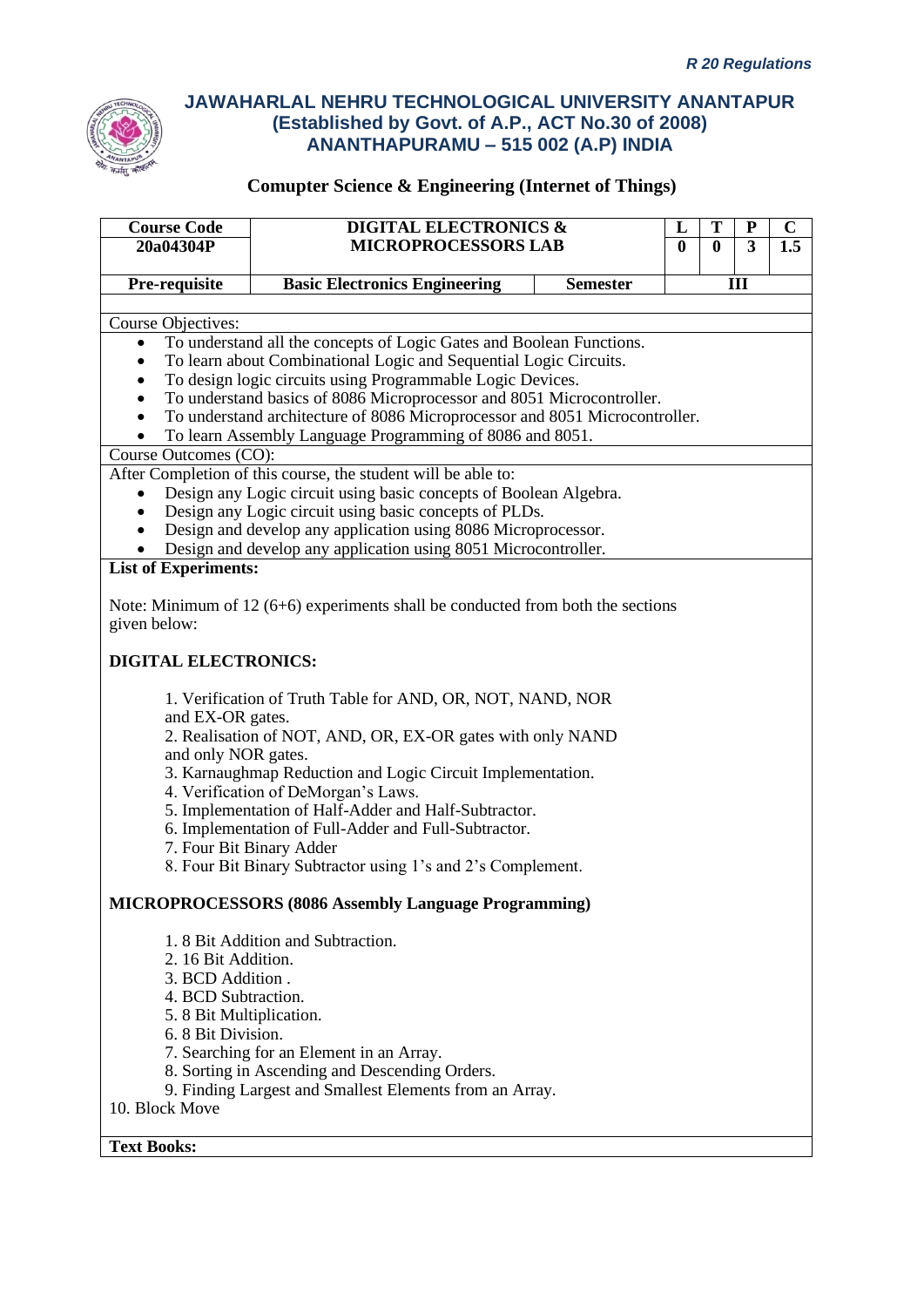*R 20 Regulations*

# JAWAHARLAL NEHRU TECHNOLOGICAL UNIVERSITY ANANTAPUR
## (Established by Govt. of A.P., ACT No.30 of 2008)
## ANANTHAPURAMU – 515 002 (A.P) INDIA

### Comuputer Science & Engineering (Internet of Things)

| Course Code | DIGITAL ELECTRONICS & MICROPROCESSORS LAB | | L | T | P | C |
|---|---|---|---|---|---|---|
| 20a04304P | | | 0 | 0 | 3 | 1.5 |
| **Pre-requisite** | **Basic Electronics Engineering** | **Semester** | **III** | | | |

Course Objectives:

- To understand all the concepts of Logic Gates and Boolean Functions.
- To learn about Combinational Logic and Sequential Logic Circuits.
- To design logic circuits using Programmable Logic Devices.
- To understand basics of 8086 Microprocessor and 8051 Microcontroller.
- To understand architecture of 8086 Microprocessor and 8051 Microcontroller.
- To learn Assembly Language Programming of 8086 and 8051.

Course Outcomes (CO):

After Completion of this course, the student will be able to:

- Design any Logic circuit using basic concepts of Boolean Algebra.
- Design any Logic circuit using basic concepts of PLDs.
- Design and develop any application using 8086 Microprocessor.
- Design and develop any application using 8051 Microcontroller.

**List of Experiments:**

Note: Minimum of 12 (6+6) experiments shall be conducted from both the sections given below:

**DIGITAL ELECTRONICS:**

1. Verification of Truth Table for AND, OR, NOT, NAND, NOR and EX-OR gates.
2. Realisation of NOT, AND, OR, EX-OR gates with only NAND and only NOR gates.
3. Karnaughmap Reduction and Logic Circuit Implementation.
4. Verification of DeMorgan's Laws.
5. Implementation of Half-Adder and Half-Subtractor.
6. Implementation of Full-Adder and Full-Subtractor.
7. Four Bit Binary Adder
8. Four Bit Binary Subtractor using 1's and 2's Complement.

**MICROPROCESSORS (8086 Assembly Language Programming)**

1. 8 Bit Addition and Subtraction.
2. 16 Bit Addition.
3. BCD Addition .
4. BCD Subtraction.
5. 8 Bit Multiplication.
6. 8 Bit Division.
7. Searching for an Element in an Array.
8. Sorting in Ascending and Descending Orders.
9. Finding Largest and Smallest Elements from an Array.
10. Block Move

**Text Books:**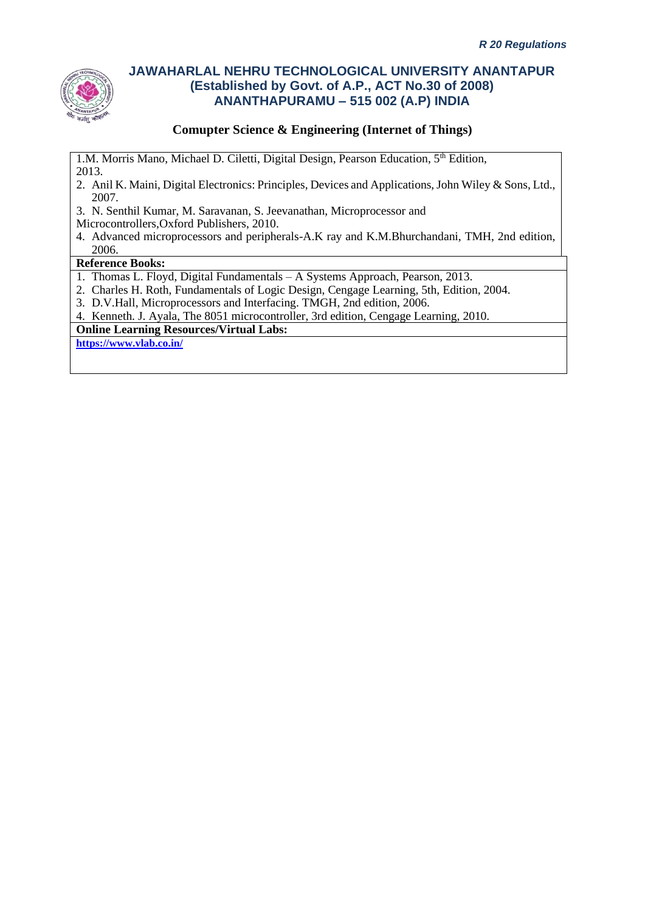1. M. Morris Mano, Michael D. Ciletti, Digital Design, Pearson Education, 5th Edition, 2013.
2. Anil K. Maini, Digital Electronics: Principles, Devices and Applications, John Wiley & Sons, Ltd., 2007.
3. N. Senthil Kumar, M. Saravanan, S. Jeevanathan, Microprocessor and Microcontrollers,Oxford Publishers, 2010.
4. Advanced microprocessors and peripherals-A.K ray and K.M.Bhurchandani, TMH, 2nd edition, 2006.

**Reference Books:**

1. Thomas L. Floyd, Digital Fundamentals – A Systems Approach, Pearson, 2013.
2. Charles H. Roth, Fundamentals of Logic Design, Cengage Learning, 5th, Edition, 2004.
3. D.V.Hall, Microprocessors and Interfacing. TMGH, 2nd edition, 2006.
4. Kenneth. J. Ayala, The 8051 microcontroller, 3rd edition, Cengage Learning, 2010.

**Online Learning Resources/Virtual Labs:**

**https://www.vlab.co.in/**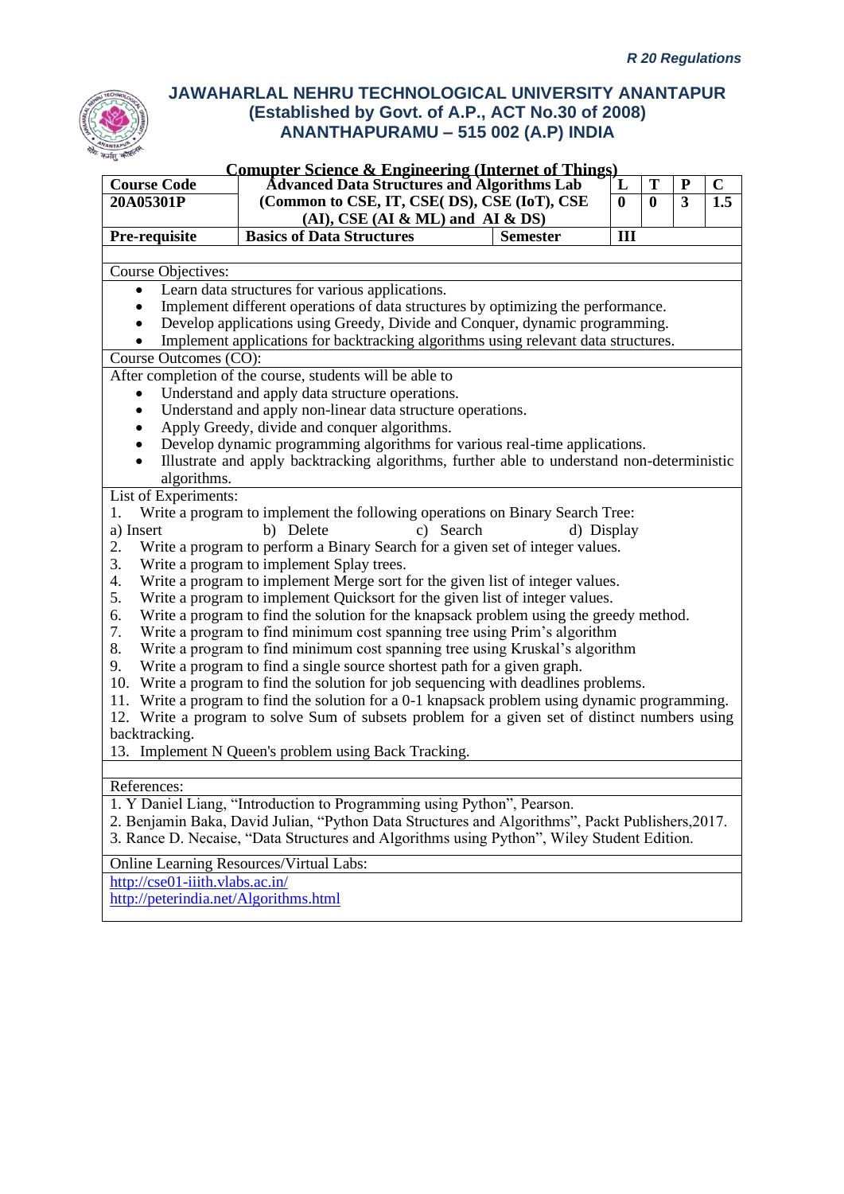# JAWAHARLAL NEHRU TECHNOLOGICAL UNIVERSITY ANANTAPUR
## (Established by Govt. of A.P., ACT No.30 of 2008)
## ANANTHAPURAMU – 515 002 (A.P) INDIA

**Comupter Science & Engineering (Internet of Things)**

| **Course Code** | **Advanced Data Structures and Algorithms Lab (Common to CSE, IT, CSE( DS), CSE (IoT), CSE (AI), CSE (AI & ML) and AI & DS)** | | **L** | **T** | **P** | **C** |
|---|---|---|---|---|---|---|
| **20A05301P** | | | **0** | **0** | **3** | **1.5** |
| **Pre-requisite** | **Basics of Data Structures** | **Semester** | **III** | | | |

**Course Objectives:**

- Learn data structures for various applications.
- Implement different operations of data structures by optimizing the performance.
- Develop applications using Greedy, Divide and Conquer, dynamic programming.
- Implement applications for backtracking algorithms using relevant data structures.

**Course Outcomes (CO):**

After completion of the course, students will be able to

- Understand and apply data structure operations.
- Understand and apply non-linear data structure operations.
- Apply Greedy, divide and conquer algorithms.
- Develop dynamic programming algorithms for various real-time applications.
- Illustrate and apply backtracking algorithms, further able to understand non-deterministic algorithms.

**List of Experiments:**

1. Write a program to implement the following operations on Binary Search Tree:
   a) Insert b) Delete c) Search d) Display
2. Write a program to perform a Binary Search for a given set of integer values.
3. Write a program to implement Splay trees.
4. Write a program to implement Merge sort for the given list of integer values.
5. Write a program to implement Quicksort for the given list of integer values.
6. Write a program to find the solution for the knapsack problem using the greedy method.
7. Write a program to find minimum cost spanning tree using Prim's algorithm
8. Write a program to find minimum cost spanning tree using Kruskal's algorithm
9. Write a program to find a single source shortest path for a given graph.
10. Write a program to find the solution for job sequencing with deadlines problems.
11. Write a program to find the solution for a 0-1 knapsack problem using dynamic programming.
12. Write a program to solve Sum of subsets problem for a given set of distinct numbers using backtracking.
13. Implement N Queen's problem using Back Tracking.

**References:**

1. Y Daniel Liang, "Introduction to Programming using Python", Pearson.
2. Benjamin Baka, David Julian, "Python Data Structures and Algorithms", Packt Publishers,2017.
3. Rance D. Necaise, "Data Structures and Algorithms using Python", Wiley Student Edition.

**Online Learning Resources/Virtual Labs:**

http://cse01-iiith.vlabs.ac.in/
http://peterindia.net/Algorithms.html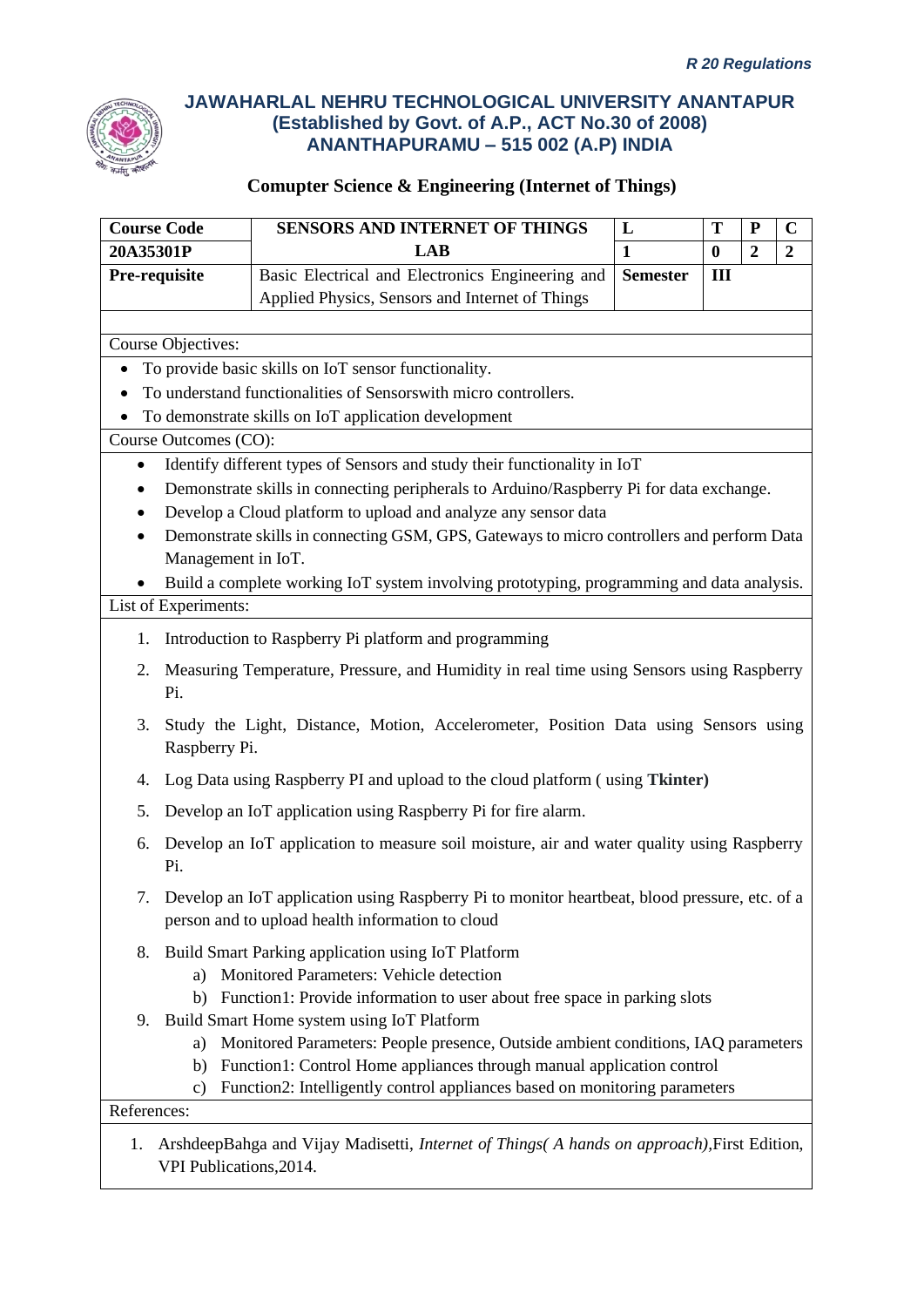*R 20 Regulations*

# JAWAHARLAL NEHRU TECHNOLOGICAL UNIVERSITY ANANTAPUR
## (Established by Govt. of A.P., ACT No.30 of 2008)
## ANANTHAPURAMU – 515 002 (A.P) INDIA

### Comupter Science & Engineering (Internet of Things)

| Course Code | SENSORS AND INTERNET OF THINGS | L | T | P | C |
|---|---|---|---|---|---|
| 20A35301P | LAB | 1 | 0 | 2 | 2 |
| Pre-requisite | Basic Electrical and Electronics Engineering and Applied Physics, Sensors and Internet of Things | Semester | III | | |

Course Objectives:

- To provide basic skills on IoT sensor functionality.
- To understand functionalities of Sensorswith micro controllers.
- To demonstrate skills on IoT application development

Course Outcomes (CO):

- Identify different types of Sensors and study their functionality in IoT
- Demonstrate skills in connecting peripherals to Arduino/Raspberry Pi for data exchange.
- Develop a Cloud platform to upload and analyze any sensor data
- Demonstrate skills in connecting GSM, GPS, Gateways to micro controllers and perform Data Management in IoT.
- Build a complete working IoT system involving prototyping, programming and data analysis.

List of Experiments:

1. Introduction to Raspberry Pi platform and programming
2. Measuring Temperature, Pressure, and Humidity in real time using Sensors using Raspberry Pi.
3. Study the Light, Distance, Motion, Accelerometer, Position Data using Sensors using Raspberry Pi.
4. Log Data using Raspberry PI and upload to the cloud platform ( using **Tkinter)**
5. Develop an IoT application using Raspberry Pi for fire alarm.
6. Develop an IoT application to measure soil moisture, air and water quality using Raspberry Pi.
7. Develop an IoT application using Raspberry Pi to monitor heartbeat, blood pressure, etc. of a person and to upload health information to cloud
8. Build Smart Parking application using IoT Platform
   a) Monitored Parameters: Vehicle detection
   b) Function1: Provide information to user about free space in parking slots
9. Build Smart Home system using IoT Platform
   a) Monitored Parameters: People presence, Outside ambient conditions, IAQ parameters
   b) Function1: Control Home appliances through manual application control
   c) Function2: Intelligently control appliances based on monitoring parameters

References:

1. ArshdeepBahga and Vijay Madisetti, *Internet of Things( A hands on approach)*,First Edition, VPI Publications,2014.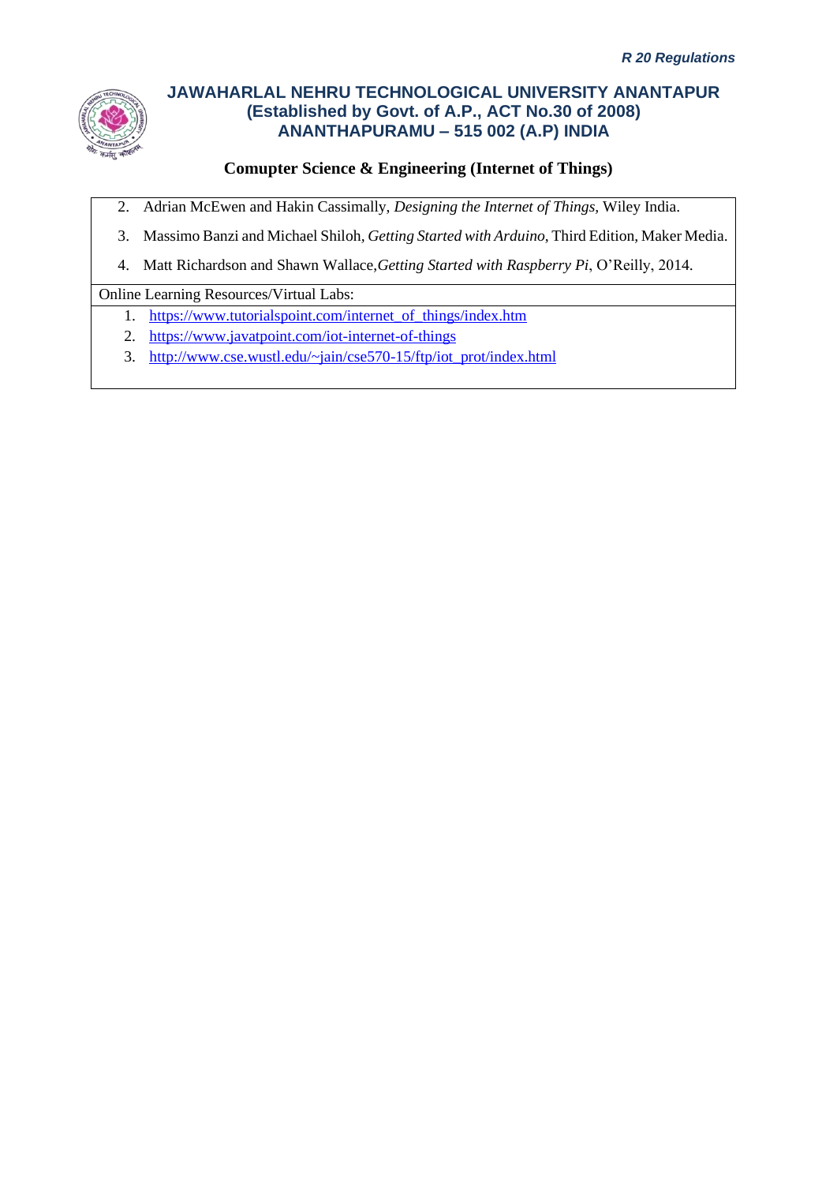2. Adrian McEwen and Hakin Cassimally, *Designing the Internet of Things,* Wiley India.
3. Massimo Banzi and Michael Shiloh, *Getting Started with Arduino*, Third Edition, Maker Media.
4. Matt Richardson and Shawn Wallace,*Getting Started with Raspberry Pi*, O'Reilly, 2014.

Online Learning Resources/Virtual Labs:

1. https://www.tutorialspoint.com/internet_of_things/index.htm
2. https://www.javatpoint.com/iot-internet-of-things
3. http://www.cse.wustl.edu/~jain/cse570-15/ftp/iot_prot/index.html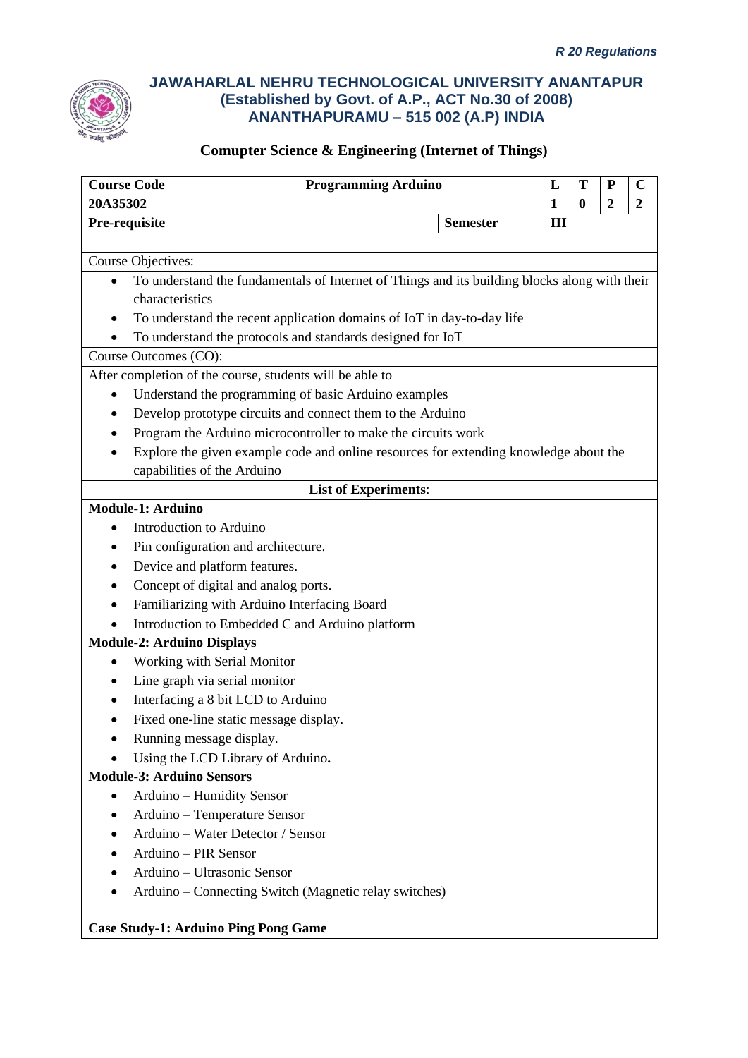*R 20 Regulations*

# JAWAHARLAL NEHRU TECHNOLOGICAL UNIVERSITY ANANTAPUR
## (Established by Govt. of A.P., ACT No.30 of 2008)
## ANANTHAPURAMU – 515 002 (A.P) INDIA

### Comupter Science & Engineering (Internet of Things)

| Course Code | Programming Arduino | | L | T | P | C |
|---|---|---|---|---|---|---|
| 20A35302 | | | 1 | 0 | 2 | 2 |
| Pre-requisite | | Semester | III | | | |

Course Objectives:

- To understand the fundamentals of Internet of Things and its building blocks along with their characteristics
- To understand the recent application domains of IoT in day-to-day life
- To understand the protocols and standards designed for IoT

Course Outcomes (CO):

After completion of the course, students will be able to

- Understand the programming of basic Arduino examples
- Develop prototype circuits and connect them to the Arduino
- Program the Arduino microcontroller to make the circuits work
- Explore the given example code and online resources for extending knowledge about the capabilities of the Arduino

**List of Experiments**:

**Module-1: Arduino**

- Introduction to Arduino
- Pin configuration and architecture.
- Device and platform features.
- Concept of digital and analog ports.
- Familiarizing with Arduino Interfacing Board
- Introduction to Embedded C and Arduino platform

**Module-2: Arduino Displays**

- Working with Serial Monitor
- Line graph via serial monitor
- Interfacing a 8 bit LCD to Arduino
- Fixed one-line static message display.
- Running message display.
- Using the LCD Library of Arduino**.**

**Module-3: Arduino Sensors**

- Arduino – Humidity Sensor
- Arduino – Temperature Sensor
- Arduino – Water Detector / Sensor
- Arduino – PIR Sensor
- Arduino – Ultrasonic Sensor
- Arduino – Connecting Switch (Magnetic relay switches)

**Case Study-1: Arduino Ping Pong Game**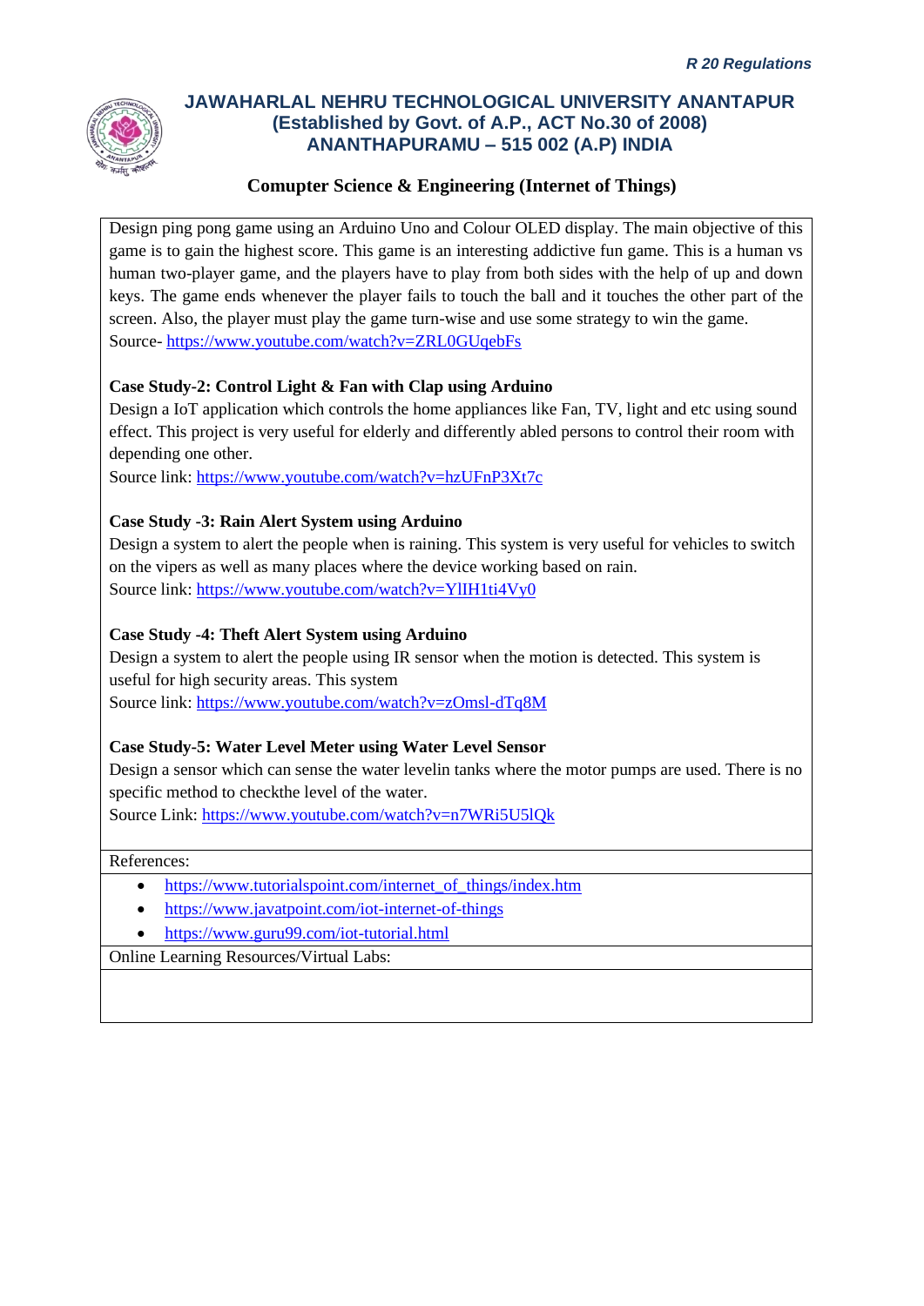Design ping pong game using an Arduino Uno and Colour OLED display. The main objective of this game is to gain the highest score. This game is an interesting addictive fun game. This is a human vs human two-player game, and the players have to play from both sides with the help of up and down keys. The game ends whenever the player fails to touch the ball and it touches the other part of the screen. Also, the player must play the game turn-wise and use some strategy to win the game.
Source- https://www.youtube.com/watch?v=ZRL0GUqebFs

**Case Study-2: Control Light & Fan with Clap using Arduino**

Design a IoT application which controls the home appliances like Fan, TV, light and etc using sound effect. This project is very useful for elderly and differently abled persons to control their room with depending one other.
Source link: https://www.youtube.com/watch?v=hzUFnP3Xt7c

**Case Study -3: Rain Alert System using Arduino**

Design a system to alert the people when is raining. This system is very useful for vehicles to switch on the vipers as well as many places where the device working based on rain.
Source link: https://www.youtube.com/watch?v=YlIH1ti4Vy0

**Case Study -4: Theft Alert System using Arduino**

Design a system to alert the people using IR sensor when the motion is detected. This system is useful for high security areas. This system
Source link: https://www.youtube.com/watch?v=zOmsl-dTq8M

**Case Study-5: Water Level Meter using Water Level Sensor**

Design a sensor which can sense the water levelin tanks where the motor pumps are used. There is no specific method to checkthe level of the water.
Source Link: https://www.youtube.com/watch?v=n7WRi5U5lQk

References:

- https://www.tutorialspoint.com/internet_of_things/index.htm
- https://www.javatpoint.com/iot-internet-of-things
- https://www.guru99.com/iot-tutorial.html

Online Learning Resources/Virtual Labs: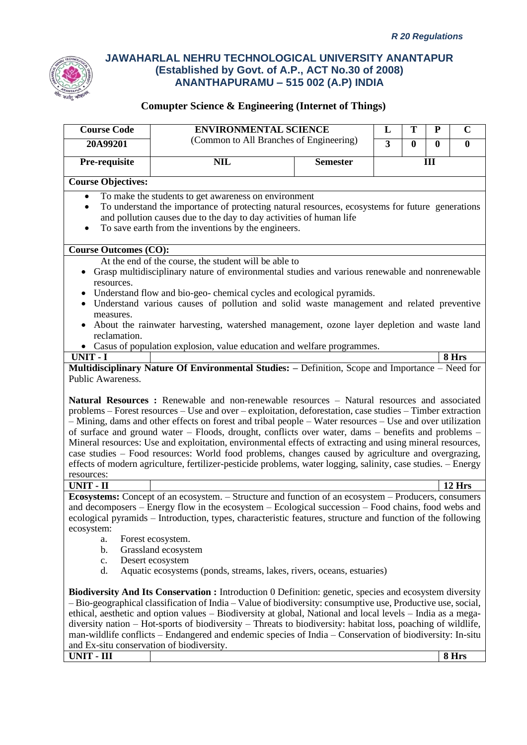*R 20 Regulations*

# JAWAHARLAL NEHRU TECHNOLOGICAL UNIVERSITY ANANTAPUR
## (Established by Govt. of A.P., ACT No.30 of 2008)
## ANANTHAPURAMU – 515 002 (A.P) INDIA

### Comupter Science & Engineering (Internet of Things)

| Course Code | ENVIRONMENTAL SCIENCE (Common to All Branches of Engineering) | | L | T | P | C |
|---|---|---|---|---|---|---|
| 20A99201 | | | 3 | 0 | 0 | 0 |
| Pre-requisite | NIL | Semester | III | | | |

**Course Objectives:**

- To make the students to get awareness on environment
- To understand the importance of protecting natural resources, ecosystems for future generations and pollution causes due to the day to day activities of human life
- To save earth from the inventions by the engineers.

**Course Outcomes (CO):**

At the end of the course, the student will be able to

- Grasp multidisciplinary nature of environmental studies and various renewable and nonrenewable resources.
- Understand flow and bio-geo- chemical cycles and ecological pyramids.
- Understand various causes of pollution and solid waste management and related preventive measures.
- About the rainwater harvesting, watershed management, ozone layer depletion and waste land reclamation.
- Casus of population explosion, value education and welfare programmes.

| UNIT - I | 8 Hrs |
|---|---|

**Multidisciplinary Nature Of Environmental Studies: –** Definition, Scope and Importance – Need for Public Awareness.

**Natural Resources :** Renewable and non-renewable resources – Natural resources and associated problems – Forest resources – Use and over – exploitation, deforestation, case studies – Timber extraction – Mining, dams and other effects on forest and tribal people – Water resources – Use and over utilization of surface and ground water – Floods, drought, conflicts over water, dams – benefits and problems – Mineral resources: Use and exploitation, environmental effects of extracting and using mineral resources, case studies – Food resources: World food problems, changes caused by agriculture and overgrazing, effects of modern agriculture, fertilizer-pesticide problems, water logging, salinity, case studies. – Energy resources:

| UNIT - II | 12 Hrs |
|---|---|

**Ecosystems:** Concept of an ecosystem. – Structure and function of an ecosystem – Producers, consumers and decomposers – Energy flow in the ecosystem – Ecological succession – Food chains, food webs and ecological pyramids – Introduction, types, characteristic features, structure and function of the following ecosystem:

a. Forest ecosystem.
b. Grassland ecosystem
c. Desert ecosystem
d. Aquatic ecosystems (ponds, streams, lakes, rivers, oceans, estuaries)

**Biodiversity And Its Conservation :** Introduction 0 Definition: genetic, species and ecosystem diversity – Bio-geographical classification of India – Value of biodiversity: consumptive use, Productive use, social, ethical, aesthetic and option values – Biodiversity at global, National and local levels – India as a mega-diversity nation – Hot-sports of biodiversity – Threats to biodiversity: habitat loss, poaching of wildlife, man-wildlife conflicts – Endangered and endemic species of India – Conservation of biodiversity: In-situ and Ex-situ conservation of biodiversity.

| UNIT - III | 8 Hrs |
|---|---|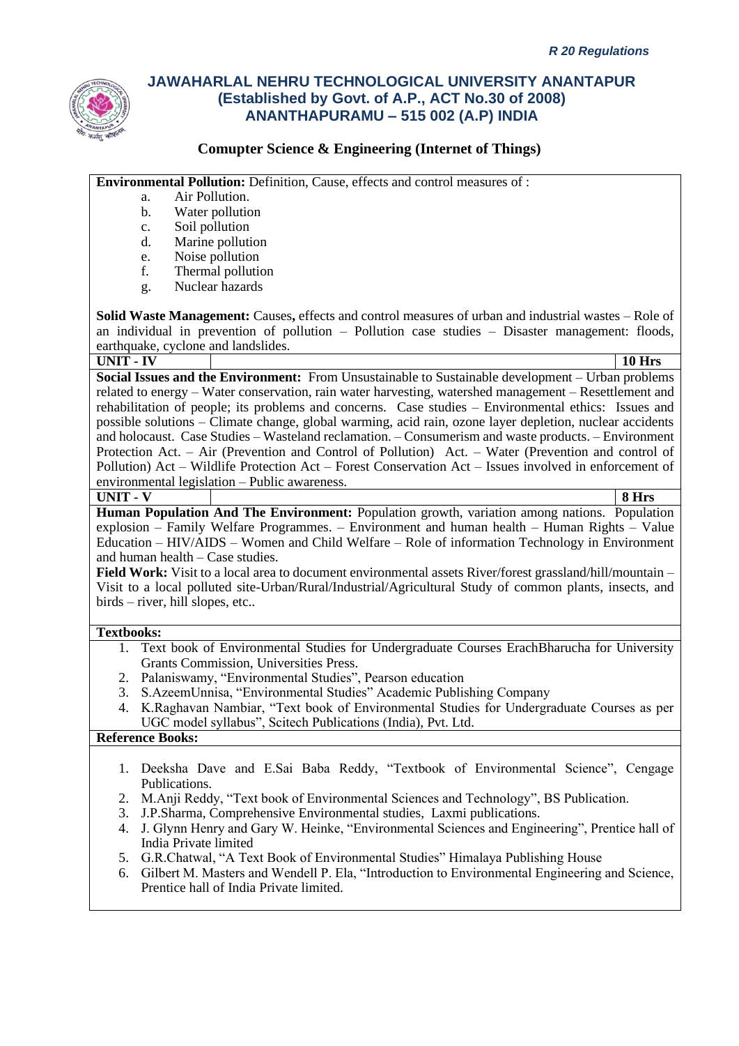**Environmental Pollution:** Definition, Cause, effects and control measures of :

a. Air Pollution.
b. Water pollution
c. Soil pollution
d. Marine pollution
e. Noise pollution
f. Thermal pollution
g. Nuclear hazards

**Solid Waste Management:** Causes**,** effects and control measures of urban and industrial wastes – Role of an individual in prevention of pollution – Pollution case studies – Disaster management: floods, earthquake, cyclone and landslides.

| **UNIT - IV** | | **10 Hrs** |
|---|---|---|

**Social Issues and the Environment:** From Unsustainable to Sustainable development – Urban problems related to energy – Water conservation, rain water harvesting, watershed management – Resettlement and rehabilitation of people; its problems and concerns. Case studies – Environmental ethics: Issues and possible solutions – Climate change, global warming, acid rain, ozone layer depletion, nuclear accidents and holocaust. Case Studies – Wasteland reclamation. – Consumerism and waste products. – Environment Protection Act. – Air (Prevention and Control of Pollution) Act. – Water (Prevention and control of Pollution) Act – Wildlife Protection Act – Forest Conservation Act – Issues involved in enforcement of environmental legislation – Public awareness.

| **UNIT - V** | | **8 Hrs** |
|---|---|---|

**Human Population And The Environment:** Population growth, variation among nations. Population explosion – Family Welfare Programmes. – Environment and human health – Human Rights – Value Education – HIV/AIDS – Women and Child Welfare – Role of information Technology in Environment and human health – Case studies.

**Field Work:** Visit to a local area to document environmental assets River/forest grassland/hill/mountain – Visit to a local polluted site-Urban/Rural/Industrial/Agricultural Study of common plants, insects, and birds – river, hill slopes, etc..

**Textbooks:**

1. Text book of Environmental Studies for Undergraduate Courses ErachBharucha for University Grants Commission, Universities Press.
2. Palaniswamy, "Environmental Studies", Pearson education
3. S.AzeemUnnisa, "Environmental Studies" Academic Publishing Company
4. K.Raghavan Nambiar, "Text book of Environmental Studies for Undergraduate Courses as per UGC model syllabus", Scitech Publications (India), Pvt. Ltd.

**Reference Books:**

1. Deeksha Dave and E.Sai Baba Reddy, "Textbook of Environmental Science", Cengage Publications.
2. M.Anji Reddy, "Text book of Environmental Sciences and Technology", BS Publication.
3. J.P.Sharma, Comprehensive Environmental studies, Laxmi publications.
4. J. Glynn Henry and Gary W. Heinke, "Environmental Sciences and Engineering", Prentice hall of India Private limited
5. G.R.Chatwal, "A Text Book of Environmental Studies" Himalaya Publishing House
6. Gilbert M. Masters and Wendell P. Ela, "Introduction to Environmental Engineering and Science, Prentice hall of India Private limited.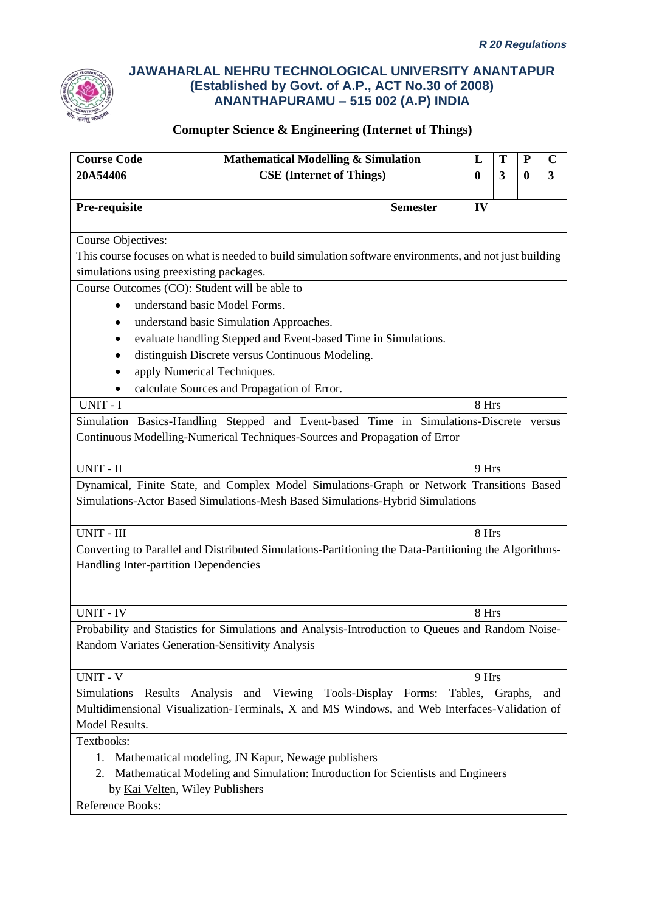*R 20 Regulations*

# JAWAHARLAL NEHRU TECHNOLOGICAL UNIVERSITY ANANTAPUR
## (Established by Govt. of A.P., ACT No.30 of 2008)
## ANANTHAPURAMU – 515 002 (A.P) INDIA

### Comupter Science & Engineering (Internet of Things)

| Course Code | Mathematical Modelling & Simulation | | L | T | P | C |
|---|---|---|---|---|---|---|
| 20A54406 | CSE (Internet of Things) | | 0 | 3 | 0 | 3 |
| Pre-requisite | | Semester | IV | | | |

**Course Objectives:**

This course focuses on what is needed to build simulation software environments, and not just building simulations using preexisting packages.

**Course Outcomes (CO):** Student will be able to

- understand basic Model Forms.
- understand basic Simulation Approaches.
- evaluate handling Stepped and Event-based Time in Simulations.
- distinguish Discrete versus Continuous Modeling.
- apply Numerical Techniques.
- calculate Sources and Propagation of Error.

**UNIT - I** — 8 Hrs

Simulation Basics-Handling Stepped and Event-based Time in Simulations-Discrete versus Continuous Modelling-Numerical Techniques-Sources and Propagation of Error

**UNIT - II** — 9 Hrs

Dynamical, Finite State, and Complex Model Simulations-Graph or Network Transitions Based Simulations-Actor Based Simulations-Mesh Based Simulations-Hybrid Simulations

**UNIT - III** — 8 Hrs

Converting to Parallel and Distributed Simulations-Partitioning the Data-Partitioning the Algorithms-Handling Inter-partition Dependencies

**UNIT - IV** — 8 Hrs

Probability and Statistics for Simulations and Analysis-Introduction to Queues and Random Noise-Random Variates Generation-Sensitivity Analysis

**UNIT - V** — 9 Hrs

Simulations Results Analysis and Viewing Tools-Display Forms: Tables, Graphs, and Multidimensional Visualization-Terminals, X and MS Windows, and Web Interfaces-Validation of Model Results.

**Textbooks:**

1. Mathematical modeling, JN Kapur, Newage publishers
2. Mathematical Modeling and Simulation: Introduction for Scientists and Engineers by Kai Velten, Wiley Publishers

**Reference Books:**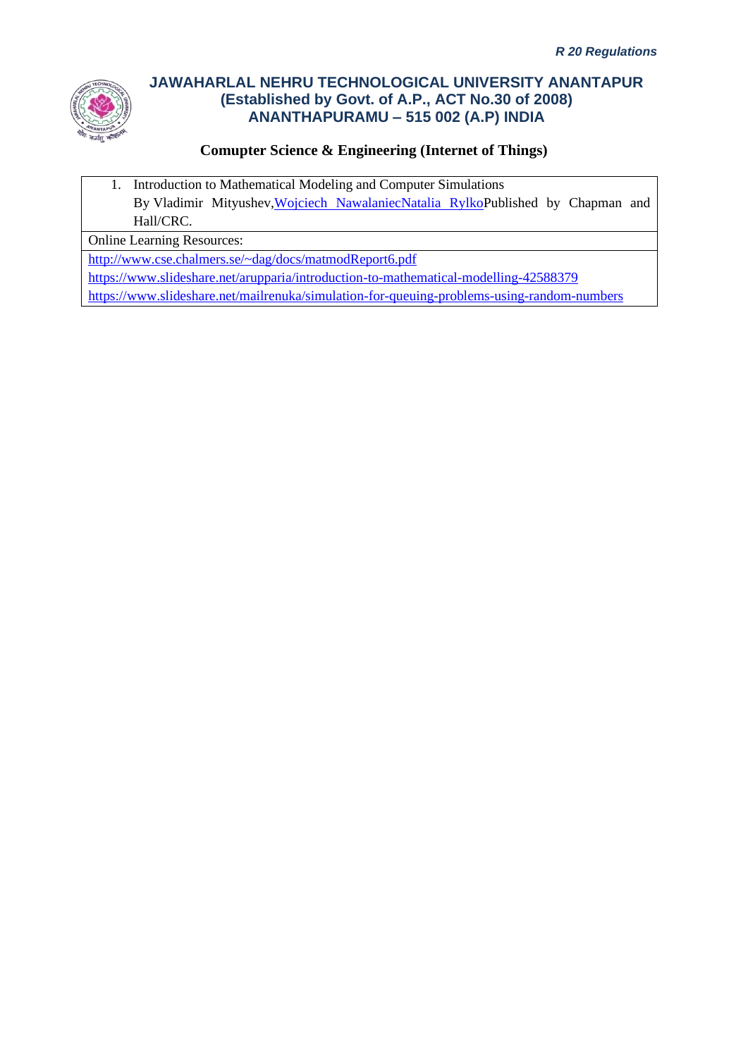## Comupter Science & Engineering (Internet of Things)

1. Introduction to Mathematical Modeling and Computer Simulations
   By Vladimir Mityushev, Wojciech Nawalaniec Natalia Rylko Published by Chapman and Hall/CRC.

Online Learning Resources:

http://www.cse.chalmers.se/~dag/docs/matmodReport6.pdf

https://www.slideshare.net/arupparia/introduction-to-mathematical-modelling-42588379

https://www.slideshare.net/mailrenuka/simulation-for-queuing-problems-using-random-numbers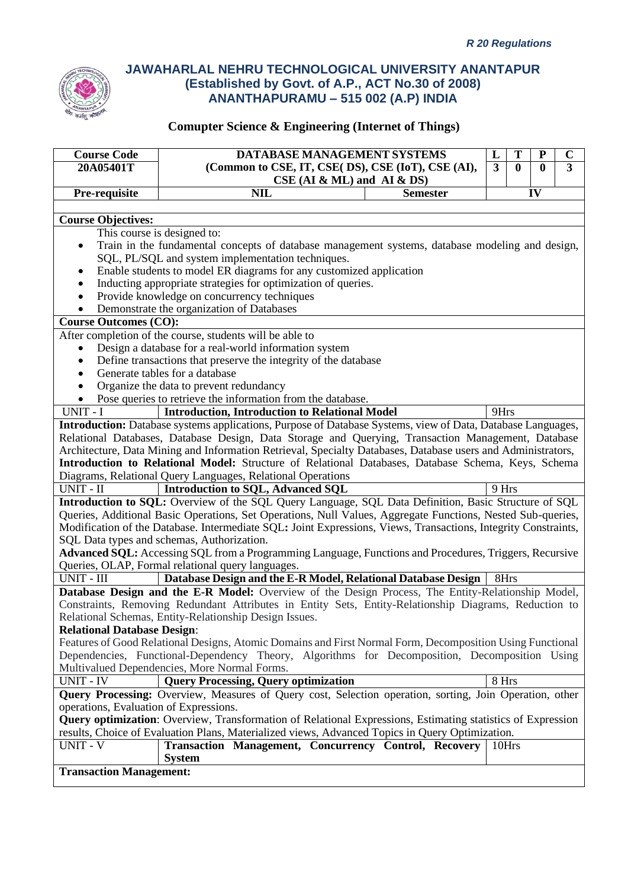*R 20 Regulations*

**JAWAHARLAL NEHRU TECHNOLOGICAL UNIVERSITY ANANTAPUR**
**(Established by Govt. of A.P., ACT No.30 of 2008)**
**ANANTHAPURAMU – 515 002 (A.P) INDIA**

## Comupter Science & Engineering (Internet of Things)

| Course Code | DATABASE MANAGEMENT SYSTEMS (Common to CSE, IT, CSE( DS), CSE (IoT), CSE (AI), CSE (AI & ML) and AI & DS) | | L | T | P | C |
|---|---|---|---|---|---|---|
| 20A05401T | | | 3 | 0 | 0 | 3 |
| Pre-requisite | NIL | Semester | IV | | | |

**Course Objectives:**

This course is designed to:

- Train in the fundamental concepts of database management systems, database modeling and design, SQL, PL/SQL and system implementation techniques.
- Enable students to model ER diagrams for any customized application
- Inducting appropriate strategies for optimization of queries.
- Provide knowledge on concurrency techniques
- Demonstrate the organization of Databases

**Course Outcomes (CO):**

After completion of the course, students will be able to

- Design a database for a real-world information system
- Define transactions that preserve the integrity of the database
- Generate tables for a database
- Organize the data to prevent redundancy
- Pose queries to retrieve the information from the database.

| UNIT - I | Introduction, Introduction to Relational Model | 9Hrs |
|---|---|---|

**Introduction:** Database systems applications, Purpose of Database Systems, view of Data, Database Languages, Relational Databases, Database Design, Data Storage and Querying, Transaction Management, Database Architecture, Data Mining and Information Retrieval, Specialty Databases, Database users and Administrators,
**Introduction to Relational Model:** Structure of Relational Databases, Database Schema, Keys, Schema Diagrams, Relational Query Languages, Relational Operations

| UNIT - II | Introduction to SQL, Advanced SQL | 9 Hrs |
|---|---|---|

**Introduction to SQL:** Overview of the SQL Query Language, SQL Data Definition, Basic Structure of SQL Queries, Additional Basic Operations, Set Operations, Null Values, Aggregate Functions, Nested Sub-queries, Modification of the Database. Intermediate SQL**:** Joint Expressions, Views, Transactions, Integrity Constraints, SQL Data types and schemas, Authorization.
**Advanced SQL:** Accessing SQL from a Programming Language, Functions and Procedures, Triggers, Recursive Queries, OLAP, Formal relational query languages.

| UNIT - III | Database Design and the E-R Model, Relational Database Design | 8Hrs |
|---|---|---|

**Database Design and the E-R Model:** Overview of the Design Process, The Entity-Relationship Model, Constraints, Removing Redundant Attributes in Entity Sets, Entity-Relationship Diagrams, Reduction to Relational Schemas, Entity-Relationship Design Issues.
**Relational Database Design**:
Features of Good Relational Designs, Atomic Domains and First Normal Form, Decomposition Using Functional Dependencies, Functional-Dependency Theory, Algorithms for Decomposition, Decomposition Using Multivalued Dependencies, More Normal Forms.

| UNIT - IV | Query Processing, Query optimization | 8 Hrs |
|---|---|---|

**Query Processing:** Overview, Measures of Query cost, Selection operation, sorting, Join Operation, other operations, Evaluation of Expressions.
**Query optimization**: Overview, Transformation of Relational Expressions, Estimating statistics of Expression results, Choice of Evaluation Plans, Materialized views, Advanced Topics in Query Optimization.

| UNIT - V | Transaction Management, Concurrency Control, Recovery System | 10Hrs |
|---|---|---|

**Transaction Management:**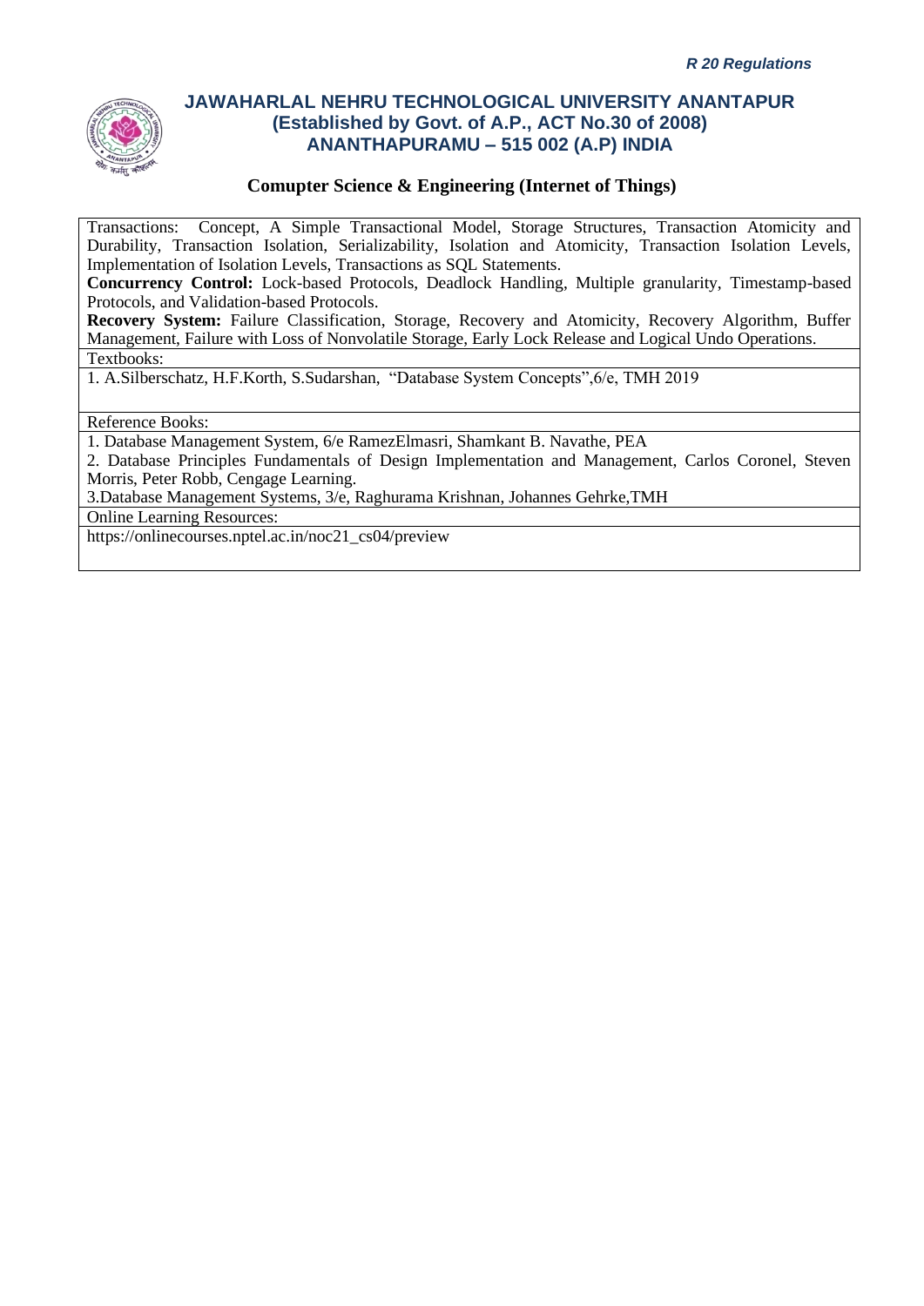# JAWAHARLAL NEHRU TECHNOLOGICAL UNIVERSITY ANANTAPUR
## (Established by Govt. of A.P., ACT No.30 of 2008)
## ANANTHAPURAMU – 515 002 (A.P) INDIA

### Comupter Science & Engineering (Internet of Things)

Transactions: Concept, A Simple Transactional Model, Storage Structures, Transaction Atomicity and Durability, Transaction Isolation, Serializability, Isolation and Atomicity, Transaction Isolation Levels, Implementation of Isolation Levels, Transactions as SQL Statements.

**Concurrency Control:** Lock-based Protocols, Deadlock Handling, Multiple granularity, Timestamp-based Protocols, and Validation-based Protocols.

**Recovery System:** Failure Classification, Storage, Recovery and Atomicity, Recovery Algorithm, Buffer Management, Failure with Loss of Nonvolatile Storage, Early Lock Release and Logical Undo Operations.

Textbooks:

1. A.Silberschatz, H.F.Korth, S.Sudarshan, "Database System Concepts",6/e, TMH 2019

Reference Books:

1. Database Management System, 6/e RamezElmasri, Shamkant B. Navathe, PEA
2. Database Principles Fundamentals of Design Implementation and Management, Carlos Coronel, Steven Morris, Peter Robb, Cengage Learning.
3. Database Management Systems, 3/e, Raghurama Krishnan, Johannes Gehrke,TMH

Online Learning Resources:

https://onlinecourses.nptel.ac.in/noc21_cs04/preview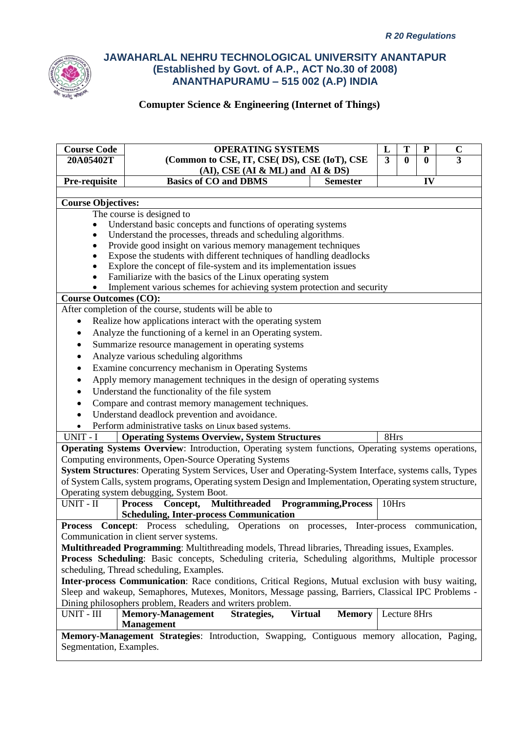*R 20 Regulations*

# JAWAHARLAL NEHRU TECHNOLOGICAL UNIVERSITY ANANTAPUR
## (Established by Govt. of A.P., ACT No.30 of 2008)
## ANANTHAPURAMU – 515 002 (A.P) INDIA

### Comupter Science & Engineering (Internet of Things)

| **Course Code** | **OPERATING SYSTEMS (Common to CSE, IT, CSE( DS), CSE (IoT), CSE (AI), CSE (AI & ML) and AI & DS)** | | **L** | **T** | **P** | **C** |
|---|---|---|---|---|---|---|
| **20A05402T** | | | **3** | **0** | **0** | **3** |
| **Pre-requisite** | **Basics of CO and DBMS** | **Semester** | | | **IV** | |

**Course Objectives:**

The course is designed to

- Understand basic concepts and functions of operating systems
- Understand the processes, threads and scheduling algorithms.
- Provide good insight on various memory management techniques
- Expose the students with different techniques of handling deadlocks
- Explore the concept of file-system and its implementation issues
- Familiarize with the basics of the Linux operating system
- Implement various schemes for achieving system protection and security

**Course Outcomes (CO):**

After completion of the course, students will be able to

- Realize how applications interact with the operating system
- Analyze the functioning of a kernel in an Operating system.
- Summarize resource management in operating systems
- Analyze various scheduling algorithms
- Examine concurrency mechanism in Operating Systems
- Apply memory management techniques in the design of operating systems
- Understand the functionality of the file system
- Compare and contrast memory management techniques.
- Understand deadlock prevention and avoidance.
- Perform administrative tasks on Linux based systems.

| UNIT - I | **Operating Systems Overview, System Structures** | 8Hrs |
|---|---|---|

**Operating Systems Overview**: Introduction, Operating system functions, Operating systems operations, Computing environments, Open-Source Operating Systems

**System Structures**: Operating System Services, User and Operating-System Interface, systems calls, Types of System Calls, system programs, Operating system Design and Implementation, Operating system structure, Operating system debugging, System Boot.

| UNIT - II | **Process Concept, Multithreaded Programming,Process Scheduling, Inter-process Communication** | 10Hrs |
|---|---|---|

**Process Concept**: Process scheduling, Operations on processes, Inter-process communication, Communication in client server systems.

**Multithreaded Programming**: Multithreading models, Thread libraries, Threading issues, Examples.

**Process Scheduling**: Basic concepts, Scheduling criteria, Scheduling algorithms, Multiple processor scheduling, Thread scheduling, Examples.

**Inter-process Communication**: Race conditions, Critical Regions, Mutual exclusion with busy waiting, Sleep and wakeup, Semaphores, Mutexes, Monitors, Message passing, Barriers, Classical IPC Problems - Dining philosophers problem, Readers and writers problem.

| UNIT - III | **Memory-Management Strategies, Virtual Memory Management** | Lecture 8Hrs |
|---|---|---|

**Memory-Management Strategies**: Introduction, Swapping, Contiguous memory allocation, Paging, Segmentation, Examples.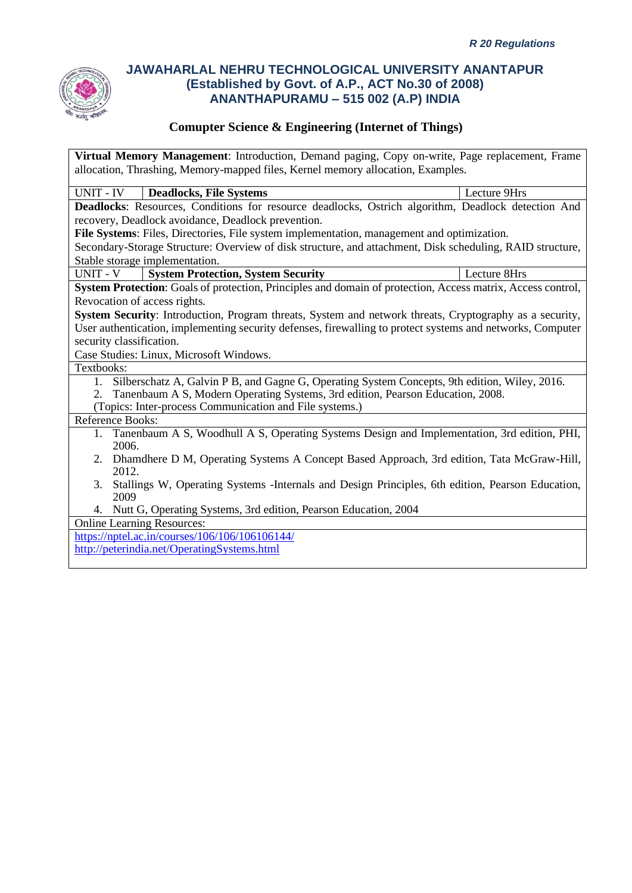**Comupter Science & Engineering (Internet of Things)**

**Virtual Memory Management**: Introduction, Demand paging, Copy on-write, Page replacement, Frame allocation, Thrashing, Memory-mapped files, Kernel memory allocation, Examples.

| UNIT - IV | **Deadlocks, File Systems** | Lecture 9Hrs |
|---|---|---|

**Deadlocks**: Resources, Conditions for resource deadlocks, Ostrich algorithm, Deadlock detection And recovery, Deadlock avoidance, Deadlock prevention.

**File Systems**: Files, Directories, File system implementation, management and optimization.

Secondary-Storage Structure: Overview of disk structure, and attachment, Disk scheduling, RAID structure, Stable storage implementation.

| UNIT - V | **System Protection, System Security** | Lecture 8Hrs |
|---|---|---|

**System Protection**: Goals of protection, Principles and domain of protection, Access matrix, Access control, Revocation of access rights.

**System Security**: Introduction, Program threats, System and network threats, Cryptography as a security, User authentication, implementing security defenses, firewalling to protect systems and networks, Computer security classification.

Case Studies: Linux, Microsoft Windows.

Textbooks:

1. Silberschatz A, Galvin P B, and Gagne G, Operating System Concepts, 9th edition, Wiley, 2016.
2. Tanenbaum A S, Modern Operating Systems, 3rd edition, Pearson Education, 2008.

(Topics: Inter-process Communication and File systems.)

Reference Books:

1. Tanenbaum A S, Woodhull A S, Operating Systems Design and Implementation, 3rd edition, PHI, 2006.
2. Dhamdhere D M, Operating Systems A Concept Based Approach, 3rd edition, Tata McGraw-Hill, 2012.
3. Stallings W, Operating Systems -Internals and Design Principles, 6th edition, Pearson Education, 2009
4. Nutt G, Operating Systems, 3rd edition, Pearson Education, 2004

Online Learning Resources:

https://nptel.ac.in/courses/106/106/106106144/

http://peterindia.net/OperatingSystems.html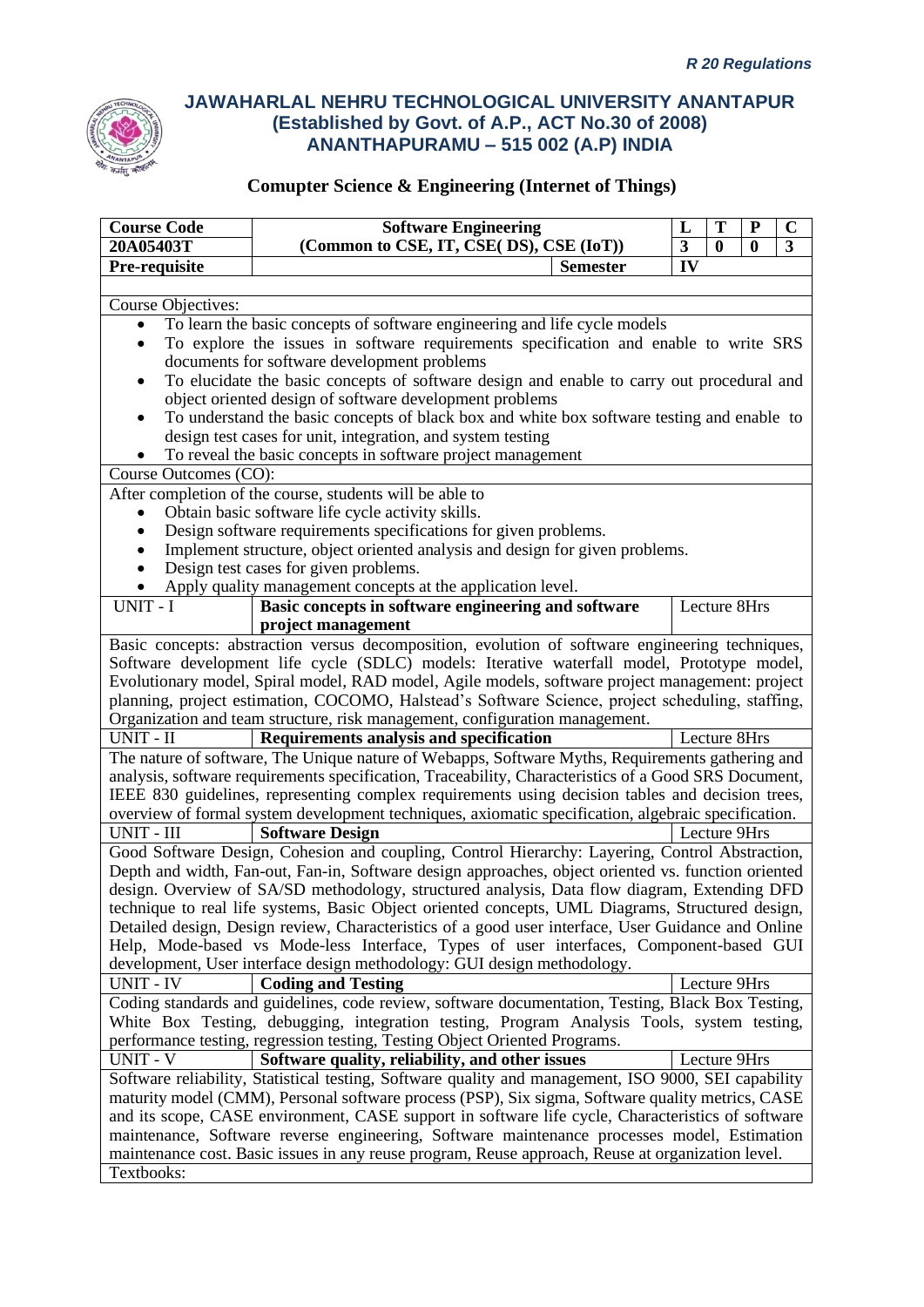*R 20 Regulations*

# JAWAHARLAL NEHRU TECHNOLOGICAL UNIVERSITY ANANTAPUR
## (Established by Govt. of A.P., ACT No.30 of 2008)
## ANANTHAPURAMU – 515 002 (A.P) INDIA

### Comupter Science & Engineering (Internet of Things)

| Course Code | Software Engineering | | L | T | P | C |
|---|---|---|---|---|---|---|
| 20A05403T | (Common to CSE, IT, CSE( DS), CSE (IoT)) | | 3 | 0 | 0 | 3 |
| Pre-requisite | | Semester | IV | | | |

Course Objectives:

- To learn the basic concepts of software engineering and life cycle models
- To explore the issues in software requirements specification and enable to write SRS documents for software development problems
- To elucidate the basic concepts of software design and enable to carry out procedural and object oriented design of software development problems
- To understand the basic concepts of black box and white box software testing and enable to design test cases for unit, integration, and system testing
- To reveal the basic concepts in software project management

Course Outcomes (CO):

After completion of the course, students will be able to

- Obtain basic software life cycle activity skills.
- Design software requirements specifications for given problems.
- Implement structure, object oriented analysis and design for given problems.
- Design test cases for given problems.
- Apply quality management concepts at the application level.

| UNIT - I | **Basic concepts in software engineering and software project management** | Lecture 8Hrs |
|---|---|---|

Basic concepts: abstraction versus decomposition, evolution of software engineering techniques, Software development life cycle (SDLC) models: Iterative waterfall model, Prototype model, Evolutionary model, Spiral model, RAD model, Agile models, software project management: project planning, project estimation, COCOMO, Halstead's Software Science, project scheduling, staffing, Organization and team structure, risk management, configuration management.

| UNIT - II | **Requirements analysis and specification** | Lecture 8Hrs |
|---|---|---|

The nature of software, The Unique nature of Webapps, Software Myths, Requirements gathering and analysis, software requirements specification, Traceability, Characteristics of a Good SRS Document, IEEE 830 guidelines, representing complex requirements using decision tables and decision trees, overview of formal system development techniques, axiomatic specification, algebraic specification.

| UNIT - III | **Software Design** | Lecture 9Hrs |
|---|---|---|

Good Software Design, Cohesion and coupling, Control Hierarchy: Layering, Control Abstraction, Depth and width, Fan-out, Fan-in, Software design approaches, object oriented vs. function oriented design. Overview of SA/SD methodology, structured analysis, Data flow diagram, Extending DFD technique to real life systems, Basic Object oriented concepts, UML Diagrams, Structured design, Detailed design, Design review, Characteristics of a good user interface, User Guidance and Online Help, Mode-based vs Mode-less Interface, Types of user interfaces, Component-based GUI development, User interface design methodology: GUI design methodology.

| UNIT - IV | **Coding and Testing** | Lecture 9Hrs |
|---|---|---|

Coding standards and guidelines, code review, software documentation, Testing, Black Box Testing, White Box Testing, debugging, integration testing, Program Analysis Tools, system testing, performance testing, regression testing, Testing Object Oriented Programs.

| UNIT - V | **Software quality, reliability, and other issues** | Lecture 9Hrs |
|---|---|---|

Software reliability, Statistical testing, Software quality and management, ISO 9000, SEI capability maturity model (CMM), Personal software process (PSP), Six sigma, Software quality metrics, CASE and its scope, CASE environment, CASE support in software life cycle, Characteristics of software maintenance, Software reverse engineering, Software maintenance processes model, Estimation maintenance cost. Basic issues in any reuse program, Reuse approach, Reuse at organization level.

Textbooks: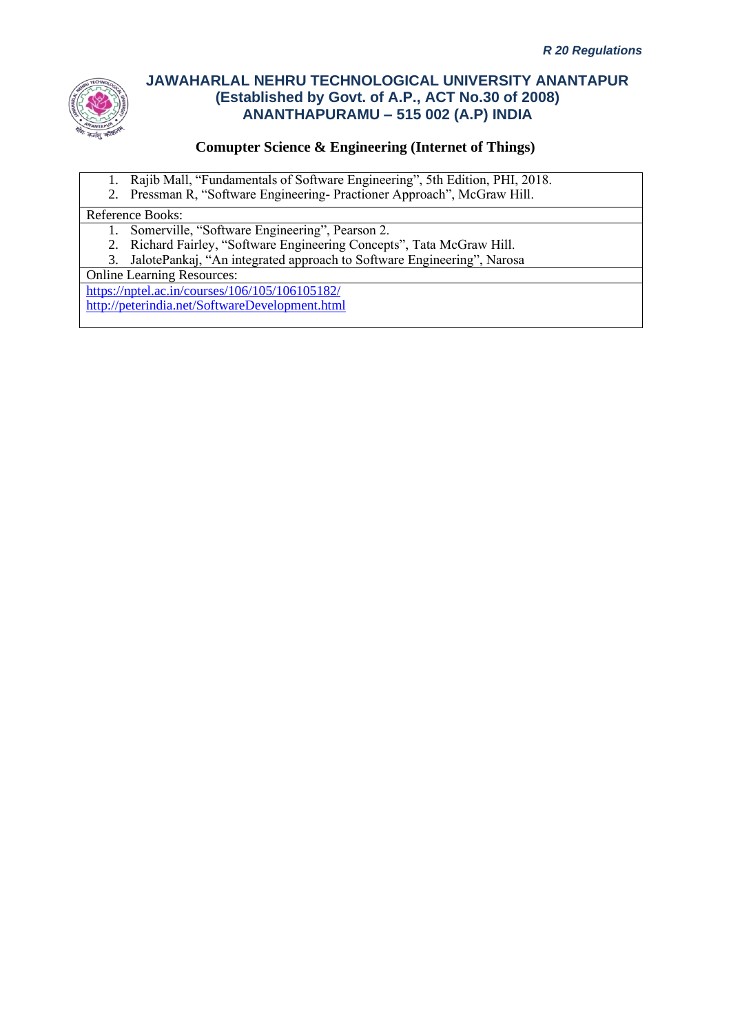1. Rajib Mall, "Fundamentals of Software Engineering", 5th Edition, PHI, 2018.
2. Pressman R, "Software Engineering- Practioner Approach", McGraw Hill.

Reference Books:

1. Somerville, "Software Engineering", Pearson 2.
2. Richard Fairley, "Software Engineering Concepts", Tata McGraw Hill.
3. JalotePankaj, "An integrated approach to Software Engineering", Narosa

Online Learning Resources:

https://nptel.ac.in/courses/106/105/106105182/
http://peterindia.net/SoftwareDevelopment.html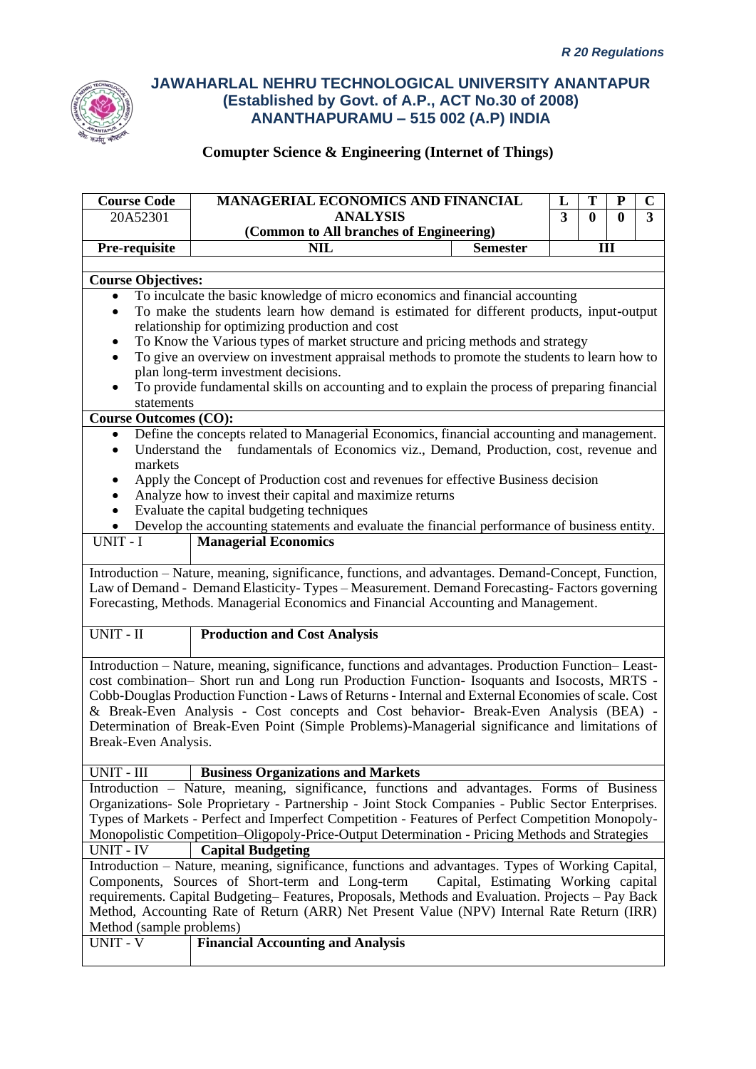*R 20 Regulations*

# JAWAHARLAL NEHRU TECHNOLOGICAL UNIVERSITY ANANTAPUR
## (Established by Govt. of A.P., ACT No.30 of 2008)
## ANANTHAPURAMU – 515 002 (A.P) INDIA

### Comupter Science & Engineering (Internet of Things)

| Course Code | MANAGERIAL ECONOMICS AND FINANCIAL ANALYSIS (Common to All branches of Engineering) | | L | T | P | C |
|---|---|---|---|---|---|---|
| 20A52301 | | | 3 | 0 | 0 | 3 |
| Pre-requisite | NIL | Semester | III | | | |

**Course Objectives:**

- To inculcate the basic knowledge of micro economics and financial accounting
- To make the students learn how demand is estimated for different products, input-output relationship for optimizing production and cost
- To Know the Various types of market structure and pricing methods and strategy
- To give an overview on investment appraisal methods to promote the students to learn how to plan long-term investment decisions.
- To provide fundamental skills on accounting and to explain the process of preparing financial statements

**Course Outcomes (CO):**

- Define the concepts related to Managerial Economics, financial accounting and management.
- Understand the fundamentals of Economics viz., Demand, Production, cost, revenue and markets
- Apply the Concept of Production cost and revenues for effective Business decision
- Analyze how to invest their capital and maximize returns
- Evaluate the capital budgeting techniques
- Develop the accounting statements and evaluate the financial performance of business entity.

**UNIT - I** **Managerial Economics**

Introduction – Nature, meaning, significance, functions, and advantages. Demand-Concept, Function, Law of Demand - Demand Elasticity- Types – Measurement. Demand Forecasting- Factors governing Forecasting, Methods. Managerial Economics and Financial Accounting and Management.

**UNIT - II** **Production and Cost Analysis**

Introduction – Nature, meaning, significance, functions and advantages. Production Function– Least-cost combination– Short run and Long run Production Function- Isoquants and Isocosts, MRTS - Cobb-Douglas Production Function - Laws of Returns - Internal and External Economies of scale. Cost & Break-Even Analysis - Cost concepts and Cost behavior- Break-Even Analysis (BEA) - Determination of Break-Even Point (Simple Problems)-Managerial significance and limitations of Break-Even Analysis.

**UNIT - III** **Business Organizations and Markets**

Introduction – Nature, meaning, significance, functions and advantages. Forms of Business Organizations- Sole Proprietary - Partnership - Joint Stock Companies - Public Sector Enterprises. Types of Markets - Perfect and Imperfect Competition - Features of Perfect Competition Monopoly-Monopolistic Competition–Oligopoly-Price-Output Determination - Pricing Methods and Strategies

**UNIT - IV** **Capital Budgeting**

Introduction – Nature, meaning, significance, functions and advantages. Types of Working Capital, Components, Sources of Short-term and Long-term Capital, Estimating Working capital requirements. Capital Budgeting– Features, Proposals, Methods and Evaluation. Projects – Pay Back Method, Accounting Rate of Return (ARR) Net Present Value (NPV) Internal Rate Return (IRR) Method (sample problems)

**UNIT - V** **Financial Accounting and Analysis**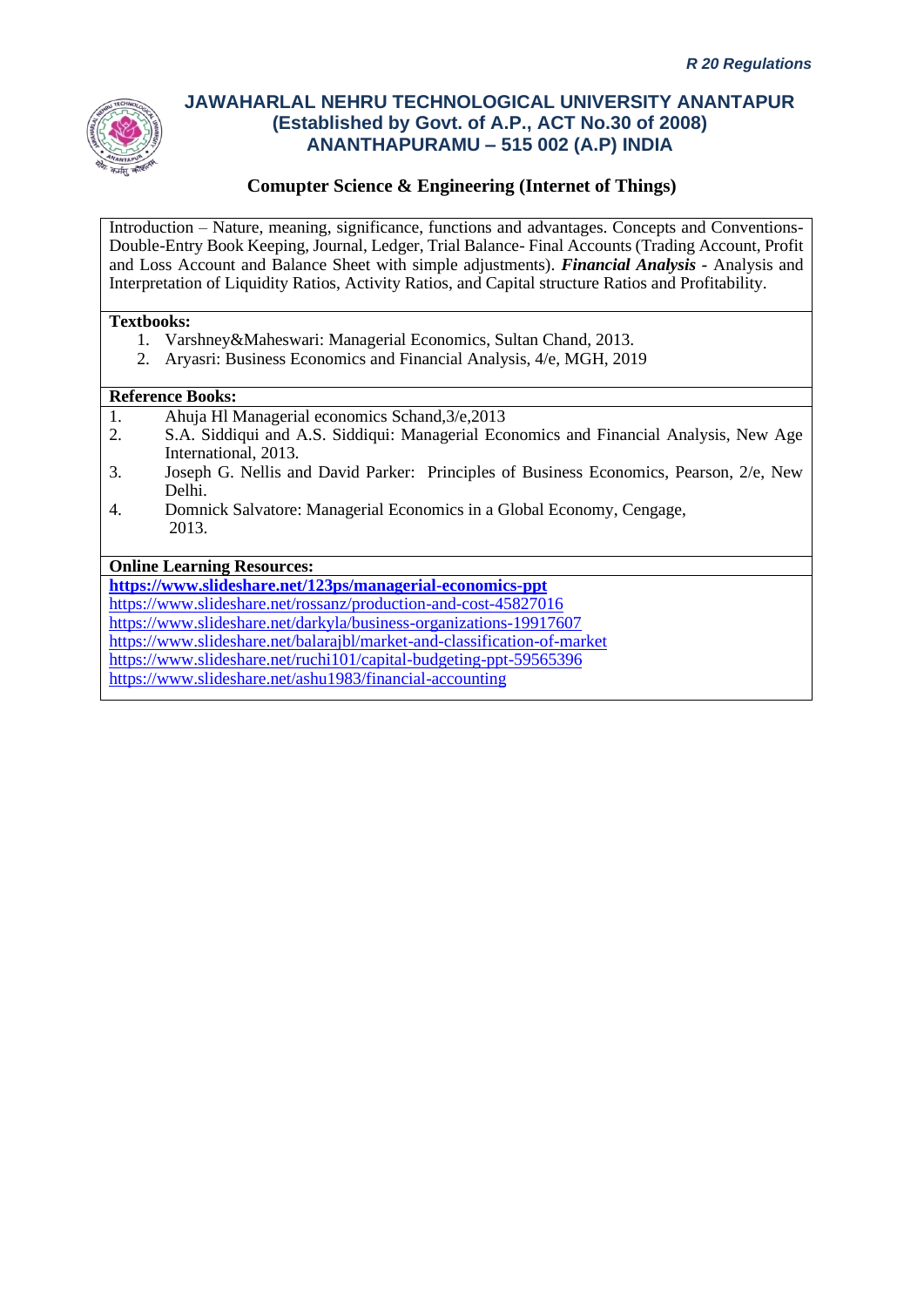Introduction – Nature, meaning, significance, functions and advantages. Concepts and Conventions-Double-Entry Book Keeping, Journal, Ledger, Trial Balance- Final Accounts (Trading Account, Profit and Loss Account and Balance Sheet with simple adjustments). ***Financial Analysis*** - Analysis and Interpretation of Liquidity Ratios, Activity Ratios, and Capital structure Ratios and Profitability.

**Textbooks:**

1. Varshney&Maheswari: Managerial Economics, Sultan Chand, 2013.
2. Aryasri: Business Economics and Financial Analysis, 4/e, MGH, 2019

**Reference Books:**

1. Ahuja Hl Managerial economics Schand,3/e,2013
2. S.A. Siddiqui and A.S. Siddiqui: Managerial Economics and Financial Analysis, New Age International, 2013.
3. Joseph G. Nellis and David Parker: Principles of Business Economics, Pearson, 2/e, New Delhi.
4. Domnick Salvatore: Managerial Economics in a Global Economy, Cengage, 2013.

**Online Learning Resources:**

**https://www.slideshare.net/123ps/managerial-economics-ppt**
https://www.slideshare.net/rossanz/production-and-cost-45827016
https://www.slideshare.net/darkyla/business-organizations-19917607
https://www.slideshare.net/balarajbl/market-and-classification-of-market
https://www.slideshare.net/ruchi101/capital-budgeting-ppt-59565396
https://www.slideshare.net/ashu1983/financial-accounting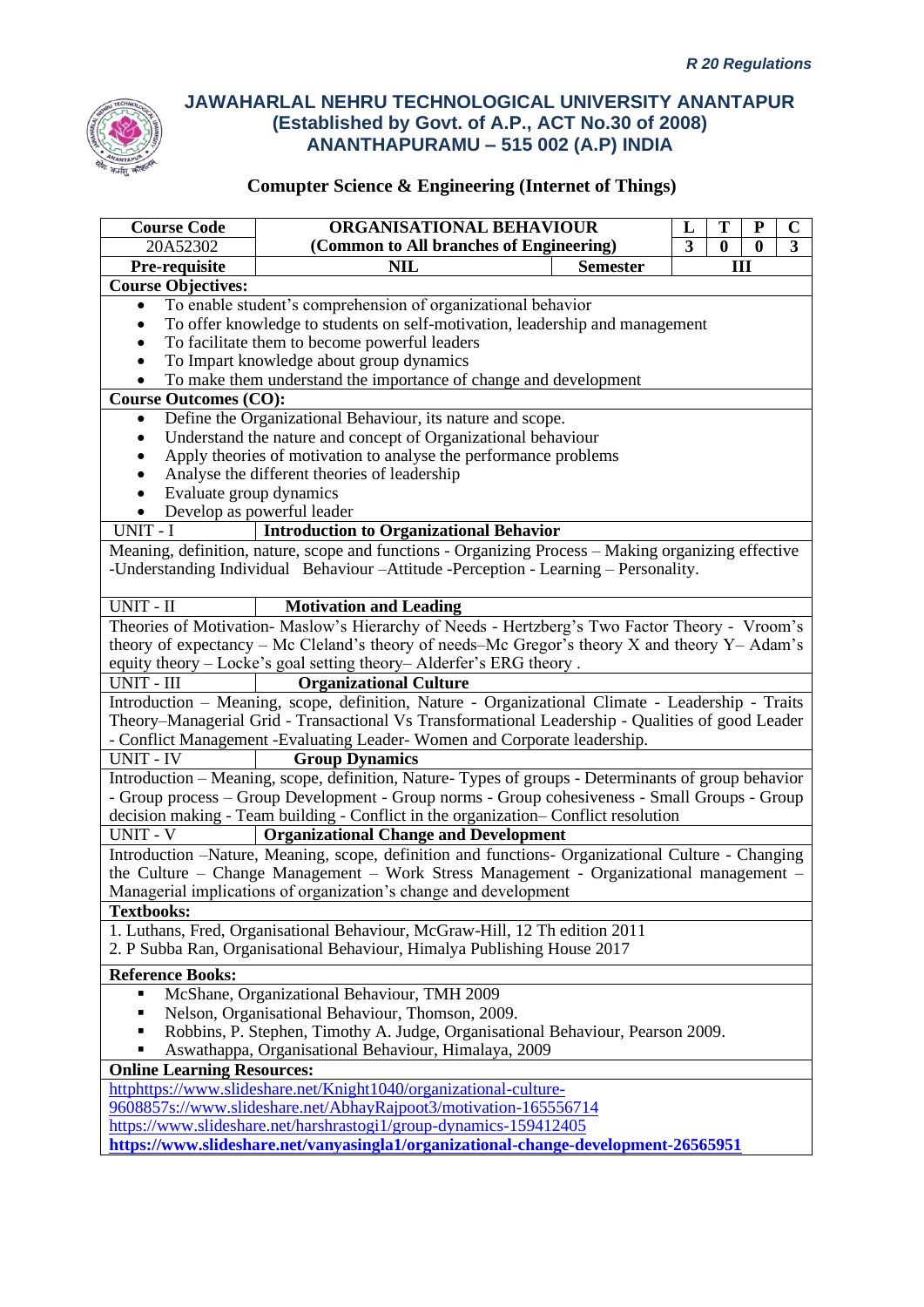*R 20 Regulations*

# JAWAHARLAL NEHRU TECHNOLOGICAL UNIVERSITY ANANTAPUR
## (Established by Govt. of A.P., ACT No.30 of 2008)
## ANANTHAPURAMU – 515 002 (A.P) INDIA

### Comupter Science & Engineering (Internet of Things)

| Course Code | ORGANISATIONAL BEHAVIOUR | | L | T | P | C |
|---|---|---|---|---|---|---|
| 20A52302 | (Common to All branches of Engineering) | | 3 | 0 | 0 | 3 |
| Pre-requisite | NIL | Semester | III | | | |

**Course Objectives:**

- To enable student's comprehension of organizational behavior
- To offer knowledge to students on self-motivation, leadership and management
- To facilitate them to become powerful leaders
- To Impart knowledge about group dynamics
- To make them understand the importance of change and development

**Course Outcomes (CO):**

- Define the Organizational Behaviour, its nature and scope.
- Understand the nature and concept of Organizational behaviour
- Apply theories of motivation to analyse the performance problems
- Analyse the different theories of leadership
- Evaluate group dynamics
- Develop as powerful leader

**UNIT - I — Introduction to Organizational Behavior**

Meaning, definition, nature, scope and functions - Organizing Process – Making organizing effective -Understanding Individual Behaviour –Attitude -Perception - Learning – Personality.

**UNIT - II — Motivation and Leading**

Theories of Motivation- Maslow's Hierarchy of Needs - Hertzberg's Two Factor Theory - Vroom's theory of expectancy – Mc Cleland's theory of needs–Mc Gregor's theory X and theory Y– Adam's equity theory – Locke's goal setting theory– Alderfer's ERG theory .

**UNIT - III — Organizational Culture**

Introduction – Meaning, scope, definition, Nature - Organizational Climate - Leadership - Traits Theory–Managerial Grid - Transactional Vs Transformational Leadership - Qualities of good Leader - Conflict Management -Evaluating Leader- Women and Corporate leadership.

**UNIT - IV — Group Dynamics**

Introduction – Meaning, scope, definition, Nature- Types of groups - Determinants of group behavior - Group process – Group Development - Group norms - Group cohesiveness - Small Groups - Group decision making - Team building - Conflict in the organization– Conflict resolution

**UNIT - V — Organizational Change and Development**

Introduction –Nature, Meaning, scope, definition and functions- Organizational Culture - Changing the Culture – Change Management – Work Stress Management - Organizational management – Managerial implications of organization's change and development

**Textbooks:**

1. Luthans, Fred, Organisational Behaviour, McGraw-Hill, 12 Th edition 2011
2. P Subba Ran, Organisational Behaviour, Himalya Publishing House 2017

**Reference Books:**

- McShane, Organizational Behaviour, TMH 2009
- Nelson, Organisational Behaviour, Thomson, 2009.
- Robbins, P. Stephen, Timothy A. Judge, Organisational Behaviour, Pearson 2009.
- Aswathappa, Organisational Behaviour, Himalaya, 2009

**Online Learning Resources:**

httphttps://www.slideshare.net/Knight1040/organizational-culture-9608857s://www.slideshare.net/AbhayRajpoot3/motivation-165556714
https://www.slideshare.net/harshrastogi1/group-dynamics-159412405
**https://www.slideshare.net/vanyasingla1/organizational-change-development-26565951**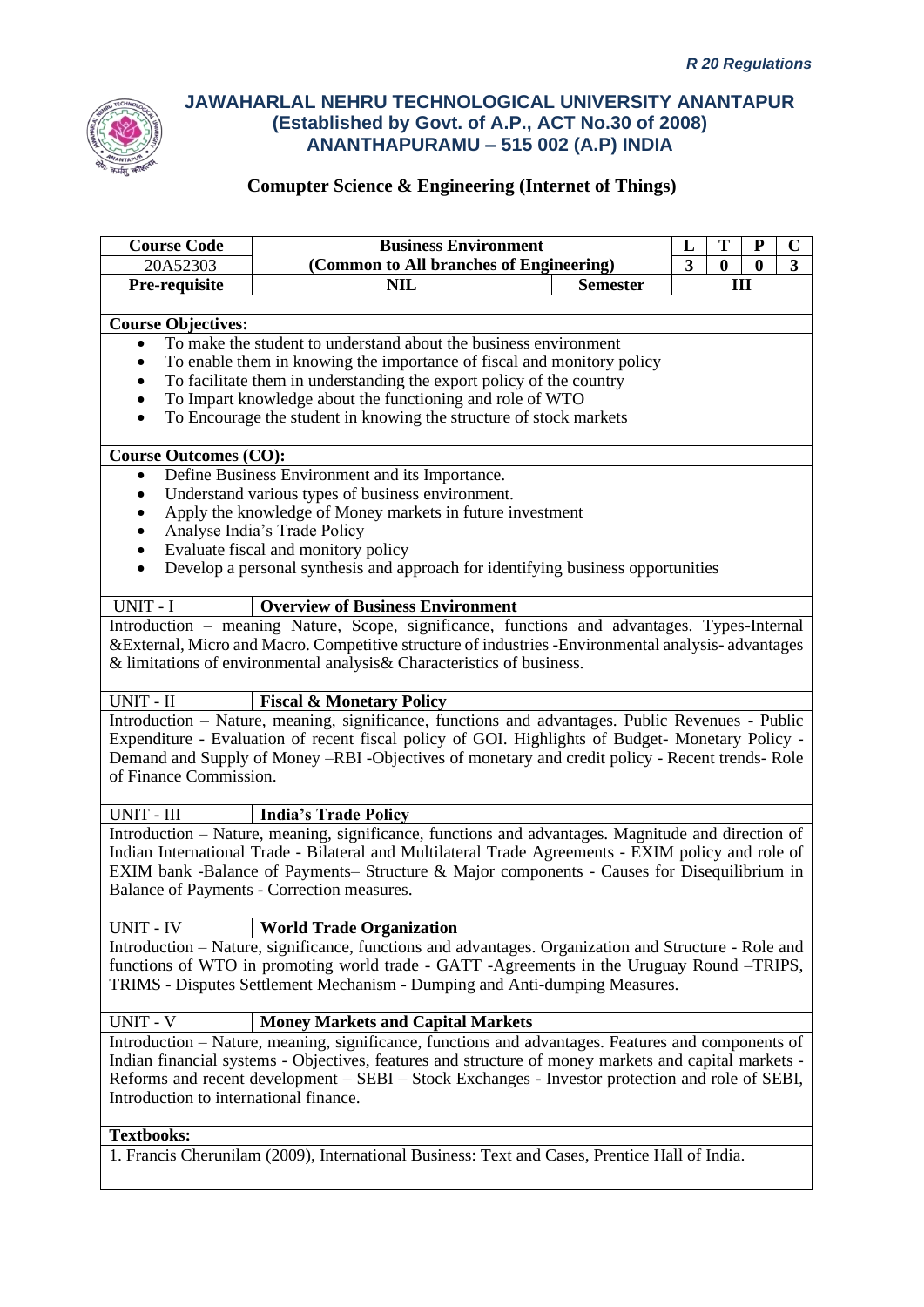*R 20 Regulations*

# JAWAHARLAL NEHRU TECHNOLOGICAL UNIVERSITY ANANTAPUR
## (Established by Govt. of A.P., ACT No.30 of 2008)
## ANANTHAPURAMU – 515 002 (A.P) INDIA

### Comupter Science & Engineering (Internet of Things)

| Course Code | Business Environment | | L | T | P | C |
|---|---|---|---|---|---|---|
| 20A52303 | (Common to All branches of Engineering) | | 3 | 0 | 0 | 3 |
| Pre-requisite | NIL | Semester | III | | | |

**Course Objectives:**

- To make the student to understand about the business environment
- To enable them in knowing the importance of fiscal and monitory policy
- To facilitate them in understanding the export policy of the country
- To Impart knowledge about the functioning and role of WTO
- To Encourage the student in knowing the structure of stock markets

**Course Outcomes (CO):**

- Define Business Environment and its Importance.
- Understand various types of business environment.
- Apply the knowledge of Money markets in future investment
- Analyse India's Trade Policy
- Evaluate fiscal and monitory policy
- Develop a personal synthesis and approach for identifying business opportunities

**UNIT - I — Overview of Business Environment**

Introduction – meaning Nature, Scope, significance, functions and advantages. Types-Internal &External, Micro and Macro. Competitive structure of industries -Environmental analysis- advantages & limitations of environmental analysis& Characteristics of business.

**UNIT - II — Fiscal & Monetary Policy**

Introduction – Nature, meaning, significance, functions and advantages. Public Revenues - Public Expenditure - Evaluation of recent fiscal policy of GOI. Highlights of Budget- Monetary Policy - Demand and Supply of Money –RBI -Objectives of monetary and credit policy - Recent trends- Role of Finance Commission.

**UNIT - III — India's Trade Policy**

Introduction – Nature, meaning, significance, functions and advantages. Magnitude and direction of Indian International Trade - Bilateral and Multilateral Trade Agreements - EXIM policy and role of EXIM bank -Balance of Payments– Structure & Major components - Causes for Disequilibrium in Balance of Payments - Correction measures.

**UNIT - IV — World Trade Organization**

Introduction – Nature, significance, functions and advantages. Organization and Structure - Role and functions of WTO in promoting world trade - GATT -Agreements in the Uruguay Round –TRIPS, TRIMS - Disputes Settlement Mechanism - Dumping and Anti-dumping Measures.

**UNIT - V — Money Markets and Capital Markets**

Introduction – Nature, meaning, significance, functions and advantages. Features and components of Indian financial systems - Objectives, features and structure of money markets and capital markets - Reforms and recent development – SEBI – Stock Exchanges - Investor protection and role of SEBI, Introduction to international finance.

**Textbooks:**

1. Francis Cherunilam (2009), International Business: Text and Cases, Prentice Hall of India.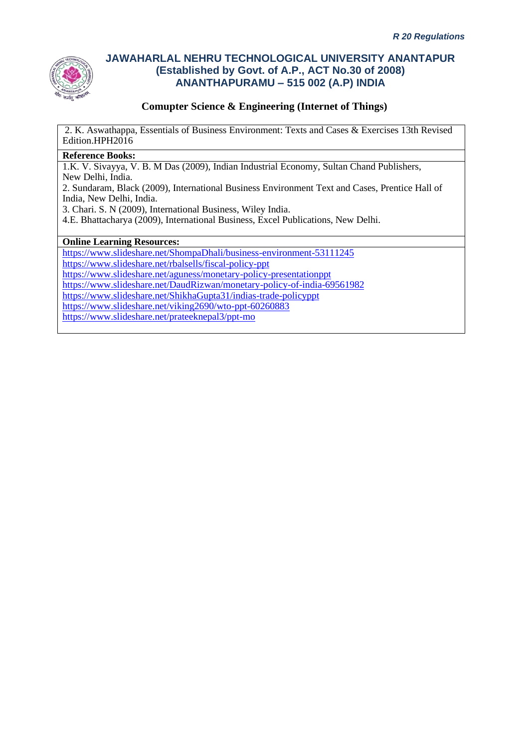2. K. Aswathappa, Essentials of Business Environment: Texts and Cases & Exercises 13th Revised Edition.HPH2016

**Reference Books:**

1.K. V. Sivayya, V. B. M Das (2009), Indian Industrial Economy, Sultan Chand Publishers, New Delhi, India.

2. Sundaram, Black (2009), International Business Environment Text and Cases, Prentice Hall of India, New Delhi, India.

3. Chari. S. N (2009), International Business, Wiley India.

4.E. Bhattacharya (2009), International Business, Excel Publications, New Delhi.

**Online Learning Resources:**

https://www.slideshare.net/ShompaDhali/business-environment-53111245
https://www.slideshare.net/rbalsells/fiscal-policy-ppt
https://www.slideshare.net/aguness/monetary-policy-presentationppt
https://www.slideshare.net/DaudRizwan/monetary-policy-of-india-69561982
https://www.slideshare.net/ShikhaGupta31/indias-trade-policyppt
https://www.slideshare.net/viking2690/wto-ppt-60260883
https://www.slideshare.net/prateeknepal3/ppt-mo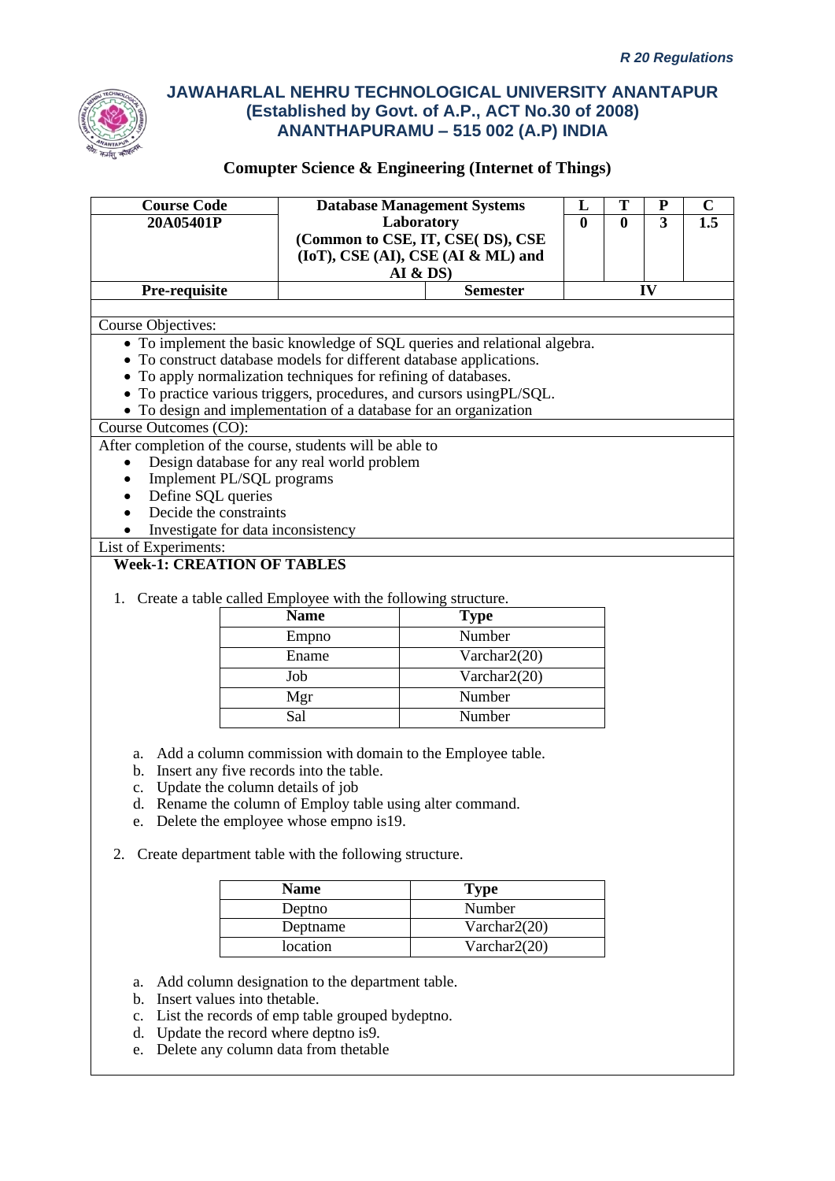# JAWAHARLAL NEHRU TECHNOLOGICAL UNIVERSITY ANANTAPUR
## (Established by Govt. of A.P., ACT No.30 of 2008)
## ANANTHAPURAMU – 515 002 (A.P) INDIA

### Comuputer Science & Engineering (Internet of Things)

| Course Code | Database Management Systems Laboratory (Common to CSE, IT, CSE( DS), CSE (IoT), CSE (AI), CSE (AI & ML) and AI & DS) | | L | T | P | C |
|---|---|---|---|---|---|---|
| 20A05401P | | | 0 | 0 | 3 | 1.5 |
| Pre-requisite | | Semester | IV | | | |

Course Objectives:

- To implement the basic knowledge of SQL queries and relational algebra.
- To construct database models for different database applications.
- To apply normalization techniques for refining of databases.
- To practice various triggers, procedures, and cursors usingPL/SQL.
- To design and implementation of a database for an organization

Course Outcomes (CO):

After completion of the course, students will be able to

- Design database for any real world problem
- Implement PL/SQL programs
- Define SQL queries
- Decide the constraints
- Investigate for data inconsistency

List of Experiments:

**Week-1: CREATION OF TABLES**

1. Create a table called Employee with the following structure.

| Name | Type |
|---|---|
| Empno | Number |
| Ename | Varchar2(20) |
| Job | Varchar2(20) |
| Mgr | Number |
| Sal | Number |

   a. Add a column commission with domain to the Employee table.
   b. Insert any five records into the table.
   c. Update the column details of job
   d. Rename the column of Employ table using alter command.
   e. Delete the employee whose empno is19.

2. Create department table with the following structure.

| Name | Type |
|---|---|
| Deptno | Number |
| Deptname | Varchar2(20) |
| location | Varchar2(20) |

   a. Add column designation to the department table.
   b. Insert values into thetable.
   c. List the records of emp table grouped bydeptno.
   d. Update the record where deptno is9.
   e. Delete any column data from thetable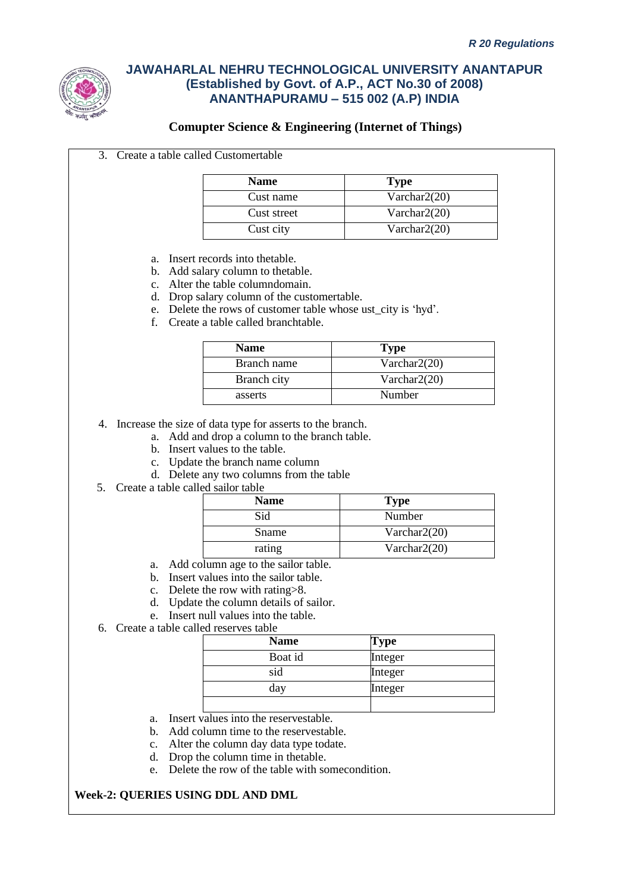3. Create a table called Customertable

| Name | Type |
|---|---|
| Cust name | Varchar2(20) |
| Cust street | Varchar2(20) |
| Cust city | Varchar2(20) |

   a. Insert records into thetable.
   b. Add salary column to thetable.
   c. Alter the table columndomain.
   d. Drop salary column of the customertable.
   e. Delete the rows of customer table whose ust_city is 'hyd'.
   f. Create a table called branchtable.

| Name | Type |
|---|---|
| Branch name | Varchar2(20) |
| Branch city | Varchar2(20) |
| asserts | Number |

4. Increase the size of data type for asserts to the branch.
   a. Add and drop a column to the branch table.
   b. Insert values to the table.
   c. Update the branch name column
   d. Delete any two columns from the table
5. Create a table called sailor table

| Name | Type |
|---|---|
| Sid | Number |
| Sname | Varchar2(20) |
| rating | Varchar2(20) |

   a. Add column age to the sailor table.
   b. Insert values into the sailor table.
   c. Delete the row with rating>8.
   d. Update the column details of sailor.
   e. Insert null values into the table.
6. Create a table called reserves table

| Name | Type |
|---|---|
| Boat id | Integer |
| sid | Integer |
| day | Integer |
| | |

   a. Insert values into the reservestable.
   b. Add column time to the reservestable.
   c. Alter the column day data type todate.
   d. Drop the column time in thetable.
   e. Delete the row of the table with somecondition.

**Week-2: QUERIES USING DDL AND DML**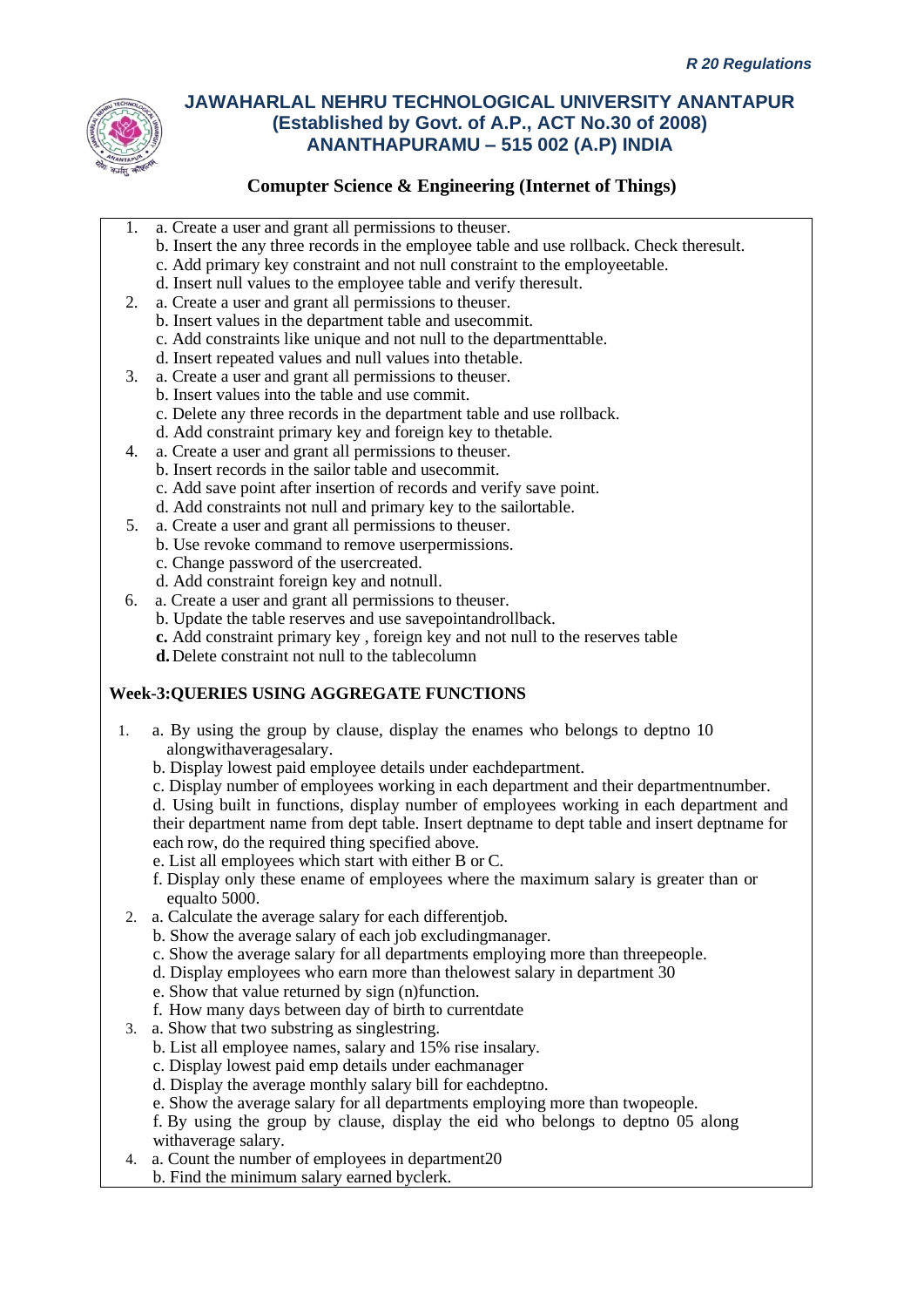# JAWAHARLAL NEHRU TECHNOLOGICAL UNIVERSITY ANANTAPUR
## (Established by Govt. of A.P., ACT No.30 of 2008)
## ANANTHAPURAMU – 515 002 (A.P) INDIA

### Comupter Science & Engineering (Internet of Things)

1. a. Create a user and grant all permissions to theuser.
   b. Insert the any three records in the employee table and use rollback. Check theresult.
   c. Add primary key constraint and not null constraint to the employeetable.
   d. Insert null values to the employee table and verify theresult.
2. a. Create a user and grant all permissions to theuser.
   b. Insert values in the department table and usecommit.
   c. Add constraints like unique and not null to the departmenttable.
   d. Insert repeated values and null values into thetable.
3. a. Create a user and grant all permissions to theuser.
   b. Insert values into the table and use commit.
   c. Delete any three records in the department table and use rollback.
   d. Add constraint primary key and foreign key to thetable.
4. a. Create a user and grant all permissions to theuser.
   b. Insert records in the sailor table and usecommit.
   c. Add save point after insertion of records and verify save point.
   d. Add constraints not null and primary key to the sailortable.
5. a. Create a user and grant all permissions to theuser.
   b. Use revoke command to remove userpermissions.
   c. Change password of the usercreated.
   d. Add constraint foreign key and notnull.
6. a. Create a user and grant all permissions to theuser.
   b. Update the table reserves and use savepointandrollback.
   **c.** Add constraint primary key , foreign key and not null to the reserves table
   **d.** Delete constraint not null to the tablecolumn

**Week-3:QUERIES USING AGGREGATE FUNCTIONS**

1. a. By using the group by clause, display the enames who belongs to deptno 10 alongwithaveragesalary.
   b. Display lowest paid employee details under eachdepartment.
   c. Display number of employees working in each department and their departmentnumber.
   d. Using built in functions, display number of employees working in each department and their department name from dept table. Insert deptname to dept table and insert deptname for each row, do the required thing specified above.
   e. List all employees which start with either B or C.
   f. Display only these ename of employees where the maximum salary is greater than or equalto 5000.
2. a. Calculate the average salary for each differentjob.
   b. Show the average salary of each job excludingmanager.
   c. Show the average salary for all departments employing more than threepeople.
   d. Display employees who earn more than thelowest salary in department 30
   e. Show that value returned by sign (n)function.
   f. How many days between day of birth to currentdate
3. a. Show that two substring as singlestring.
   b. List all employee names, salary and 15% rise insalary.
   c. Display lowest paid emp details under eachmanager
   d. Display the average monthly salary bill for eachdeptno.
   e. Show the average salary for all departments employing more than twopeople.
   f. By using the group by clause, display the eid who belongs to deptno 05 along withaverage salary.
4. a. Count the number of employees in department20
   b. Find the minimum salary earned byclerk.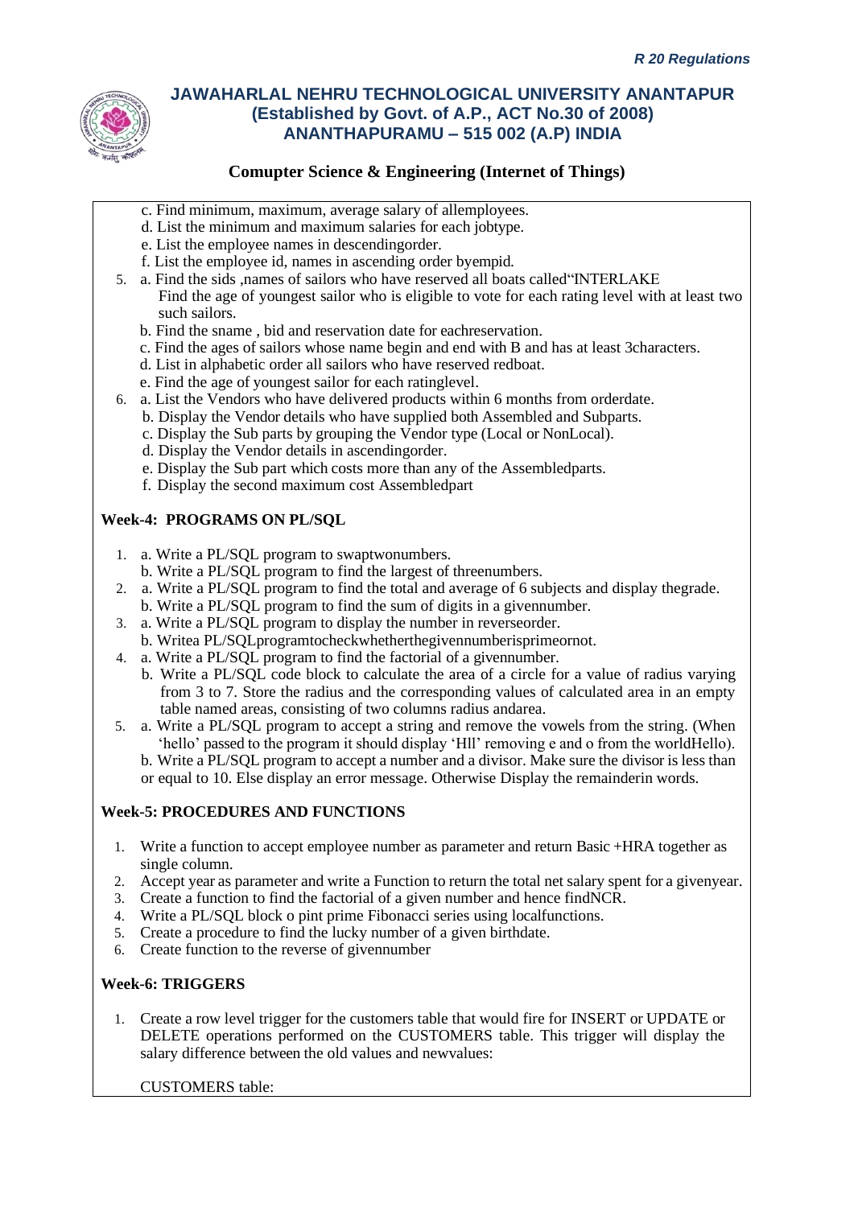**JAWAHARLAL NEHRU TECHNOLOGICAL UNIVERSITY ANANTAPUR**
**(Established by Govt. of A.P., ACT No.30 of 2008)**
**ANANTHAPURAMU – 515 002 (A.P) INDIA**

**Comupter Science & Engineering (Internet of Things)**

c. Find minimum, maximum, average salary of allemployees.
d. List the minimum and maximum salaries for each jobtype.
e. List the employee names in descendingorder.
f. List the employee id, names in ascending order byempid.

5. a. Find the sids ,names of sailors who have reserved all boats called"INTERLAKE
   Find the age of youngest sailor who is eligible to vote for each rating level with at least two such sailors.
   b. Find the sname , bid and reservation date for eachreservation.
   c. Find the ages of sailors whose name begin and end with B and has at least 3characters.
   d. List in alphabetic order all sailors who have reserved redboat.
   e. Find the age of youngest sailor for each ratinglevel.
6. a. List the Vendors who have delivered products within 6 months from orderdate.
   b. Display the Vendor details who have supplied both Assembled and Subparts.
   c. Display the Sub parts by grouping the Vendor type (Local or NonLocal).
   d. Display the Vendor details in ascendingorder.
   e. Display the Sub part which costs more than any of the Assembledparts.
   f. Display the second maximum cost Assembledpart

**Week-4: PROGRAMS ON PL/SQL**

1. a. Write a PL/SQL program to swaptwonumbers.
   b. Write a PL/SQL program to find the largest of threenumbers.
2. a. Write a PL/SQL program to find the total and average of 6 subjects and display thegrade.
   b. Write a PL/SQL program to find the sum of digits in a givennumber.
3. a. Write a PL/SQL program to display the number in reverseorder.
   b. Writea PL/SQLprogramtocheckwhetherthegivennumberisprimeornot.
4. a. Write a PL/SQL program to find the factorial of a givennumber.
   b. Write a PL/SQL code block to calculate the area of a circle for a value of radius varying from 3 to 7. Store the radius and the corresponding values of calculated area in an empty table named areas, consisting of two columns radius andarea.
5. a. Write a PL/SQL program to accept a string and remove the vowels from the string. (When 'hello' passed to the program it should display 'Hll' removing e and o from the worldHello).
   b. Write a PL/SQL program to accept a number and a divisor. Make sure the divisor is less than or equal to 10. Else display an error message. Otherwise Display the remainderin words.

**Week-5: PROCEDURES AND FUNCTIONS**

1. Write a function to accept employee number as parameter and return Basic +HRA together as single column.
2. Accept year as parameter and write a Function to return the total net salary spent for a givenyear.
3. Create a function to find the factorial of a given number and hence findNCR.
4. Write a PL/SQL block o pint prime Fibonacci series using localfunctions.
5. Create a procedure to find the lucky number of a given birthdate.
6. Create function to the reverse of givennumber

**Week-6: TRIGGERS**

1. Create a row level trigger for the customers table that would fire for INSERT or UPDATE or DELETE operations performed on the CUSTOMERS table. This trigger will display the salary difference between the old values and newvalues:

   CUSTOMERS table: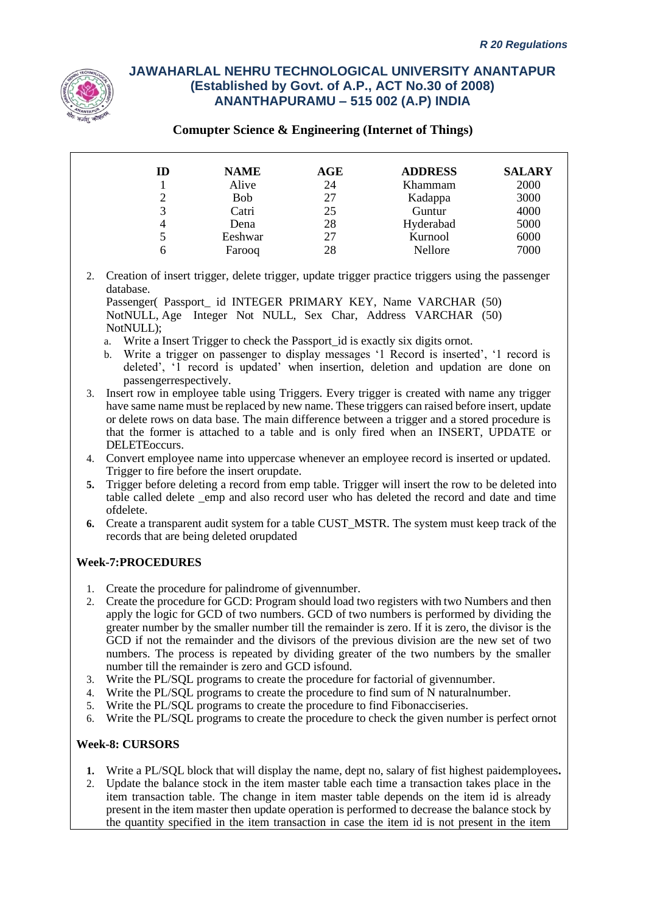**Comuter Science & Engineering (Internet of Things)**

| ID | NAME | AGE | ADDRESS | SALARY |
|---|---|---|---|---|
| 1 | Alive | 24 | Khammam | 2000 |
| 2 | Bob | 27 | Kadappa | 3000 |
| 3 | Catri | 25 | Guntur | 4000 |
| 4 | Dena | 28 | Hyderabad | 5000 |
| 5 | Eeshwar | 27 | Kurnool | 6000 |
| 6 | Farooq | 28 | Nellore | 7000 |

2. Creation of insert trigger, delete trigger, update trigger practice triggers using the passenger database.
   Passenger( Passport_ id INTEGER PRIMARY KEY, Name VARCHAR (50) NotNULL, Age Integer Not NULL, Sex Char, Address VARCHAR (50) NotNULL);
   a. Write a Insert Trigger to check the Passport_id is exactly six digits ornot.
   b. Write a trigger on passenger to display messages '1 Record is inserted', '1 record is deleted', '1 record is updated' when insertion, deletion and updation are done on passengerrespectively.
3. Insert row in employee table using Triggers. Every trigger is created with name any trigger have same name must be replaced by new name. These triggers can raised before insert, update or delete rows on data base. The main difference between a trigger and a stored procedure is that the former is attached to a table and is only fired when an INSERT, UPDATE or DELETEoccurs.
4. Convert employee name into uppercase whenever an employee record is inserted or updated. Trigger to fire before the insert orupdate.
5. Trigger before deleting a record from emp table. Trigger will insert the row to be deleted into table called delete _emp and also record user who has deleted the record and date and time ofdelete.
6. Create a transparent audit system for a table CUST_MSTR. The system must keep track of the records that are being deleted orupdated

### Week-7:PROCEDURES

1. Create the procedure for palindrome of givennumber.
2. Create the procedure for GCD: Program should load two registers with two Numbers and then apply the logic for GCD of two numbers. GCD of two numbers is performed by dividing the greater number by the smaller number till the remainder is zero. If it is zero, the divisor is the GCD if not the remainder and the divisors of the previous division are the new set of two numbers. The process is repeated by dividing greater of the two numbers by the smaller number till the remainder is zero and GCD isfound.
3. Write the PL/SQL programs to create the procedure for factorial of givennumber.
4. Write the PL/SQL programs to create the procedure to find sum of N naturalnumber.
5. Write the PL/SQL programs to create the procedure to find Fibonacciseries.
6. Write the PL/SQL programs to create the procedure to check the given number is perfect ornot

### Week-8: CURSORS

1. Write a PL/SQL block that will display the name, dept no, salary of fist highest paidemployees.
2. Update the balance stock in the item master table each time a transaction takes place in the item transaction table. The change in item master table depends on the item id is already present in the item master then update operation is performed to decrease the balance stock by the quantity specified in the item transaction in case the item id is not present in the item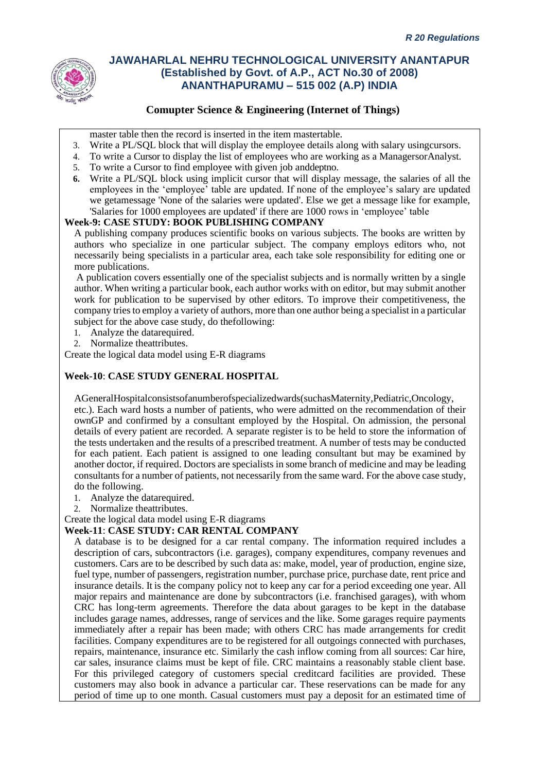master table then the record is inserted in the item mastertable.

3. Write a PL/SQL block that will display the employee details along with salary usingcursors.
4. To write a Cursor to display the list of employees who are working as a ManagersorAnalyst.
5. To write a Cursor to find employee with given job anddeptno.
6. Write a PL/SQL block using implicit cursor that will display message, the salaries of all the employees in the 'employee' table are updated. If none of the employee's salary are updated we getamessage 'None of the salaries were updated'. Else we get a message like for example, 'Salaries for 1000 employees are updated' if there are 1000 rows in 'employee' table

**Week-9: CASE STUDY: BOOK PUBLISHING COMPANY**

A publishing company produces scientific books on various subjects. The books are written by authors who specialize in one particular subject. The company employs editors who, not necessarily being specialists in a particular area, each take sole responsibility for editing one or more publications.

A publication covers essentially one of the specialist subjects and is normally written by a single author. When writing a particular book, each author works with on editor, but may submit another work for publication to be supervised by other editors. To improve their competitiveness, the company tries to employ a variety of authors, more than one author being a specialist in a particular subject for the above case study, do thefollowing:

1. Analyze the datarequired.
2. Normalize theattributes.

Create the logical data model using E-R diagrams

**Week-10**: **CASE STUDY GENERAL HOSPITAL**

AGeneralHospitalconsistsofanumberofspecializedwards(suchasMaternity,Pediatric,Oncology, etc.). Each ward hosts a number of patients, who were admitted on the recommendation of their ownGP and confirmed by a consultant employed by the Hospital. On admission, the personal details of every patient are recorded. A separate register is to be held to store the information of the tests undertaken and the results of a prescribed treatment. A number of tests may be conducted for each patient. Each patient is assigned to one leading consultant but may be examined by another doctor, if required. Doctors are specialists in some branch of medicine and may be leading consultants for a number of patients, not necessarily from the same ward. For the above case study, do the following.

1. Analyze the datarequired.
2. Normalize theattributes.

Create the logical data model using E-R diagrams

**Week-11**: **CASE STUDY: CAR RENTAL COMPANY**

A database is to be designed for a car rental company. The information required includes a description of cars, subcontractors (i.e. garages), company expenditures, company revenues and customers. Cars are to be described by such data as: make, model, year of production, engine size, fuel type, number of passengers, registration number, purchase price, purchase date, rent price and insurance details. It is the company policy not to keep any car for a period exceeding one year. All major repairs and maintenance are done by subcontractors (i.e. franchised garages), with whom CRC has long-term agreements. Therefore the data about garages to be kept in the database includes garage names, addresses, range of services and the like. Some garages require payments immediately after a repair has been made; with others CRC has made arrangements for credit facilities. Company expenditures are to be registered for all outgoings connected with purchases, repairs, maintenance, insurance etc. Similarly the cash inflow coming from all sources: Car hire, car sales, insurance claims must be kept of file. CRC maintains a reasonably stable client base. For this privileged category of customers special creditcard facilities are provided. These customers may also book in advance a particular car. These reservations can be made for any period of time up to one month. Casual customers must pay a deposit for an estimated time of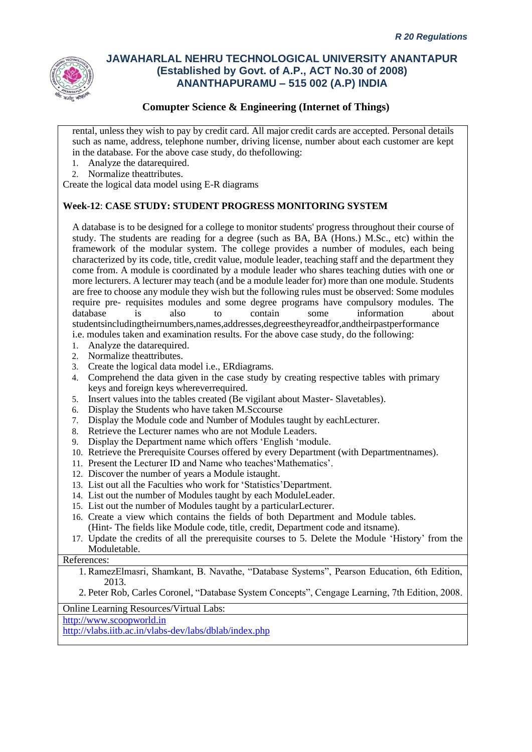rental, unless they wish to pay by credit card. All major credit cards are accepted. Personal details such as name, address, telephone number, driving license, number about each customer are kept in the database. For the above case study, do thefollowing:

1. Analyze the datarequired.
2. Normalize theattributes.

Create the logical data model using E-R diagrams

**Week-12**: **CASE STUDY: STUDENT PROGRESS MONITORING SYSTEM**

A database is to be designed for a college to monitor students' progress throughout their course of study. The students are reading for a degree (such as BA, BA (Hons.) M.Sc., etc) within the framework of the modular system. The college provides a number of modules, each being characterized by its code, title, credit value, module leader, teaching staff and the department they come from. A module is coordinated by a module leader who shares teaching duties with one or more lecturers. A lecturer may teach (and be a module leader for) more than one module. Students are free to choose any module they wish but the following rules must be observed: Some modules require pre- requisites modules and some degree programs have compulsory modules. The database is also to contain some information about studentsincludingtheirnumbers,names,addresses,degreestheyreadfor,andtheirpastperformance i.e. modules taken and examination results. For the above case study, do the following:

1. Analyze the datarequired.
2. Normalize theattributes.
3. Create the logical data model i.e., ERdiagrams.
4. Comprehend the data given in the case study by creating respective tables with primary keys and foreign keys whereverrequired.
5. Insert values into the tables created (Be vigilant about Master- Slavetables).
6. Display the Students who have taken M.Sccourse
7. Display the Module code and Number of Modules taught by eachLecturer.
8. Retrieve the Lecturer names who are not Module Leaders.
9. Display the Department name which offers 'English 'module.
10. Retrieve the Prerequisite Courses offered by every Department (with Departmentnames).
11. Present the Lecturer ID and Name who teaches'Mathematics'.
12. Discover the number of years a Module istaught.
13. List out all the Faculties who work for 'Statistics'Department.
14. List out the number of Modules taught by each ModuleLeader.
15. List out the number of Modules taught by a particularLecturer.
16. Create a view which contains the fields of both Department and Module tables. (Hint- The fields like Module code, title, credit, Department code and itsname).
17. Update the credits of all the prerequisite courses to 5. Delete the Module 'History' from the Moduletable.

References:

1. RamezElmasri, Shamkant, B. Navathe, "Database Systems", Pearson Education, 6th Edition, 2013.
2. Peter Rob, Carles Coronel, "Database System Concepts", Cengage Learning, 7th Edition, 2008.

Online Learning Resources/Virtual Labs:

http://www.scoopworld.in
http://vlabs.iitb.ac.in/vlabs-dev/labs/dblab/index.php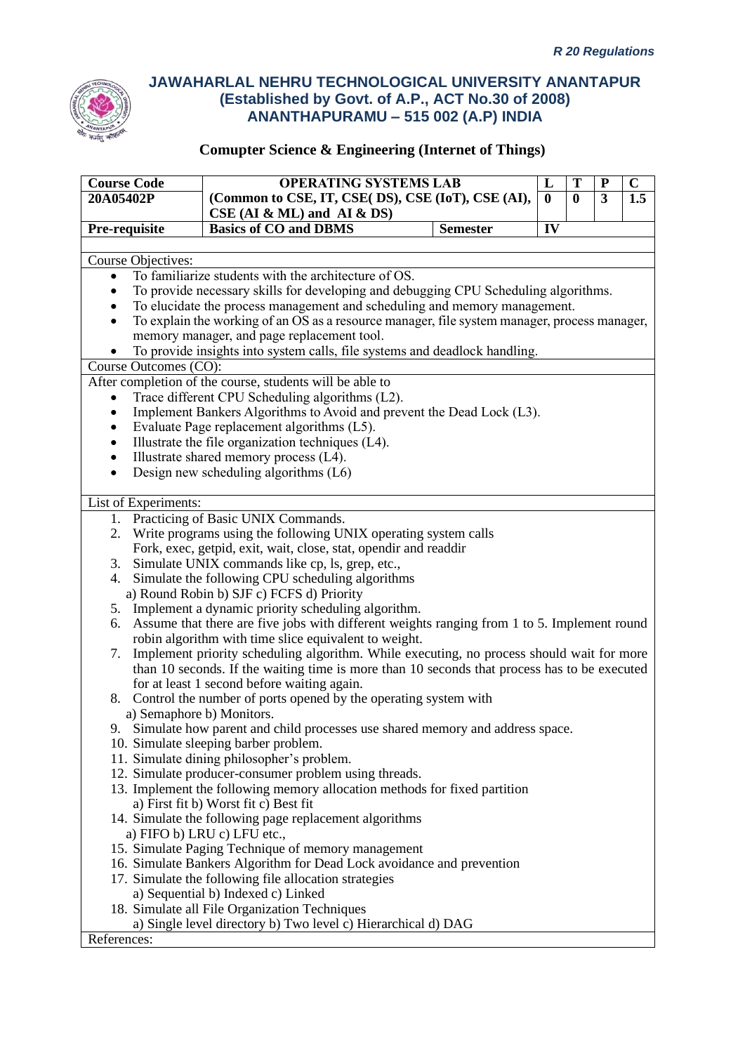*R 20 Regulations*

# JAWAHARLAL NEHRU TECHNOLOGICAL UNIVERSITY ANANTAPUR
## (Established by Govt. of A.P., ACT No.30 of 2008)
## ANANTHAPURAMU – 515 002 (A.P) INDIA

### Comupter Science & Engineering (Internet of Things)

| Course Code | OPERATING SYSTEMS LAB | | L | T | P | C |
|---|---|---|---|---|---|---|
| 20A05402P | (Common to CSE, IT, CSE( DS), CSE (IoT), CSE (AI), CSE (AI & ML) and AI & DS) | | 0 | 0 | 3 | 1.5 |
| Pre-requisite | Basics of CO and DBMS | Semester | IV | | | |

Course Objectives:

- To familiarize students with the architecture of OS.
- To provide necessary skills for developing and debugging CPU Scheduling algorithms.
- To elucidate the process management and scheduling and memory management.
- To explain the working of an OS as a resource manager, file system manager, process manager, memory manager, and page replacement tool.
- To provide insights into system calls, file systems and deadlock handling.

Course Outcomes (CO):

After completion of the course, students will be able to

- Trace different CPU Scheduling algorithms (L2).
- Implement Bankers Algorithms to Avoid and prevent the Dead Lock (L3).
- Evaluate Page replacement algorithms (L5).
- Illustrate the file organization techniques (L4).
- Illustrate shared memory process (L4).
- Design new scheduling algorithms (L6)

List of Experiments:

1. Practicing of Basic UNIX Commands.
2. Write programs using the following UNIX operating system calls
   Fork, exec, getpid, exit, wait, close, stat, opendir and readdir
3. Simulate UNIX commands like cp, ls, grep, etc.,
4. Simulate the following CPU scheduling algorithms
   a) Round Robin b) SJF c) FCFS d) Priority
5. Implement a dynamic priority scheduling algorithm.
6. Assume that there are five jobs with different weights ranging from 1 to 5. Implement round robin algorithm with time slice equivalent to weight.
7. Implement priority scheduling algorithm. While executing, no process should wait for more than 10 seconds. If the waiting time is more than 10 seconds that process has to be executed for at least 1 second before waiting again.
8. Control the number of ports opened by the operating system with
   a) Semaphore b) Monitors.
9. Simulate how parent and child processes use shared memory and address space.
10. Simulate sleeping barber problem.
11. Simulate dining philosopher's problem.
12. Simulate producer-consumer problem using threads.
13. Implement the following memory allocation methods for fixed partition
    a) First fit b) Worst fit c) Best fit
14. Simulate the following page replacement algorithms
    a) FIFO b) LRU c) LFU etc.,
15. Simulate Paging Technique of memory management
16. Simulate Bankers Algorithm for Dead Lock avoidance and prevention
17. Simulate the following file allocation strategies
    a) Sequential b) Indexed c) Linked
18. Simulate all File Organization Techniques
    a) Single level directory b) Two level c) Hierarchical d) DAG

References: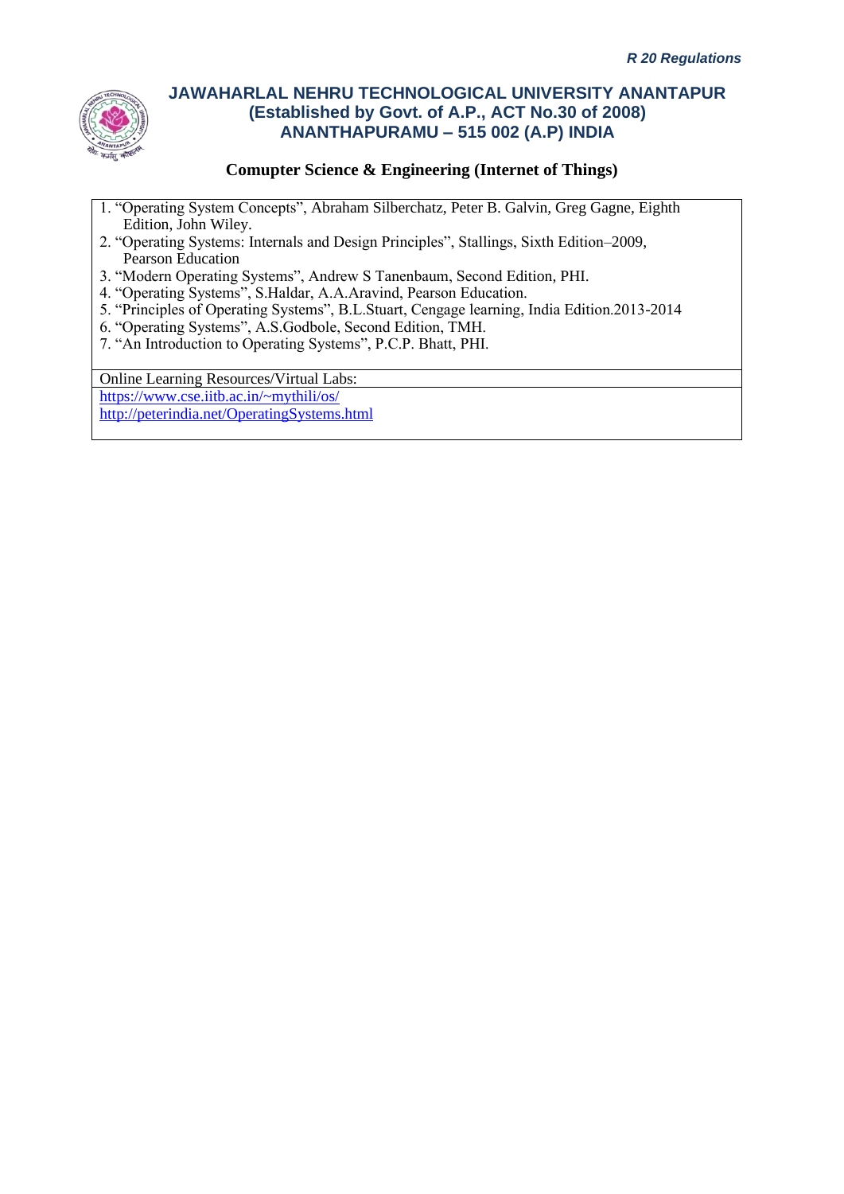1. “Operating System Concepts”, Abraham Silberchatz, Peter B. Galvin, Greg Gagne, Eighth Edition, John Wiley.
2. “Operating Systems: Internals and Design Principles”, Stallings, Sixth Edition–2009, Pearson Education
3. “Modern Operating Systems”, Andrew S Tanenbaum, Second Edition, PHI.
4. “Operating Systems”, S.Haldar, A.A.Aravind, Pearson Education.
5. “Principles of Operating Systems”, B.L.Stuart, Cengage learning, India Edition.2013-2014
6. “Operating Systems”, A.S.Godbole, Second Edition, TMH.
7. “An Introduction to Operating Systems”, P.C.P. Bhatt, PHI.

Online Learning Resources/Virtual Labs:

https://www.cse.iitb.ac.in/~mythili/os/

http://peterindia.net/OperatingSystems.html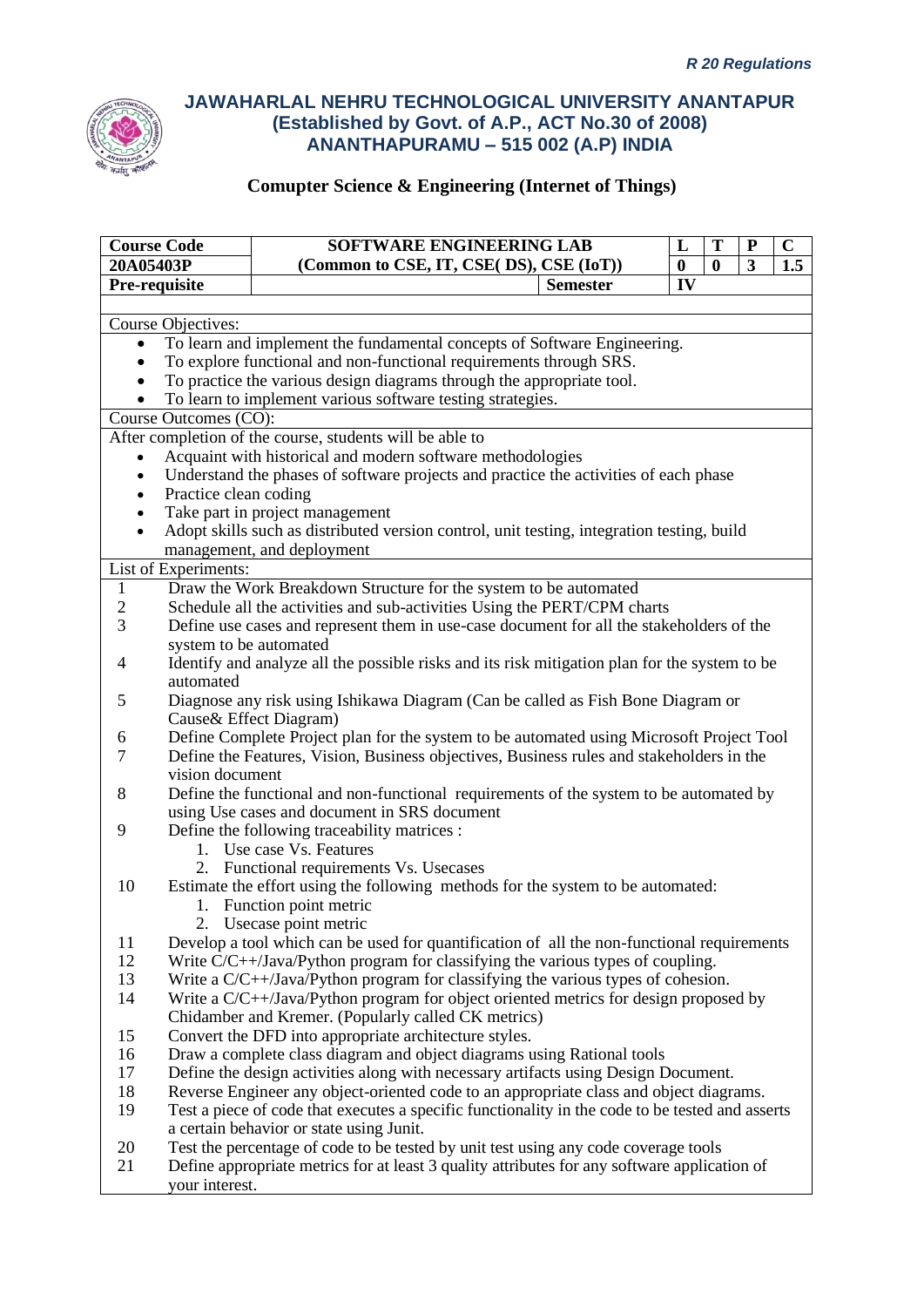*R 20 Regulations*

# JAWAHARLAL NEHRU TECHNOLOGICAL UNIVERSITY ANANTAPUR
## (Established by Govt. of A.P., ACT No.30 of 2008)
## ANANTHAPURAMU – 515 002 (A.P) INDIA

### Comupter Science & Engineering (Internet of Things)

| **Course Code** | **SOFTWARE ENGINEERING LAB** | | **L** | **T** | **P** | **C** |
|---|---|---|---|---|---|---|
| **20A05403P** | **(Common to CSE, IT, CSE( DS), CSE (IoT))** | | **0** | **0** | **3** | **1.5** |
| **Pre-requisite** | | **Semester** | **IV** | | | |

Course Objectives:

- To learn and implement the fundamental concepts of Software Engineering.
- To explore functional and non-functional requirements through SRS.
- To practice the various design diagrams through the appropriate tool.
- To learn to implement various software testing strategies.

Course Outcomes (CO):

After completion of the course, students will be able to

- Acquaint with historical and modern software methodologies
- Understand the phases of software projects and practice the activities of each phase
- Practice clean coding
- Take part in project management
- Adopt skills such as distributed version control, unit testing, integration testing, build management, and deployment

List of Experiments:

1. Draw the Work Breakdown Structure for the system to be automated
2. Schedule all the activities and sub-activities Using the PERT/CPM charts
3. Define use cases and represent them in use-case document for all the stakeholders of the system to be automated
4. Identify and analyze all the possible risks and its risk mitigation plan for the system to be automated
5. Diagnose any risk using Ishikawa Diagram (Can be called as Fish Bone Diagram or Cause& Effect Diagram)
6. Define Complete Project plan for the system to be automated using Microsoft Project Tool
7. Define the Features, Vision, Business objectives, Business rules and stakeholders in the vision document
8. Define the functional and non-functional requirements of the system to be automated by using Use cases and document in SRS document
9. Define the following traceability matrices :
   1. Use case Vs. Features
   2. Functional requirements Vs. Usecases
10. Estimate the effort using the following methods for the system to be automated:
    1. Function point metric
    2. Usecase point metric
11. Develop a tool which can be used for quantification of all the non-functional requirements
12. Write C/C++/Java/Python program for classifying the various types of coupling.
13. Write a C/C++/Java/Python program for classifying the various types of cohesion.
14. Write a C/C++/Java/Python program for object oriented metrics for design proposed by Chidamber and Kremer. (Popularly called CK metrics)
15. Convert the DFD into appropriate architecture styles.
16. Draw a complete class diagram and object diagrams using Rational tools
17. Define the design activities along with necessary artifacts using Design Document.
18. Reverse Engineer any object-oriented code to an appropriate class and object diagrams.
19. Test a piece of code that executes a specific functionality in the code to be tested and asserts a certain behavior or state using Junit.
20. Test the percentage of code to be tested by unit test using any code coverage tools
21. Define appropriate metrics for at least 3 quality attributes for any software application of your interest.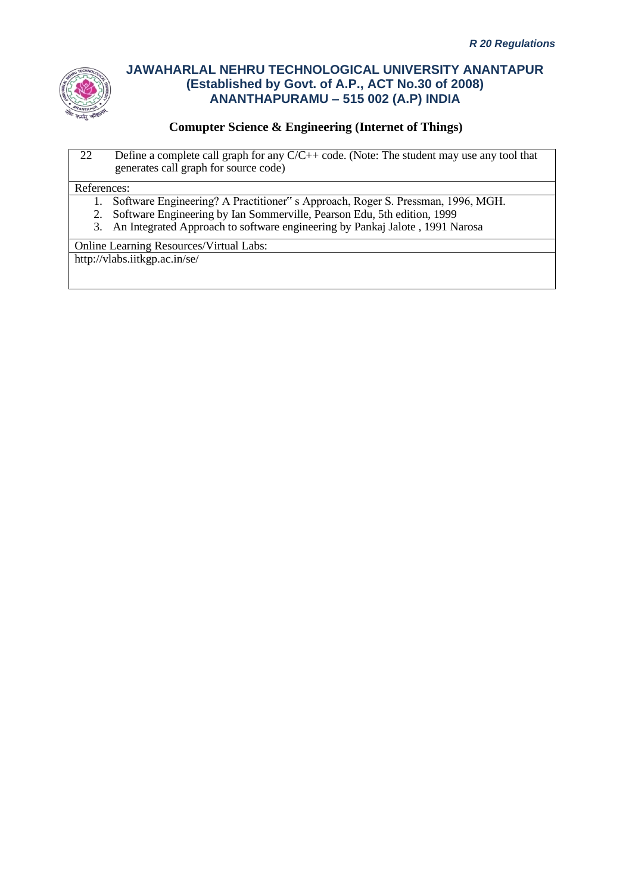## Comupter Science & Engineering (Internet of Things)

| | |
|---|---|
| 22 | Define a complete call graph for any C/C++ code. (Note: The student may use any tool that generates call graph for source code) |

References:

1. Software Engineering? A Practitioner" s Approach, Roger S. Pressman, 1996, MGH.
2. Software Engineering by Ian Sommerville, Pearson Edu, 5th edition, 1999
3. An Integrated Approach to software engineering by Pankaj Jalote , 1991 Narosa

Online Learning Resources/Virtual Labs:

http://vlabs.iitkgp.ac.in/se/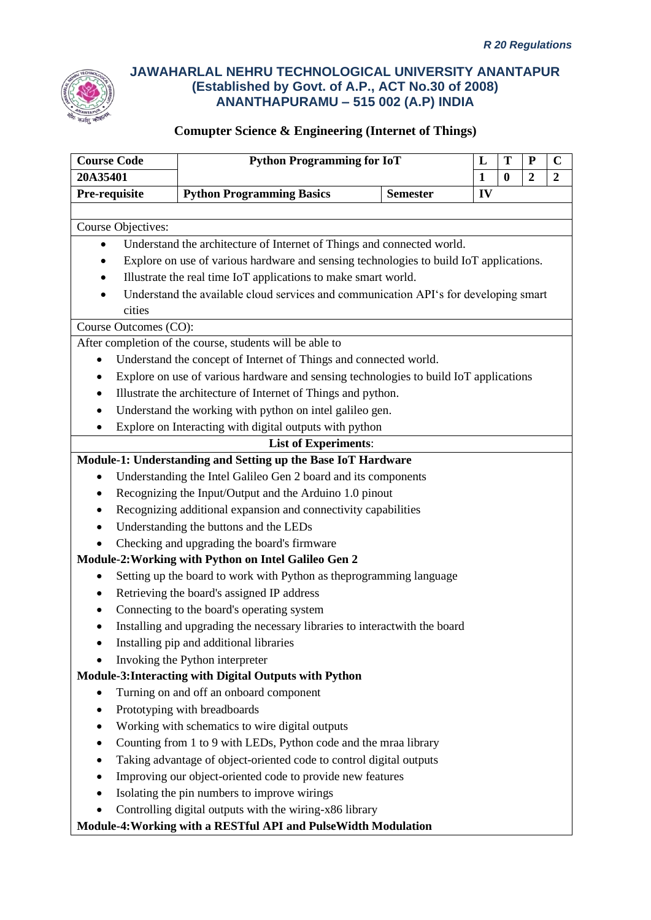*R 20 Regulations*

**JAWAHARLAL NEHRU TECHNOLOGICAL UNIVERSITY ANANTAPUR**
**(Established by Govt. of A.P., ACT No.30 of 2008)**
**ANANTHAPURAMU – 515 002 (A.P) INDIA**

## Comupter Science & Engineering (Internet of Things)

| Course Code | Python Programming for IoT | | L | T | P | C |
|---|---|---|---|---|---|---|
| 20A35401 | | | 1 | 0 | 2 | 2 |
| Pre-requisite | Python Programming Basics | Semester | IV | | | |

Course Objectives:

- Understand the architecture of Internet of Things and connected world.
- Explore on use of various hardware and sensing technologies to build IoT applications.
- Illustrate the real time IoT applications to make smart world.
- Understand the available cloud services and communication API's for developing smart cities

Course Outcomes (CO):

After completion of the course, students will be able to

- Understand the concept of Internet of Things and connected world.
- Explore on use of various hardware and sensing technologies to build IoT applications
- Illustrate the architecture of Internet of Things and python.
- Understand the working with python on intel galileo gen.
- Explore on Interacting with digital outputs with python

**List of Experiments**:

**Module-1: Understanding and Setting up the Base IoT Hardware**

- Understanding the Intel Galileo Gen 2 board and its components
- Recognizing the Input/Output and the Arduino 1.0 pinout
- Recognizing additional expansion and connectivity capabilities
- Understanding the buttons and the LEDs
- Checking and upgrading the board's firmware

**Module-2:Working with Python on Intel Galileo Gen 2**

- Setting up the board to work with Python as theprogramming language
- Retrieving the board's assigned IP address
- Connecting to the board's operating system
- Installing and upgrading the necessary libraries to interactwith the board
- Installing pip and additional libraries
- Invoking the Python interpreter

**Module-3:Interacting with Digital Outputs with Python**

- Turning on and off an onboard component
- Prototyping with breadboards
- Working with schematics to wire digital outputs
- Counting from 1 to 9 with LEDs, Python code and the mraa library
- Taking advantage of object-oriented code to control digital outputs
- Improving our object-oriented code to provide new features
- Isolating the pin numbers to improve wirings
- Controlling digital outputs with the wiring-x86 library

**Module-4:Working with a RESTful API and PulseWidth Modulation**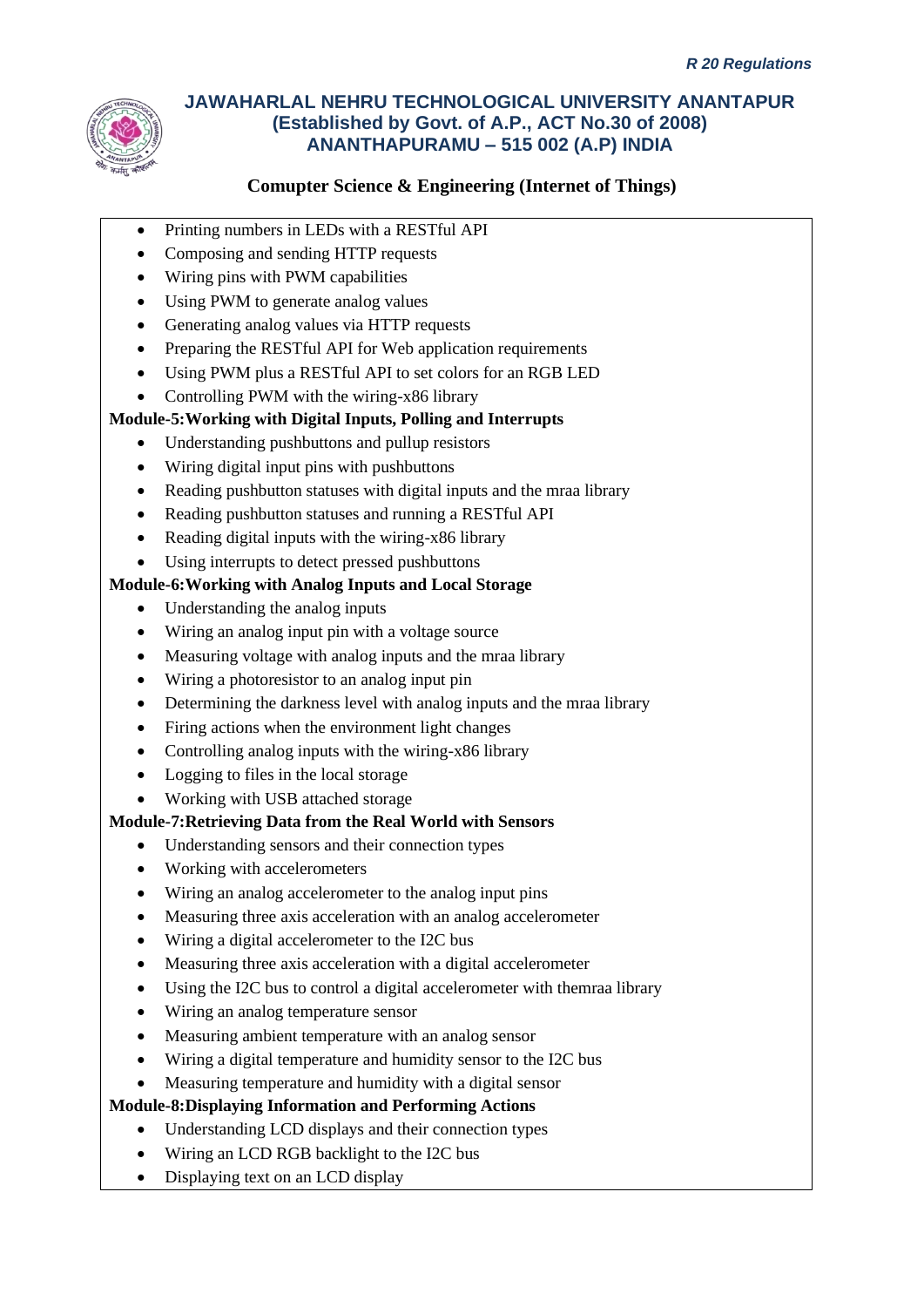- Printing numbers in LEDs with a RESTful API
- Composing and sending HTTP requests
- Wiring pins with PWM capabilities
- Using PWM to generate analog values
- Generating analog values via HTTP requests
- Preparing the RESTful API for Web application requirements
- Using PWM plus a RESTful API to set colors for an RGB LED
- Controlling PWM with the wiring-x86 library

**Module-5:Working with Digital Inputs, Polling and Interrupts**

- Understanding pushbuttons and pullup resistors
- Wiring digital input pins with pushbuttons
- Reading pushbutton statuses with digital inputs and the mraa library
- Reading pushbutton statuses and running a RESTful API
- Reading digital inputs with the wiring-x86 library
- Using interrupts to detect pressed pushbuttons

**Module-6:Working with Analog Inputs and Local Storage**

- Understanding the analog inputs
- Wiring an analog input pin with a voltage source
- Measuring voltage with analog inputs and the mraa library
- Wiring a photoresistor to an analog input pin
- Determining the darkness level with analog inputs and the mraa library
- Firing actions when the environment light changes
- Controlling analog inputs with the wiring-x86 library
- Logging to files in the local storage
- Working with USB attached storage

**Module-7:Retrieving Data from the Real World with Sensors**

- Understanding sensors and their connection types
- Working with accelerometers
- Wiring an analog accelerometer to the analog input pins
- Measuring three axis acceleration with an analog accelerometer
- Wiring a digital accelerometer to the I2C bus
- Measuring three axis acceleration with a digital accelerometer
- Using the I2C bus to control a digital accelerometer with themraa library
- Wiring an analog temperature sensor
- Measuring ambient temperature with an analog sensor
- Wiring a digital temperature and humidity sensor to the I2C bus
- Measuring temperature and humidity with a digital sensor

**Module-8:Displaying Information and Performing Actions**

- Understanding LCD displays and their connection types
- Wiring an LCD RGB backlight to the I2C bus
- Displaying text on an LCD display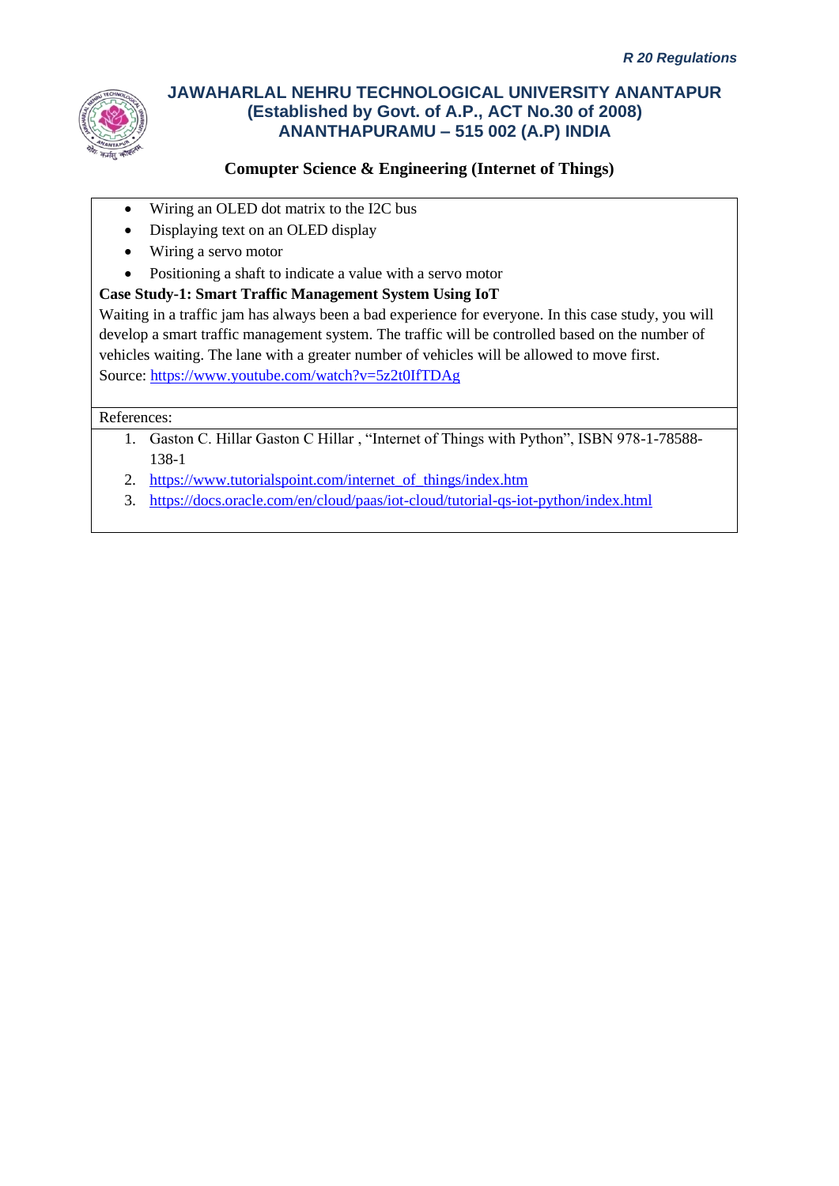- Wiring an OLED dot matrix to the I2C bus
- Displaying text on an OLED display
- Wiring a servo motor
- Positioning a shaft to indicate a value with a servo motor

**Case Study-1: Smart Traffic Management System Using IoT**

Waiting in a traffic jam has always been a bad experience for everyone. In this case study, you will develop a smart traffic management system. The traffic will be controlled based on the number of vehicles waiting. The lane with a greater number of vehicles will be allowed to move first.

Source: https://www.youtube.com/watch?v=5z2t0IfTDAg

References:

1. Gaston C. Hillar Gaston C Hillar , “Internet of Things with Python”, ISBN 978-1-78588-138-1
2. https://www.tutorialspoint.com/internet_of_things/index.htm
3. https://docs.oracle.com/en/cloud/paas/iot-cloud/tutorial-qs-iot-python/index.html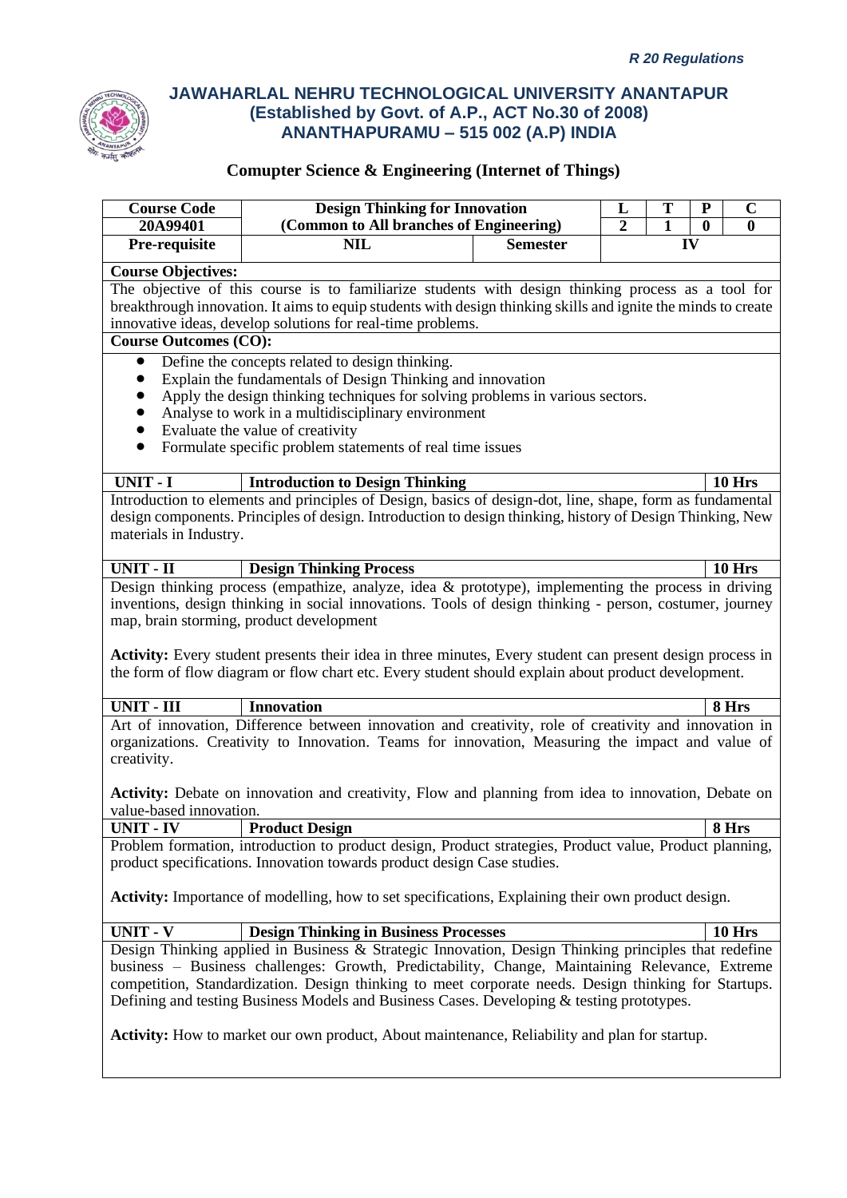*R 20 Regulations*

# JAWAHARLAL NEHRU TECHNOLOGICAL UNIVERSITY ANANTAPUR
## (Established by Govt. of A.P., ACT No.30 of 2008)
## ANANTHAPURAMU – 515 002 (A.P) INDIA

### Comupter Science & Engineering (Internet of Things)

| Course Code | Design Thinking for Innovation | | L | T | P | C |
|---|---|---|---|---|---|---|
| 20A99401 | (Common to All branches of Engineering) | | 2 | 1 | 0 | 0 |
| Pre-requisite | NIL | Semester | IV | | | |

**Course Objectives:**

The objective of this course is to familiarize students with design thinking process as a tool for breakthrough innovation. It aims to equip students with design thinking skills and ignite the minds to create innovative ideas, develop solutions for real-time problems.

**Course Outcomes (CO):**

- Define the concepts related to design thinking.
- Explain the fundamentals of Design Thinking and innovation
- Apply the design thinking techniques for solving problems in various sectors.
- Analyse to work in a multidisciplinary environment
- Evaluate the value of creativity
- Formulate specific problem statements of real time issues

| UNIT - I | Introduction to Design Thinking | 10 Hrs |
|---|---|---|

Introduction to elements and principles of Design, basics of design-dot, line, shape, form as fundamental design components. Principles of design. Introduction to design thinking, history of Design Thinking, New materials in Industry.

| UNIT - II | Design Thinking Process | 10 Hrs |
|---|---|---|

Design thinking process (empathize, analyze, idea & prototype), implementing the process in driving inventions, design thinking in social innovations. Tools of design thinking - person, costumer, journey map, brain storming, product development

**Activity:** Every student presents their idea in three minutes, Every student can present design process in the form of flow diagram or flow chart etc. Every student should explain about product development.

| UNIT - III | Innovation | 8 Hrs |
|---|---|---|

Art of innovation, Difference between innovation and creativity, role of creativity and innovation in organizations. Creativity to Innovation. Teams for innovation, Measuring the impact and value of creativity.

**Activity:** Debate on innovation and creativity, Flow and planning from idea to innovation, Debate on value-based innovation.

| UNIT - IV | Product Design | 8 Hrs |
|---|---|---|

Problem formation, introduction to product design, Product strategies, Product value, Product planning, product specifications. Innovation towards product design Case studies.

**Activity:** Importance of modelling, how to set specifications, Explaining their own product design.

| UNIT - V | Design Thinking in Business Processes | 10 Hrs |
|---|---|---|

Design Thinking applied in Business & Strategic Innovation, Design Thinking principles that redefine business – Business challenges: Growth, Predictability, Change, Maintaining Relevance, Extreme competition, Standardization. Design thinking to meet corporate needs. Design thinking for Startups. Defining and testing Business Models and Business Cases. Developing & testing prototypes.

**Activity:** How to market our own product, About maintenance, Reliability and plan for startup.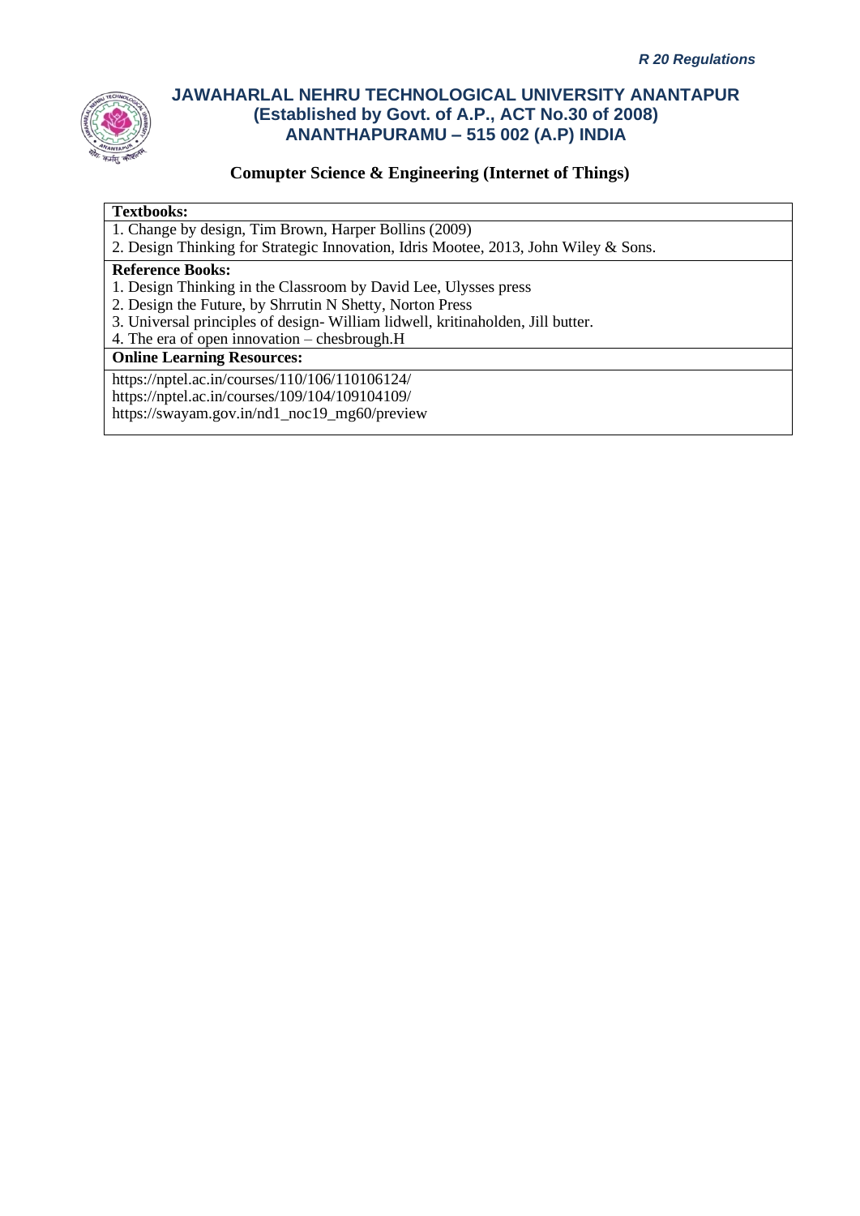**Textbooks:**

1. Change by design, Tim Brown, Harper Bollins (2009)
2. Design Thinking for Strategic Innovation, Idris Mootee, 2013, John Wiley & Sons.

**Reference Books:**

1. Design Thinking in the Classroom by David Lee, Ulysses press
2. Design the Future, by Shrrutin N Shetty, Norton Press
3. Universal principles of design- William lidwell, kritinaholden, Jill butter.
4. The era of open innovation – chesbrough.H

**Online Learning Resources:**

https://nptel.ac.in/courses/110/106/110106124/
https://nptel.ac.in/courses/109/104/109104109/
https://swayam.gov.in/nd1_noc19_mg60/preview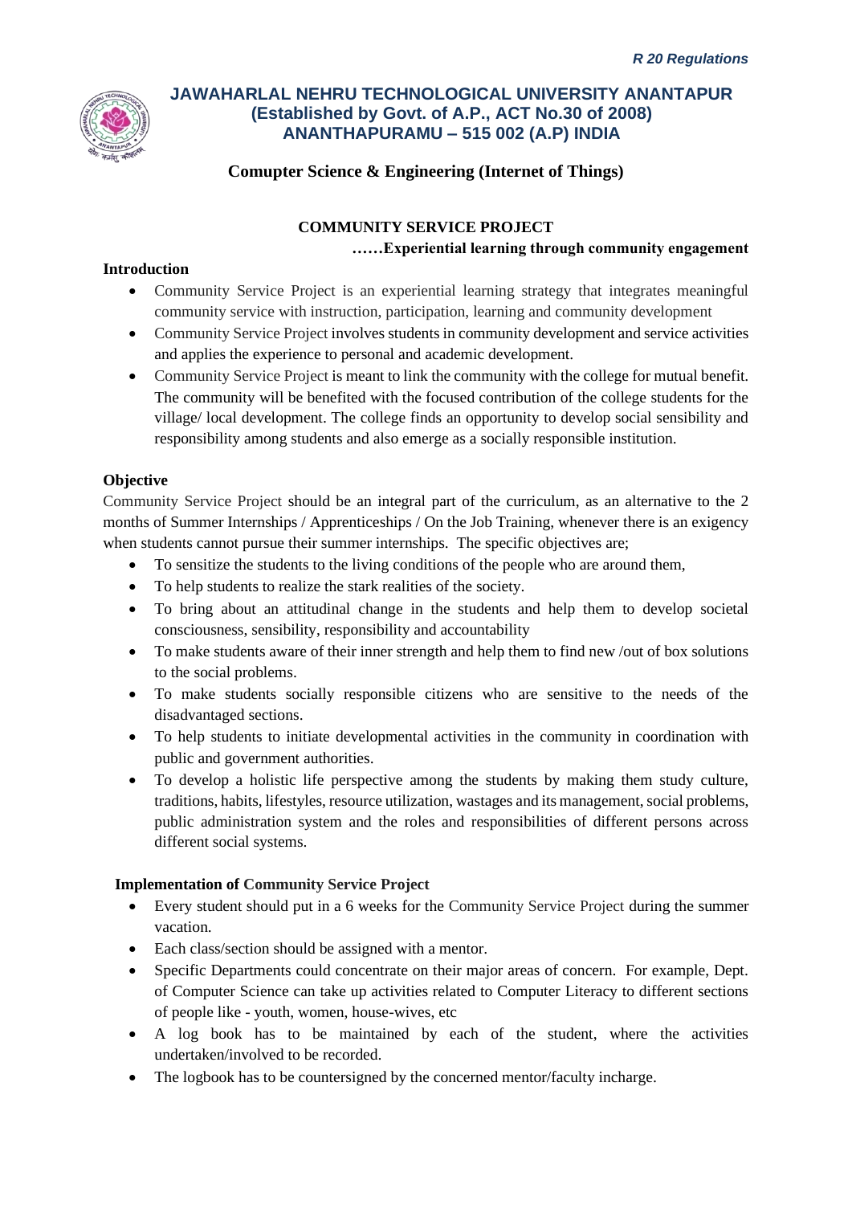# JAWAHARLAL NEHRU TECHNOLOGICAL UNIVERSITY ANANTAPUR
## (Established by Govt. of A.P., ACT No.30 of 2008)
## ANANTHAPURAMU – 515 002 (A.P) INDIA

### Comupter Science & Engineering (Internet of Things)

### COMMUNITY SERVICE PROJECT

**……Experiential learning through community engagement**

**Introduction**

- Community Service Project is an experiential learning strategy that integrates meaningful community service with instruction, participation, learning and community development
- Community Service Project involves students in community development and service activities and applies the experience to personal and academic development.
- Community Service Project is meant to link the community with the college for mutual benefit. The community will be benefited with the focused contribution of the college students for the village/ local development. The college finds an opportunity to develop social sensibility and responsibility among students and also emerge as a socially responsible institution.

**Objective**

Community Service Project should be an integral part of the curriculum, as an alternative to the 2 months of Summer Internships / Apprenticeships / On the Job Training, whenever there is an exigency when students cannot pursue their summer internships. The specific objectives are;

- To sensitize the students to the living conditions of the people who are around them,
- To help students to realize the stark realities of the society.
- To bring about an attitudinal change in the students and help them to develop societal consciousness, sensibility, responsibility and accountability
- To make students aware of their inner strength and help them to find new /out of box solutions to the social problems.
- To make students socially responsible citizens who are sensitive to the needs of the disadvantaged sections.
- To help students to initiate developmental activities in the community in coordination with public and government authorities.
- To develop a holistic life perspective among the students by making them study culture, traditions, habits, lifestyles, resource utilization, wastages and its management, social problems, public administration system and the roles and responsibilities of different persons across different social systems.

**Implementation of Community Service Project**

- Every student should put in a 6 weeks for the Community Service Project during the summer vacation.
- Each class/section should be assigned with a mentor.
- Specific Departments could concentrate on their major areas of concern. For example, Dept. of Computer Science can take up activities related to Computer Literacy to different sections of people like - youth, women, house-wives, etc
- A log book has to be maintained by each of the student, where the activities undertaken/involved to be recorded.
- The logbook has to be countersigned by the concerned mentor/faculty incharge.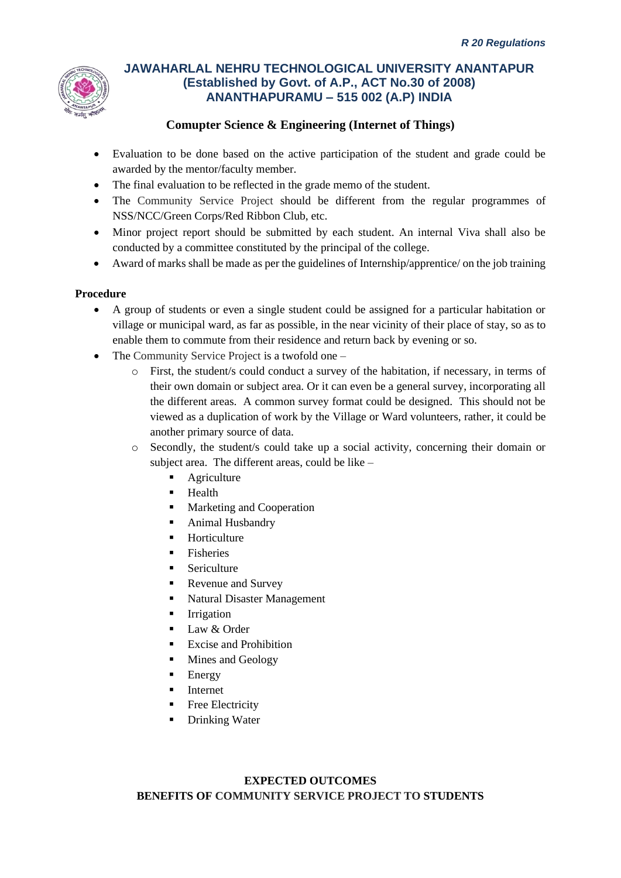- Evaluation to be done based on the active participation of the student and grade could be awarded by the mentor/faculty member.
- The final evaluation to be reflected in the grade memo of the student.
- The Community Service Project should be different from the regular programmes of NSS/NCC/Green Corps/Red Ribbon Club, etc.
- Minor project report should be submitted by each student. An internal Viva shall also be conducted by a committee constituted by the principal of the college.
- Award of marks shall be made as per the guidelines of Internship/apprentice/ on the job training

**Procedure**

- A group of students or even a single student could be assigned for a particular habitation or village or municipal ward, as far as possible, in the near vicinity of their place of stay, so as to enable them to commute from their residence and return back by evening or so.
- The Community Service Project is a twofold one –
  - First, the student/s could conduct a survey of the habitation, if necessary, in terms of their own domain or subject area. Or it can even be a general survey, incorporating all the different areas. A common survey format could be designed. This should not be viewed as a duplication of work by the Village or Ward volunteers, rather, it could be another primary source of data.
  - Secondly, the student/s could take up a social activity, concerning their domain or subject area. The different areas, could be like –
    - Agriculture
    - Health
    - Marketing and Cooperation
    - Animal Husbandry
    - Horticulture
    - Fisheries
    - Sericulture
    - Revenue and Survey
    - Natural Disaster Management
    - Irrigation
    - Law & Order
    - Excise and Prohibition
    - Mines and Geology
    - Energy
    - Internet
    - Free Electricity
    - Drinking Water

**EXPECTED OUTCOMES**

**BENEFITS OF COMMUNITY SERVICE PROJECT TO STUDENTS**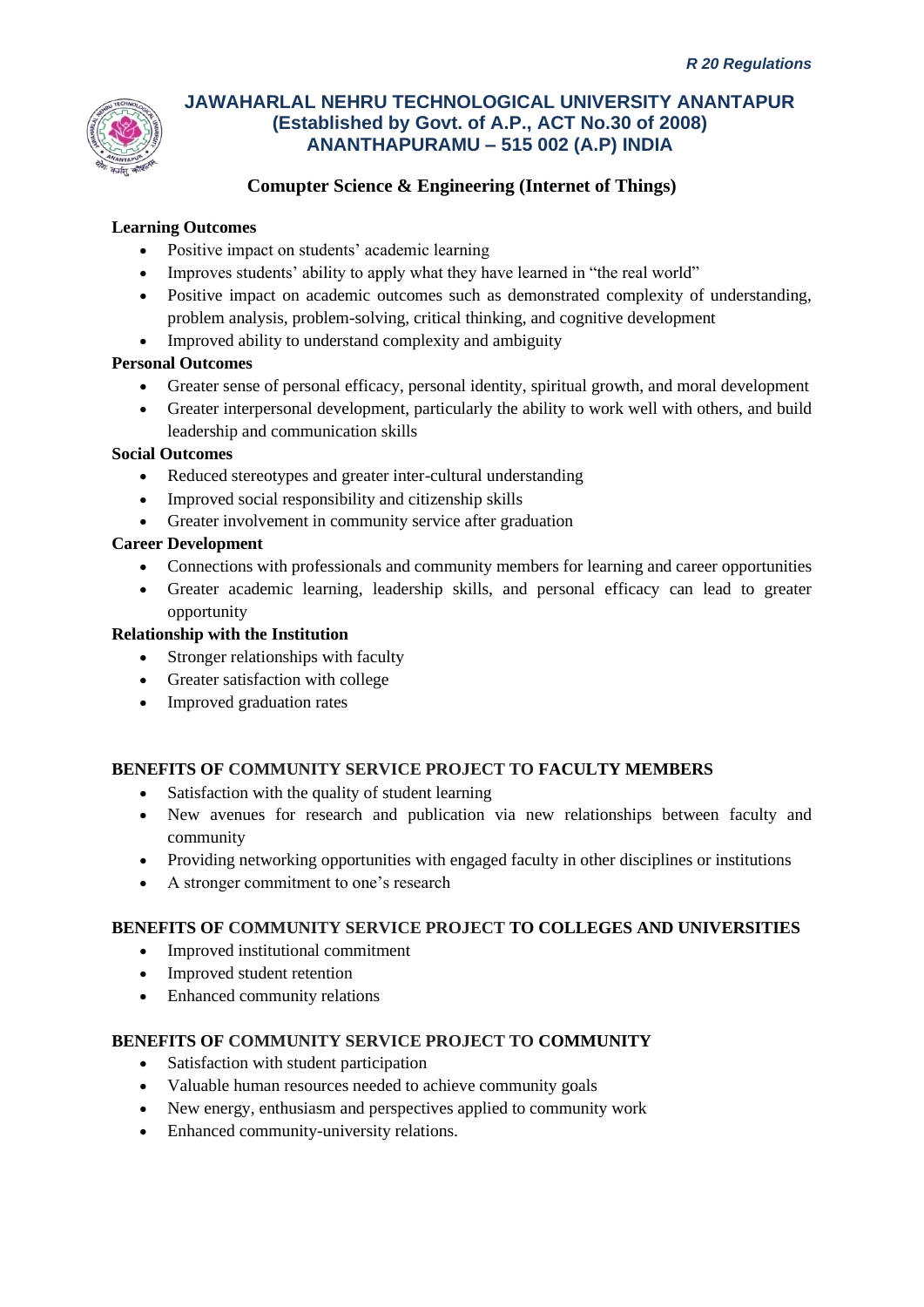**Learning Outcomes**

- Positive impact on students' academic learning
- Improves students' ability to apply what they have learned in "the real world"
- Positive impact on academic outcomes such as demonstrated complexity of understanding, problem analysis, problem-solving, critical thinking, and cognitive development
- Improved ability to understand complexity and ambiguity

**Personal Outcomes**

- Greater sense of personal efficacy, personal identity, spiritual growth, and moral development
- Greater interpersonal development, particularly the ability to work well with others, and build leadership and communication skills

**Social Outcomes**

- Reduced stereotypes and greater inter-cultural understanding
- Improved social responsibility and citizenship skills
- Greater involvement in community service after graduation

**Career Development**

- Connections with professionals and community members for learning and career opportunities
- Greater academic learning, leadership skills, and personal efficacy can lead to greater opportunity

**Relationship with the Institution**

- Stronger relationships with faculty
- Greater satisfaction with college
- Improved graduation rates

**BENEFITS OF COMMUNITY SERVICE PROJECT TO FACULTY MEMBERS**

- Satisfaction with the quality of student learning
- New avenues for research and publication via new relationships between faculty and community
- Providing networking opportunities with engaged faculty in other disciplines or institutions
- A stronger commitment to one's research

**BENEFITS OF COMMUNITY SERVICE PROJECT TO COLLEGES AND UNIVERSITIES**

- Improved institutional commitment
- Improved student retention
- Enhanced community relations

**BENEFITS OF COMMUNITY SERVICE PROJECT TO COMMUNITY**

- Satisfaction with student participation
- Valuable human resources needed to achieve community goals
- New energy, enthusiasm and perspectives applied to community work
- Enhanced community-university relations.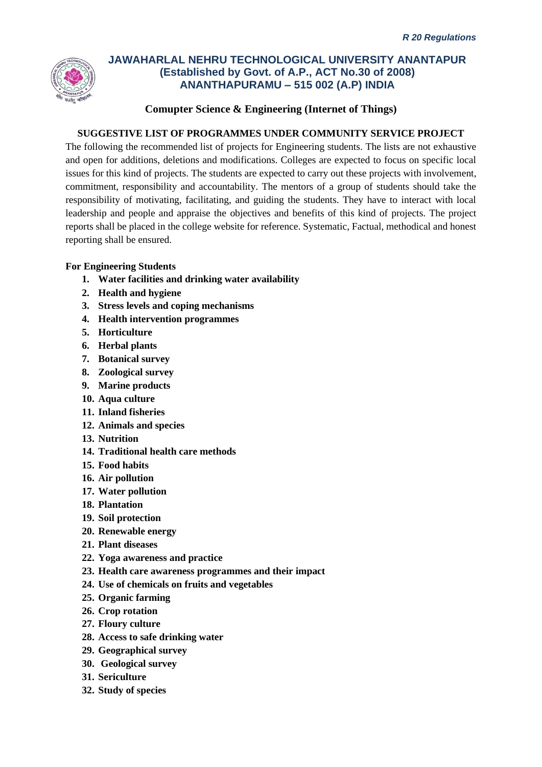# JAWAHARLAL NEHRU TECHNOLOGICAL UNIVERSITY ANANTAPUR
## (Established by Govt. of A.P., ACT No.30 of 2008)
## ANANTHAPURAMU – 515 002 (A.P) INDIA

### Comupter Science & Engineering (Internet of Things)

### SUGGESTIVE LIST OF PROGRAMMES UNDER COMMUNITY SERVICE PROJECT

The following the recommended list of projects for Engineering students. The lists are not exhaustive and open for additions, deletions and modifications. Colleges are expected to focus on specific local issues for this kind of projects. The students are expected to carry out these projects with involvement, commitment, responsibility and accountability. The mentors of a group of students should take the responsibility of motivating, facilitating, and guiding the students. They have to interact with local leadership and people and appraise the objectives and benefits of this kind of projects. The project reports shall be placed in the college website for reference. Systematic, Factual, methodical and honest reporting shall be ensured.

**For Engineering Students**

1. **Water facilities and drinking water availability**
2. **Health and hygiene**
3. **Stress levels and coping mechanisms**
4. **Health intervention programmes**
5. **Horticulture**
6. **Herbal plants**
7. **Botanical survey**
8. **Zoological survey**
9. **Marine products**
10. **Aqua culture**
11. **Inland fisheries**
12. **Animals and species**
13. **Nutrition**
14. **Traditional health care methods**
15. **Food habits**
16. **Air pollution**
17. **Water pollution**
18. **Plantation**
19. **Soil protection**
20. **Renewable energy**
21. **Plant diseases**
22. **Yoga awareness and practice**
23. **Health care awareness programmes and their impact**
24. **Use of chemicals on fruits and vegetables**
25. **Organic farming**
26. **Crop rotation**
27. **Floury culture**
28. **Access to safe drinking water**
29. **Geographical survey**
30. **Geological survey**
31. **Sericulture**
32. **Study of species**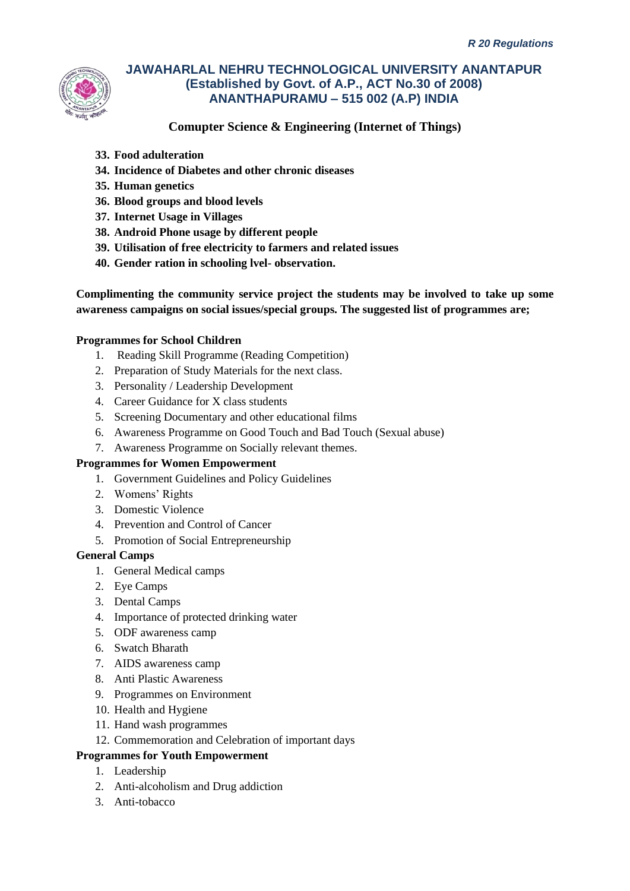33. **Food adulteration**
34. **Incidence of Diabetes and other chronic diseases**
35. **Human genetics**
36. **Blood groups and blood levels**
37. **Internet Usage in Villages**
38. **Android Phone usage by different people**
39. **Utilisation of free electricity to farmers and related issues**
40. **Gender ration in schooling lvel- observation.**

**Complimenting the community service project the students may be involved to take up some awareness campaigns on social issues/special groups. The suggested list of programmes are;**

**Programmes for School Children**

1. Reading Skill Programme (Reading Competition)
2. Preparation of Study Materials for the next class.
3. Personality / Leadership Development
4. Career Guidance for X class students
5. Screening Documentary and other educational films
6. Awareness Programme on Good Touch and Bad Touch (Sexual abuse)
7. Awareness Programme on Socially relevant themes.

**Programmes for Women Empowerment**

1. Government Guidelines and Policy Guidelines
2. Womens' Rights
3. Domestic Violence
4. Prevention and Control of Cancer
5. Promotion of Social Entrepreneurship

**General Camps**

1. General Medical camps
2. Eye Camps
3. Dental Camps
4. Importance of protected drinking water
5. ODF awareness camp
6. Swatch Bharath
7. AIDS awareness camp
8. Anti Plastic Awareness
9. Programmes on Environment
10. Health and Hygiene
11. Hand wash programmes
12. Commemoration and Celebration of important days

**Programmes for Youth Empowerment**

1. Leadership
2. Anti-alcoholism and Drug addiction
3. Anti-tobacco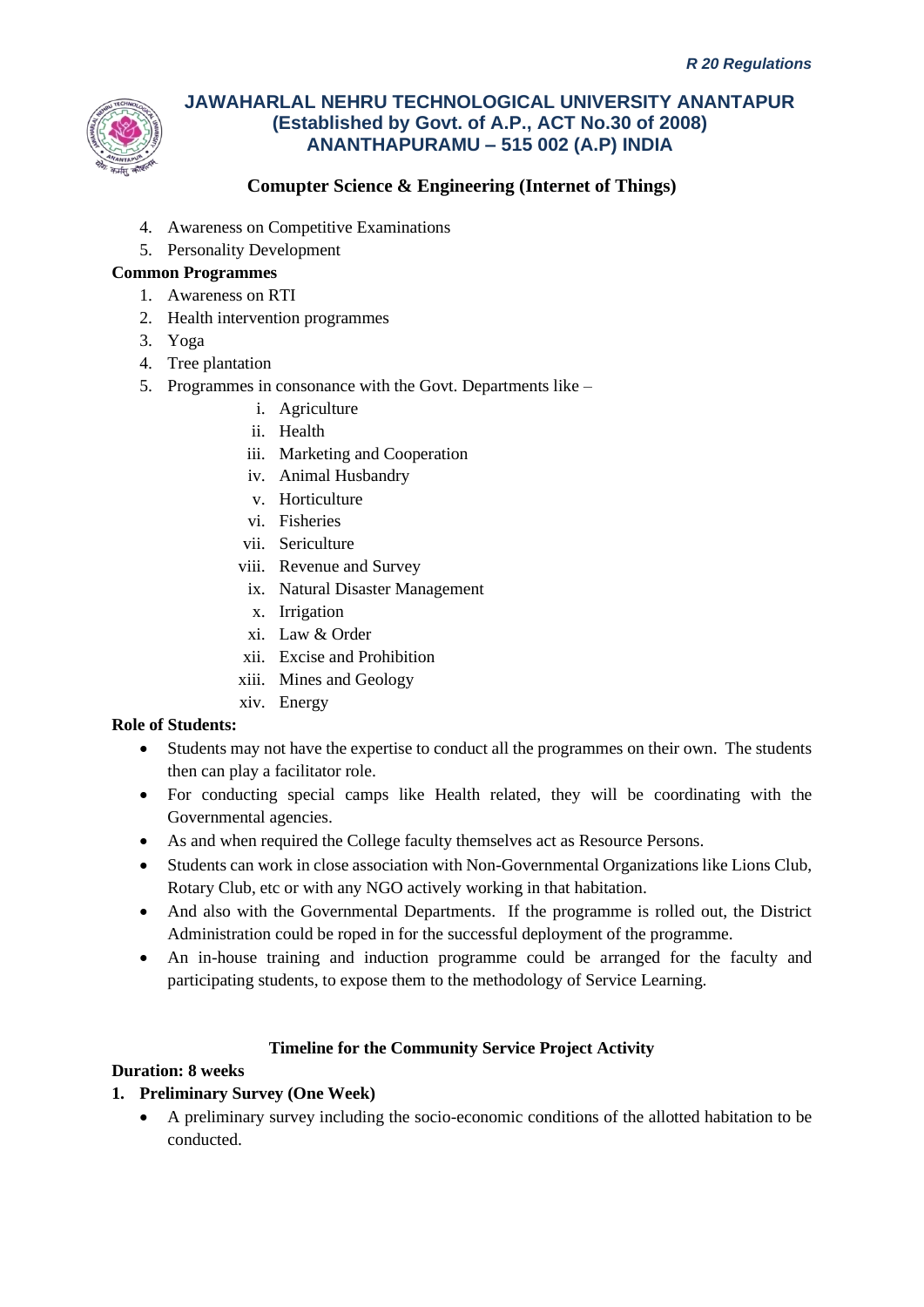4. Awareness on Competitive Examinations
5. Personality Development

**Common Programmes**

1. Awareness on RTI
2. Health intervention programmes
3. Yoga
4. Tree plantation
5. Programmes in consonance with the Govt. Departments like –
    i. Agriculture
    ii. Health
    iii. Marketing and Cooperation
    iv. Animal Husbandry
    v. Horticulture
    vi. Fisheries
    vii. Sericulture
    viii. Revenue and Survey
    ix. Natural Disaster Management
    x. Irrigation
    xi. Law & Order
    xii. Excise and Prohibition
    xiii. Mines and Geology
    xiv. Energy

**Role of Students:**

- Students may not have the expertise to conduct all the programmes on their own. The students then can play a facilitator role.
- For conducting special camps like Health related, they will be coordinating with the Governmental agencies.
- As and when required the College faculty themselves act as Resource Persons.
- Students can work in close association with Non-Governmental Organizations like Lions Club, Rotary Club, etc or with any NGO actively working in that habitation.
- And also with the Governmental Departments. If the programme is rolled out, the District Administration could be roped in for the successful deployment of the programme.
- An in-house training and induction programme could be arranged for the faculty and participating students, to expose them to the methodology of Service Learning.

**Timeline for the Community Service Project Activity**

**Duration: 8 weeks**

**1. Preliminary Survey (One Week)**

- A preliminary survey including the socio-economic conditions of the allotted habitation to be conducted.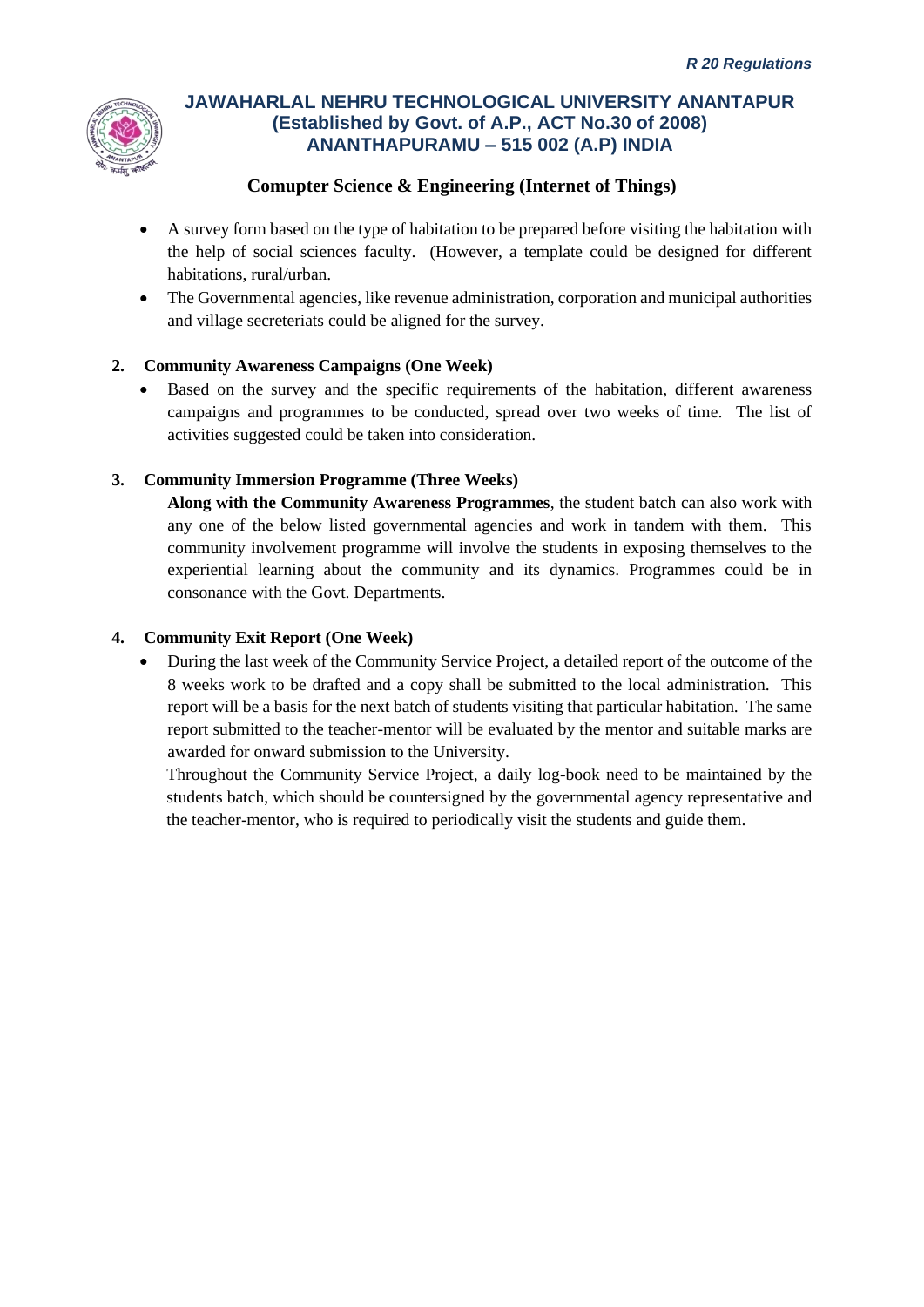- A survey form based on the type of habitation to be prepared before visiting the habitation with the help of social sciences faculty. (However, a template could be designed for different habitations, rural/urban.
- The Governmental agencies, like revenue administration, corporation and municipal authorities and village secreteriats could be aligned for the survey.

**2. Community Awareness Campaigns (One Week)**

- Based on the survey and the specific requirements of the habitation, different awareness campaigns and programmes to be conducted, spread over two weeks of time. The list of activities suggested could be taken into consideration.

**3. Community Immersion Programme (Three Weeks)**

**Along with the Community Awareness Programmes**, the student batch can also work with any one of the below listed governmental agencies and work in tandem with them. This community involvement programme will involve the students in exposing themselves to the experiential learning about the community and its dynamics. Programmes could be in consonance with the Govt. Departments.

**4. Community Exit Report (One Week)**

- During the last week of the Community Service Project, a detailed report of the outcome of the 8 weeks work to be drafted and a copy shall be submitted to the local administration. This report will be a basis for the next batch of students visiting that particular habitation. The same report submitted to the teacher-mentor will be evaluated by the mentor and suitable marks are awarded for onward submission to the University.

Throughout the Community Service Project, a daily log-book need to be maintained by the students batch, which should be countersigned by the governmental agency representative and the teacher-mentor, who is required to periodically visit the students and guide them.